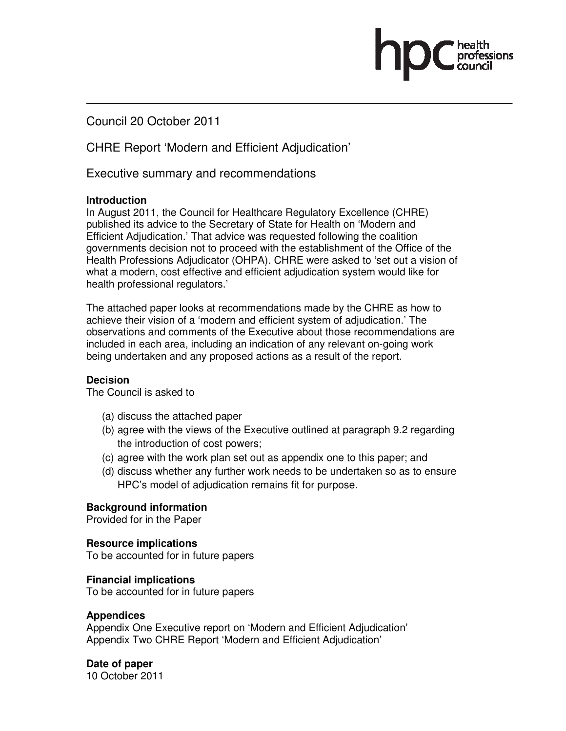Council 20 October 2011

CHRE Report 'Modern and Efficient Adjudication'

Executive summary and recommendations

**Introduction**

In August 2011, the Council for Healthcare Regulatory Excellence (CHRE) published its advice to the Secretary of State for Health on 'Modern and Efficient Adjudication.' That advice was requested following the coalition governments decision not to proceed with the establishment of the Office of the Health Professions Adjudicator (OHPA). CHRE were asked to 'set out a vision of what a modern, cost effective and efficient adjudication system would like for health professional regulators.'

The attached paper looks at recommendations made by the CHRE as how to achieve their vision of a 'modern and efficient system of adjudication.' The observations and comments of the Executive about those recommendations are included in each area, including an indication of any relevant on-going work being undertaken and any proposed actions as a result of the report.

**Decision**

The Council is asked to

(a) discuss the attached paper
(b) agree with the views of the Executive outlined at paragraph 9.2 regarding the introduction of cost powers;
(c) agree with the work plan set out as appendix one to this paper; and
(d) discuss whether any further work needs to be undertaken so as to ensure HPC's model of adjudication remains fit for purpose.

**Background information**

Provided for in the Paper

**Resource implications**

To be accounted for in future papers

**Financial implications**

To be accounted for in future papers

**Appendices**

Appendix One Executive report on 'Modern and Efficient Adjudication'
Appendix Two CHRE Report 'Modern and Efficient Adjudication'

**Date of paper**

10 October 2011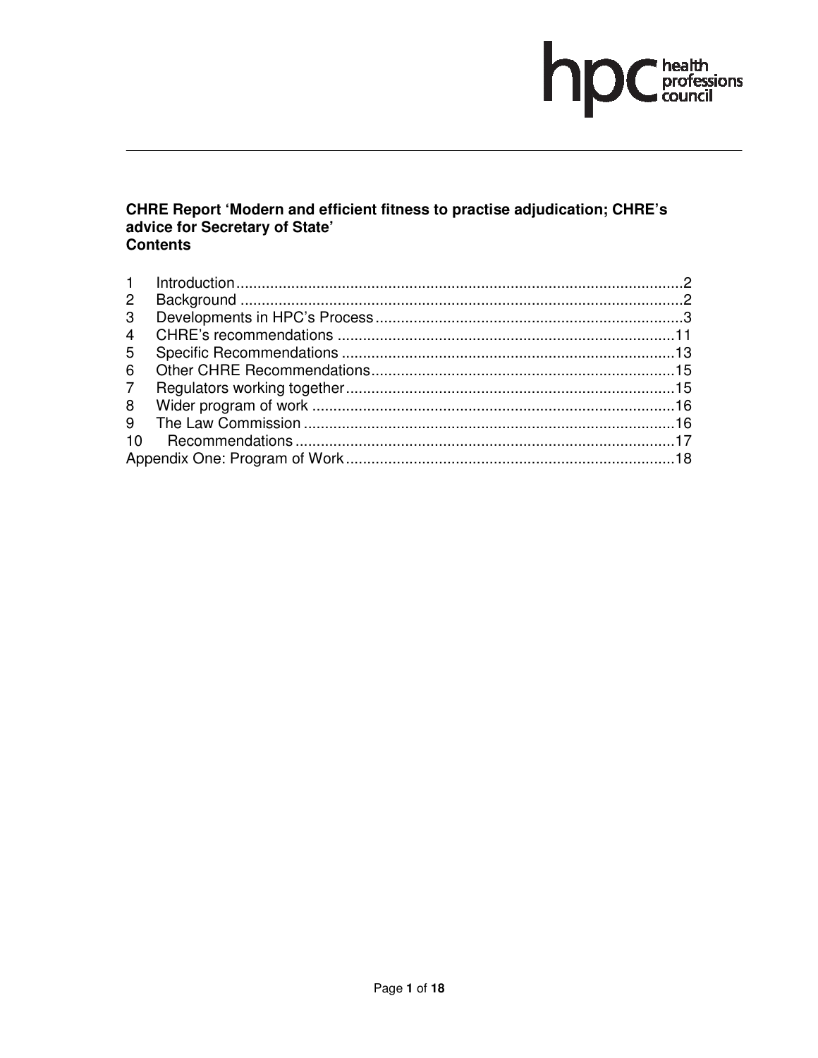**CHRE Report 'Modern and efficient fitness to practise adjudication; CHRE's advice for Secretary of State'**
**Contents**

1 Introduction .......... 2
2 Background .......... 2
3 Developments in HPC's Process .......... 3
4 CHRE's recommendations .......... 11
5 Specific Recommendations .......... 13
6 Other CHRE Recommendations .......... 15
7 Regulators working together .......... 15
8 Wider program of work .......... 16
9 The Law Commission .......... 16
10 Recommendations .......... 17
Appendix One: Program of Work .......... 18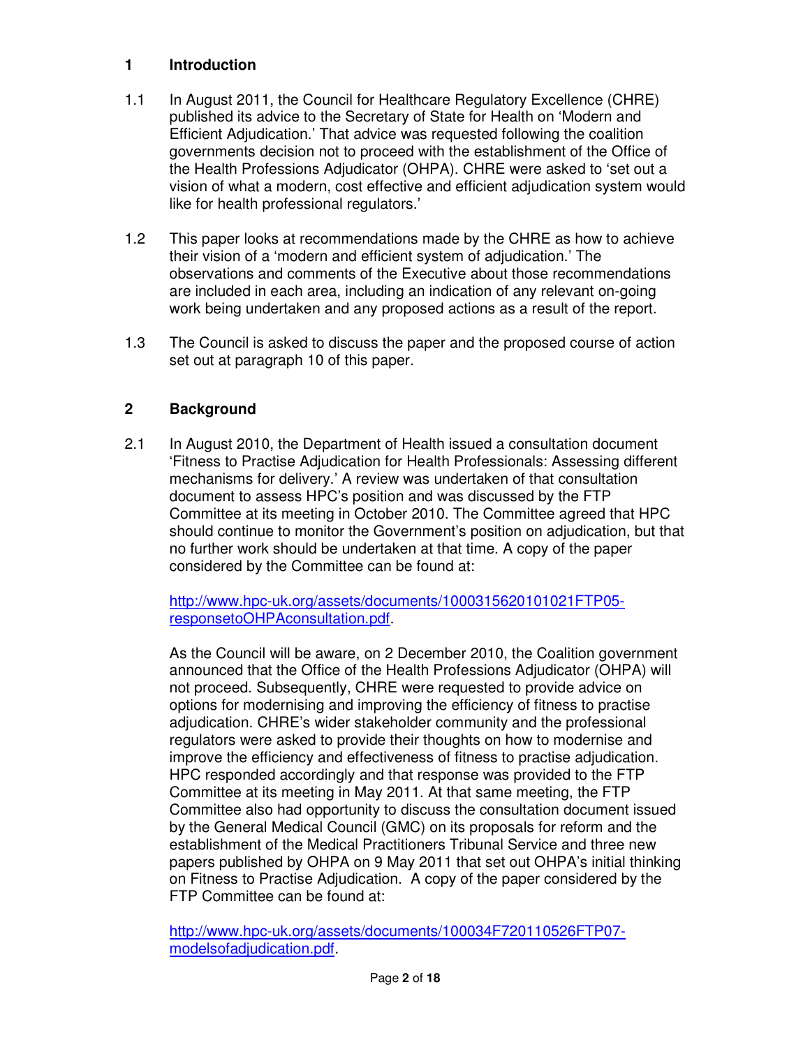## 1 Introduction

1.1 In August 2011, the Council for Healthcare Regulatory Excellence (CHRE) published its advice to the Secretary of State for Health on 'Modern and Efficient Adjudication.' That advice was requested following the coalition governments decision not to proceed with the establishment of the Office of the Health Professions Adjudicator (OHPA). CHRE were asked to 'set out a vision of what a modern, cost effective and efficient adjudication system would like for health professional regulators.'

1.2 This paper looks at recommendations made by the CHRE as how to achieve their vision of a 'modern and efficient system of adjudication.' The observations and comments of the Executive about those recommendations are included in each area, including an indication of any relevant on-going work being undertaken and any proposed actions as a result of the report.

1.3 The Council is asked to discuss the paper and the proposed course of action set out at paragraph 10 of this paper.

## 2 Background

2.1 In August 2010, the Department of Health issued a consultation document 'Fitness to Practise Adjudication for Health Professionals: Assessing different mechanisms for delivery.' A review was undertaken of that consultation document to assess HPC's position and was discussed by the FTP Committee at its meeting in October 2010. The Committee agreed that HPC should continue to monitor the Government's position on adjudication, but that no further work should be undertaken at that time. A copy of the paper considered by the Committee can be found at:

http://www.hpc-uk.org/assets/documents/1000315620101021FTP05-responsetoOHPAconsultation.pdf.

As the Council will be aware, on 2 December 2010, the Coalition government announced that the Office of the Health Professions Adjudicator (OHPA) will not proceed. Subsequently, CHRE were requested to provide advice on options for modernising and improving the efficiency of fitness to practise adjudication. CHRE's wider stakeholder community and the professional regulators were asked to provide their thoughts on how to modernise and improve the efficiency and effectiveness of fitness to practise adjudication. HPC responded accordingly and that response was provided to the FTP Committee at its meeting in May 2011. At that same meeting, the FTP Committee also had opportunity to discuss the consultation document issued by the General Medical Council (GMC) on its proposals for reform and the establishment of the Medical Practitioners Tribunal Service and three new papers published by OHPA on 9 May 2011 that set out OHPA's initial thinking on Fitness to Practise Adjudication. A copy of the paper considered by the FTP Committee can be found at:

http://www.hpc-uk.org/assets/documents/100034F720110526FTP07-modelsofadjudication.pdf.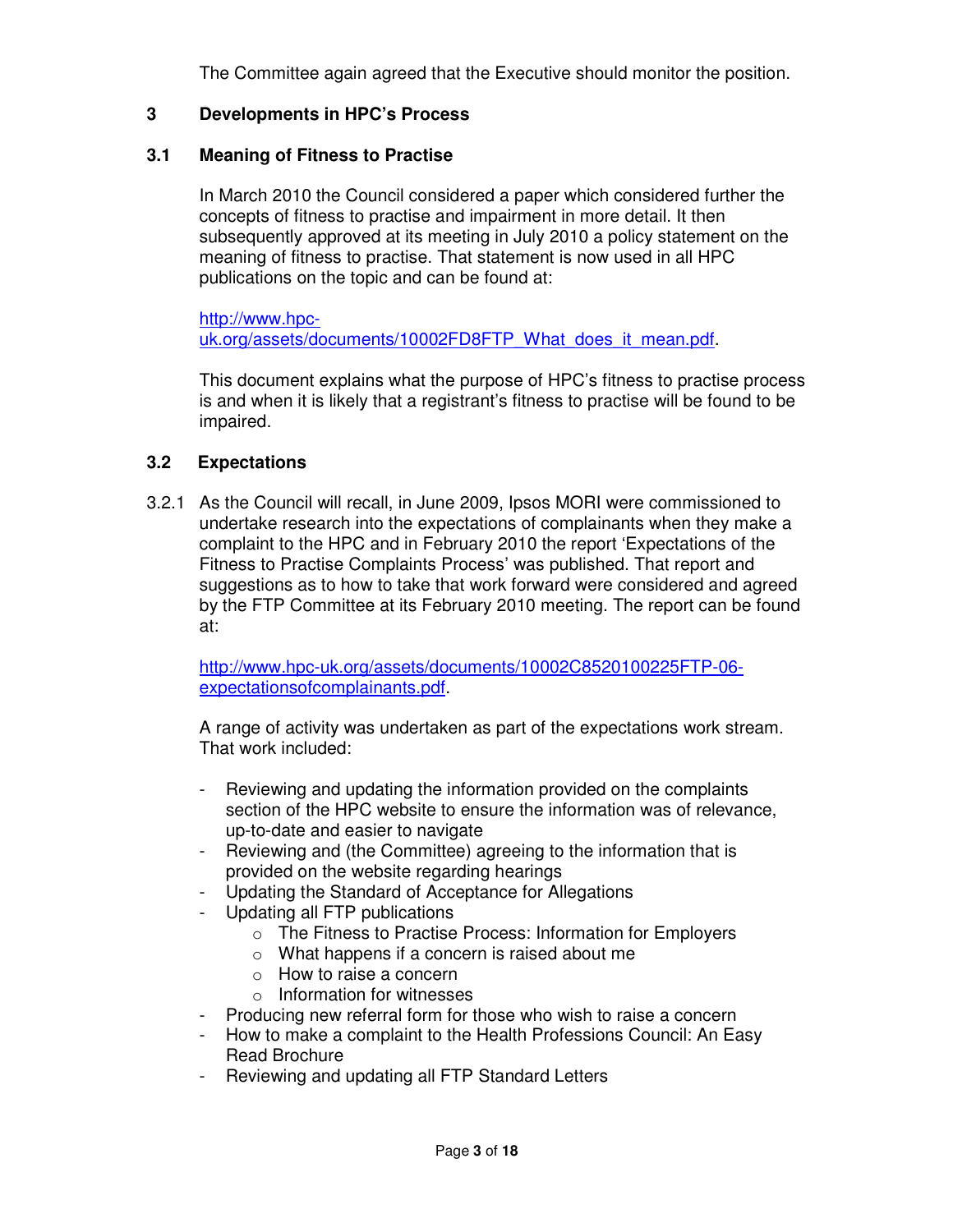The Committee again agreed that the Executive should monitor the position.

## 3 Developments in HPC's Process

### 3.1 Meaning of Fitness to Practise

In March 2010 the Council considered a paper which considered further the concepts of fitness to practise and impairment in more detail. It then subsequently approved at its meeting in July 2010 a policy statement on the meaning of fitness to practise. That statement is now used in all HPC publications on the topic and can be found at:

http://www.hpc-uk.org/assets/documents/10002FD8FTP_What_does_it_mean.pdf.

This document explains what the purpose of HPC's fitness to practise process is and when it is likely that a registrant's fitness to practise will be found to be impaired.

### 3.2 Expectations

3.2.1 As the Council will recall, in June 2009, Ipsos MORI were commissioned to undertake research into the expectations of complainants when they make a complaint to the HPC and in February 2010 the report 'Expectations of the Fitness to Practise Complaints Process' was published. That report and suggestions as to how to take that work forward were considered and agreed by the FTP Committee at its February 2010 meeting. The report can be found at:

http://www.hpc-uk.org/assets/documents/10002C8520100225FTP-06-expectationsofcomplainants.pdf.

A range of activity was undertaken as part of the expectations work stream. That work included:

- Reviewing and updating the information provided on the complaints section of the HPC website to ensure the information was of relevance, up-to-date and easier to navigate
- Reviewing and (the Committee) agreeing to the information that is provided on the website regarding hearings
- Updating the Standard of Acceptance for Allegations
- Updating all FTP publications
    - The Fitness to Practise Process: Information for Employers
    - What happens if a concern is raised about me
    - How to raise a concern
    - Information for witnesses
- Producing new referral form for those who wish to raise a concern
- How to make a complaint to the Health Professions Council: An Easy Read Brochure
- Reviewing and updating all FTP Standard Letters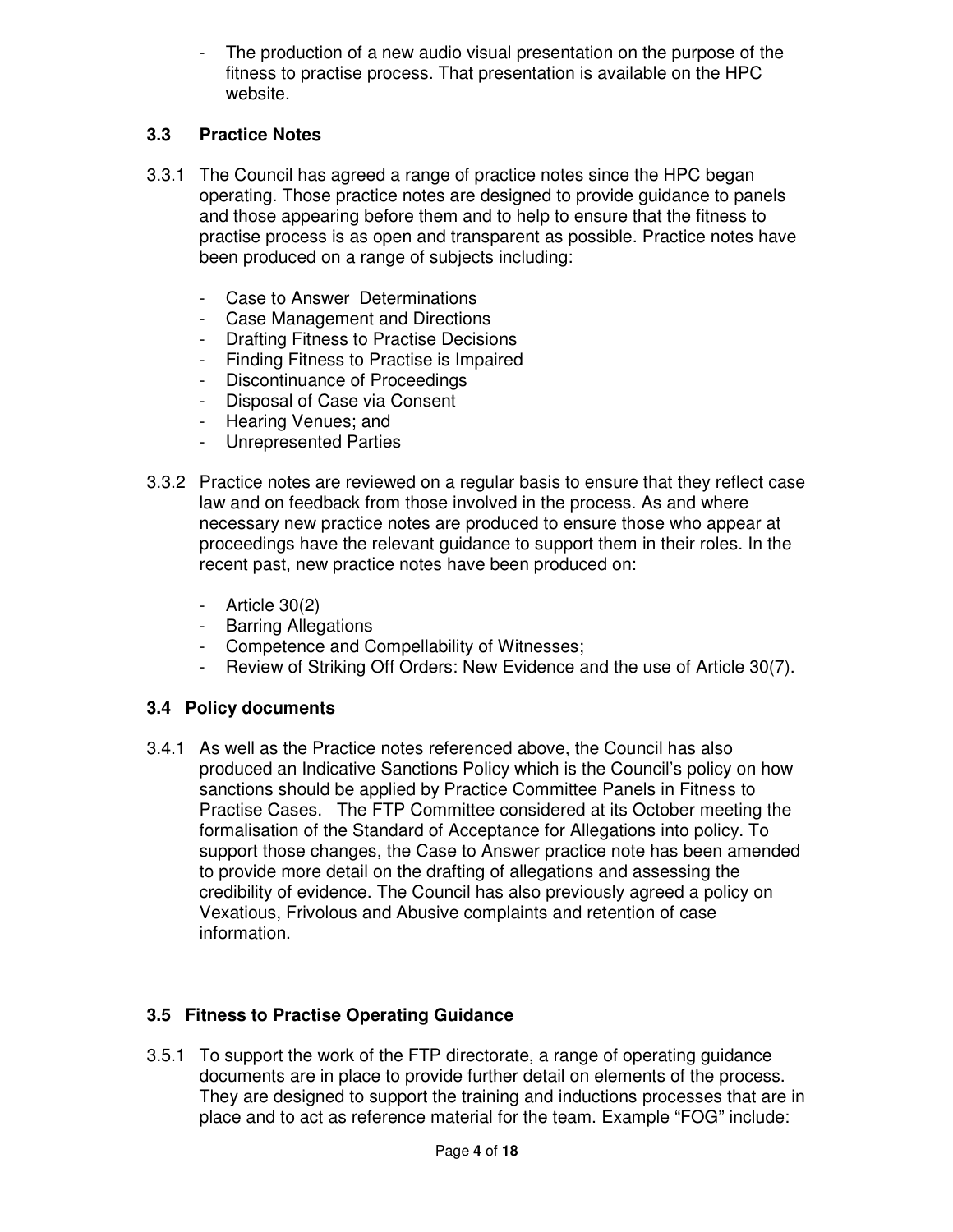- The production of a new audio visual presentation on the purpose of the fitness to practise process. That presentation is available on the HPC website.

### 3.3 Practice Notes

3.3.1 The Council has agreed a range of practice notes since the HPC began operating. Those practice notes are designed to provide guidance to panels and those appearing before them and to help to ensure that the fitness to practise process is as open and transparent as possible. Practice notes have been produced on a range of subjects including:

- Case to Answer Determinations
- Case Management and Directions
- Drafting Fitness to Practise Decisions
- Finding Fitness to Practise is Impaired
- Discontinuance of Proceedings
- Disposal of Case via Consent
- Hearing Venues; and
- Unrepresented Parties

3.3.2 Practice notes are reviewed on a regular basis to ensure that they reflect case law and on feedback from those involved in the process. As and where necessary new practice notes are produced to ensure those who appear at proceedings have the relevant guidance to support them in their roles. In the recent past, new practice notes have been produced on:

- Article 30(2)
- Barring Allegations
- Competence and Compellability of Witnesses;
- Review of Striking Off Orders: New Evidence and the use of Article 30(7).

### 3.4 Policy documents

3.4.1 As well as the Practice notes referenced above, the Council has also produced an Indicative Sanctions Policy which is the Council's policy on how sanctions should be applied by Practice Committee Panels in Fitness to Practise Cases. The FTP Committee considered at its October meeting the formalisation of the Standard of Acceptance for Allegations into policy. To support those changes, the Case to Answer practice note has been amended to provide more detail on the drafting of allegations and assessing the credibility of evidence. The Council has also previously agreed a policy on Vexatious, Frivolous and Abusive complaints and retention of case information.

### 3.5 Fitness to Practise Operating Guidance

3.5.1 To support the work of the FTP directorate, a range of operating guidance documents are in place to provide further detail on elements of the process. They are designed to support the training and inductions processes that are in place and to act as reference material for the team. Example "FOG" include: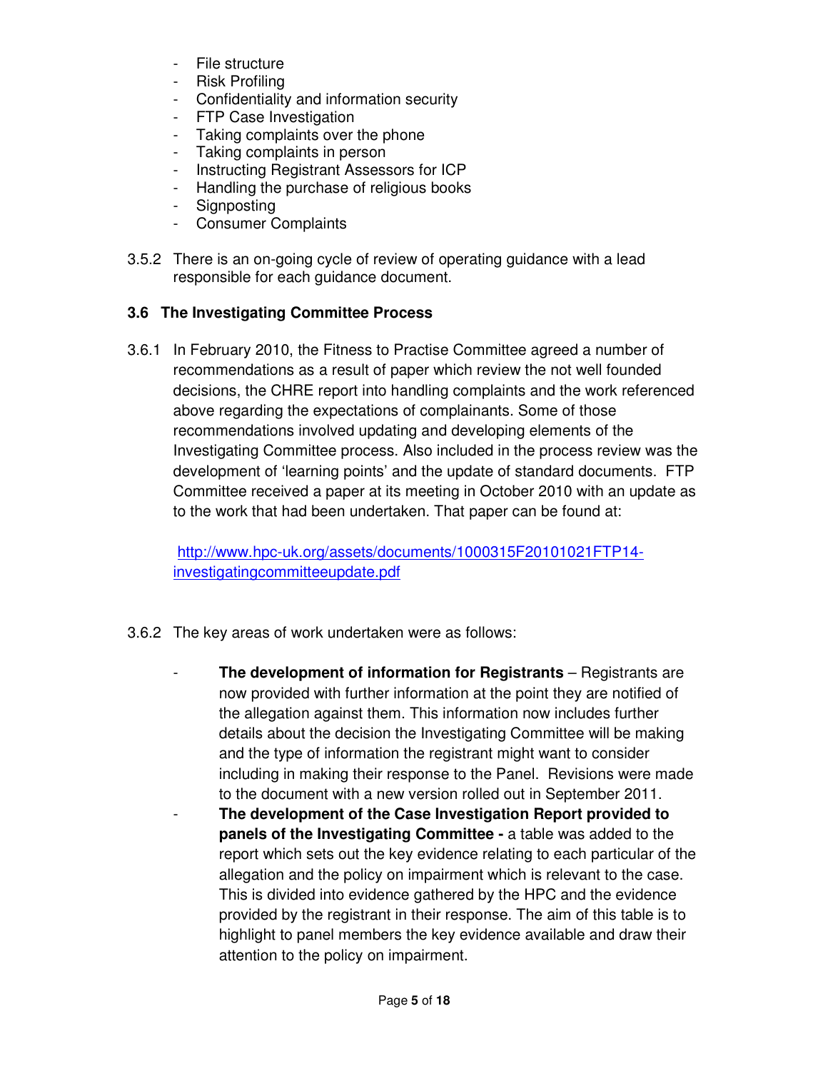- File structure
- Risk Profiling
- Confidentiality and information security
- FTP Case Investigation
- Taking complaints over the phone
- Taking complaints in person
- Instructing Registrant Assessors for ICP
- Handling the purchase of religious books
- Signposting
- Consumer Complaints

3.5.2 There is an on-going cycle of review of operating guidance with a lead responsible for each guidance document.

### 3.6 The Investigating Committee Process

3.6.1 In February 2010, the Fitness to Practise Committee agreed a number of recommendations as a result of paper which review the not well founded decisions, the CHRE report into handling complaints and the work referenced above regarding the expectations of complainants. Some of those recommendations involved updating and developing elements of the Investigating Committee process. Also included in the process review was the development of 'learning points' and the update of standard documents. FTP Committee received a paper at its meeting in October 2010 with an update as to the work that had been undertaken. That paper can be found at:

[http://www.hpc-uk.org/assets/documents/1000315F20101021FTP14-investigatingcommitteeupdate.pdf](http://www.hpc-uk.org/assets/documents/1000315F20101021FTP14-investigatingcommitteeupdate.pdf)

3.6.2 The key areas of work undertaken were as follows:

- **The development of information for Registrants** – Registrants are now provided with further information at the point they are notified of the allegation against them. This information now includes further details about the decision the Investigating Committee will be making and the type of information the registrant might want to consider including in making their response to the Panel. Revisions were made to the document with a new version rolled out in September 2011.
- **The development of the Case Investigation Report provided to panels of the Investigating Committee -** a table was added to the report which sets out the key evidence relating to each particular of the allegation and the policy on impairment which is relevant to the case. This is divided into evidence gathered by the HPC and the evidence provided by the registrant in their response. The aim of this table is to highlight to panel members the key evidence available and draw their attention to the policy on impairment.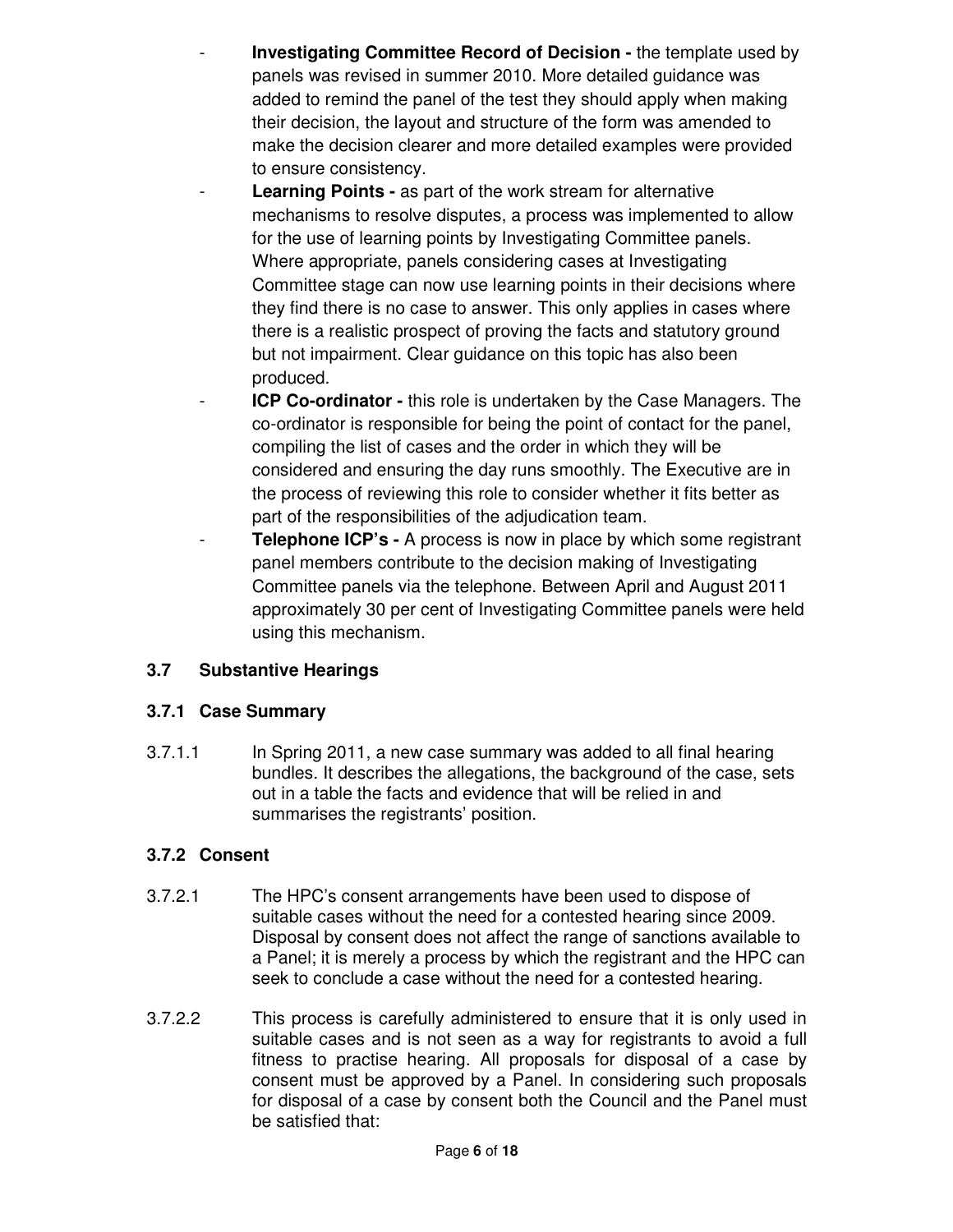- **Investigating Committee Record of Decision -** the template used by panels was revised in summer 2010. More detailed guidance was added to remind the panel of the test they should apply when making their decision, the layout and structure of the form was amended to make the decision clearer and more detailed examples were provided to ensure consistency.
- **Learning Points -** as part of the work stream for alternative mechanisms to resolve disputes, a process was implemented to allow for the use of learning points by Investigating Committee panels. Where appropriate, panels considering cases at Investigating Committee stage can now use learning points in their decisions where they find there is no case to answer. This only applies in cases where there is a realistic prospect of proving the facts and statutory ground but not impairment. Clear guidance on this topic has also been produced.
- **ICP Co-ordinator -** this role is undertaken by the Case Managers. The co-ordinator is responsible for being the point of contact for the panel, compiling the list of cases and the order in which they will be considered and ensuring the day runs smoothly. The Executive are in the process of reviewing this role to consider whether it fits better as part of the responsibilities of the adjudication team.
- **Telephone ICP's -** A process is now in place by which some registrant panel members contribute to the decision making of Investigating Committee panels via the telephone. Between April and August 2011 approximately 30 per cent of Investigating Committee panels were held using this mechanism.

## 3.7 Substantive Hearings

### 3.7.1 Case Summary

3.7.1.1 In Spring 2011, a new case summary was added to all final hearing bundles. It describes the allegations, the background of the case, sets out in a table the facts and evidence that will be relied in and summarises the registrants' position.

### 3.7.2 Consent

3.7.2.1 The HPC's consent arrangements have been used to dispose of suitable cases without the need for a contested hearing since 2009. Disposal by consent does not affect the range of sanctions available to a Panel; it is merely a process by which the registrant and the HPC can seek to conclude a case without the need for a contested hearing.

3.7.2.2 This process is carefully administered to ensure that it is only used in suitable cases and is not seen as a way for registrants to avoid a full fitness to practise hearing. All proposals for disposal of a case by consent must be approved by a Panel. In considering such proposals for disposal of a case by consent both the Council and the Panel must be satisfied that: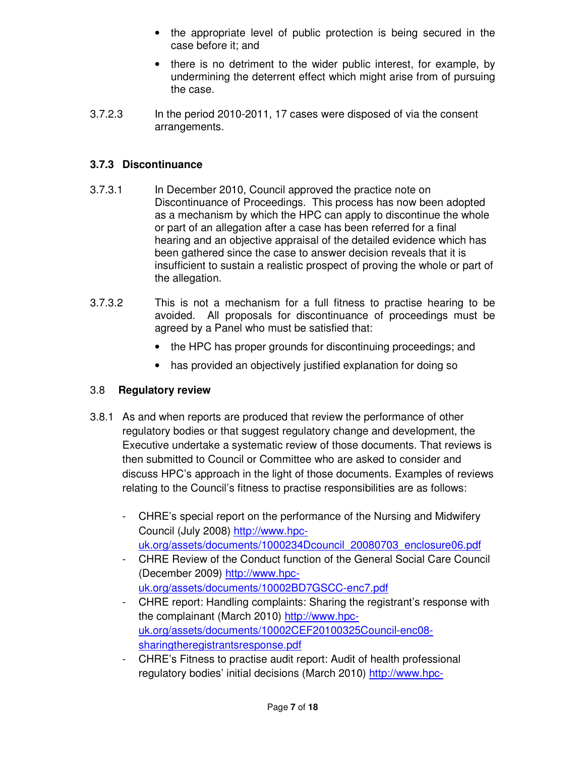- the appropriate level of public protection is being secured in the case before it; and
- there is no detriment to the wider public interest, for example, by undermining the deterrent effect which might arise from of pursuing the case.

3.7.2.3 In the period 2010-2011, 17 cases were disposed of via the consent arrangements.

### 3.7.3 Discontinuance

3.7.3.1 In December 2010, Council approved the practice note on Discontinuance of Proceedings. This process has now been adopted as a mechanism by which the HPC can apply to discontinue the whole or part of an allegation after a case has been referred for a final hearing and an objective appraisal of the detailed evidence which has been gathered since the case to answer decision reveals that it is insufficient to sustain a realistic prospect of proving the whole or part of the allegation.

3.7.3.2 This is not a mechanism for a full fitness to practise hearing to be avoided. All proposals for discontinuance of proceedings must be agreed by a Panel who must be satisfied that:

- the HPC has proper grounds for discontinuing proceedings; and
- has provided an objectively justified explanation for doing so

## 3.8 Regulatory review

3.8.1 As and when reports are produced that review the performance of other regulatory bodies or that suggest regulatory change and development, the Executive undertake a systematic review of those documents. That reviews is then submitted to Council or Committee who are asked to consider and discuss HPC's approach in the light of those documents. Examples of reviews relating to the Council's fitness to practise responsibilities are as follows:

- CHRE's special report on the performance of the Nursing and Midwifery Council (July 2008) http://www.hpc-uk.org/assets/documents/1000234Dcouncil_20080703_enclosure06.pdf
- CHRE Review of the Conduct function of the General Social Care Council (December 2009) http://www.hpc-uk.org/assets/documents/10002BD7GSCC-enc7.pdf
- CHRE report: Handling complaints: Sharing the registrant's response with the complainant (March 2010) http://www.hpc-uk.org/assets/documents/10002CEF20100325Council-enc08-sharingtheregistrantsresponse.pdf
- CHRE's Fitness to practise audit report: Audit of health professional regulatory bodies' initial decisions (March 2010) http://www.hpc-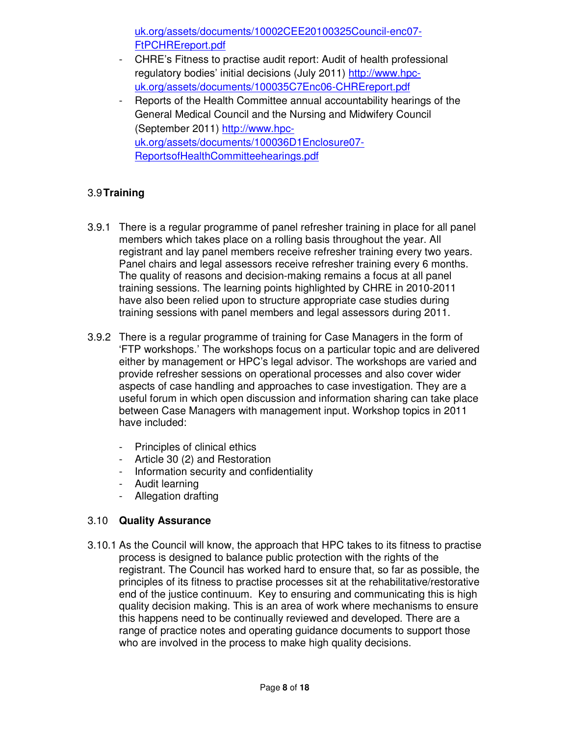uk.org/assets/documents/10002CEE20100325Council-enc07-FtPCHREreport.pdf

- CHRE's Fitness to practise audit report: Audit of health professional regulatory bodies' initial decisions (July 2011) http://www.hpc-uk.org/assets/documents/100035C7Enc06-CHREreport.pdf
- Reports of the Health Committee annual accountability hearings of the General Medical Council and the Nursing and Midwifery Council (September 2011) http://www.hpc-uk.org/assets/documents/100036D1Enclosure07-ReportsofHealthCommitteehearings.pdf

## 3.9 Training

3.9.1 There is a regular programme of panel refresher training in place for all panel members which takes place on a rolling basis throughout the year. All registrant and lay panel members receive refresher training every two years. Panel chairs and legal assessors receive refresher training every 6 months. The quality of reasons and decision-making remains a focus at all panel training sessions. The learning points highlighted by CHRE in 2010-2011 have also been relied upon to structure appropriate case studies during training sessions with panel members and legal assessors during 2011.

3.9.2 There is a regular programme of training for Case Managers in the form of 'FTP workshops.' The workshops focus on a particular topic and are delivered either by management or HPC's legal advisor. The workshops are varied and provide refresher sessions on operational processes and also cover wider aspects of case handling and approaches to case investigation. They are a useful forum in which open discussion and information sharing can take place between Case Managers with management input. Workshop topics in 2011 have included:

- Principles of clinical ethics
- Article 30 (2) and Restoration
- Information security and confidentiality
- Audit learning
- Allegation drafting

## 3.10 Quality Assurance

3.10.1 As the Council will know, the approach that HPC takes to its fitness to practise process is designed to balance public protection with the rights of the registrant. The Council has worked hard to ensure that, so far as possible, the principles of its fitness to practise processes sit at the rehabilitative/restorative end of the justice continuum. Key to ensuring and communicating this is high quality decision making. This is an area of work where mechanisms to ensure this happens need to be continually reviewed and developed. There are a range of practice notes and operating guidance documents to support those who are involved in the process to make high quality decisions.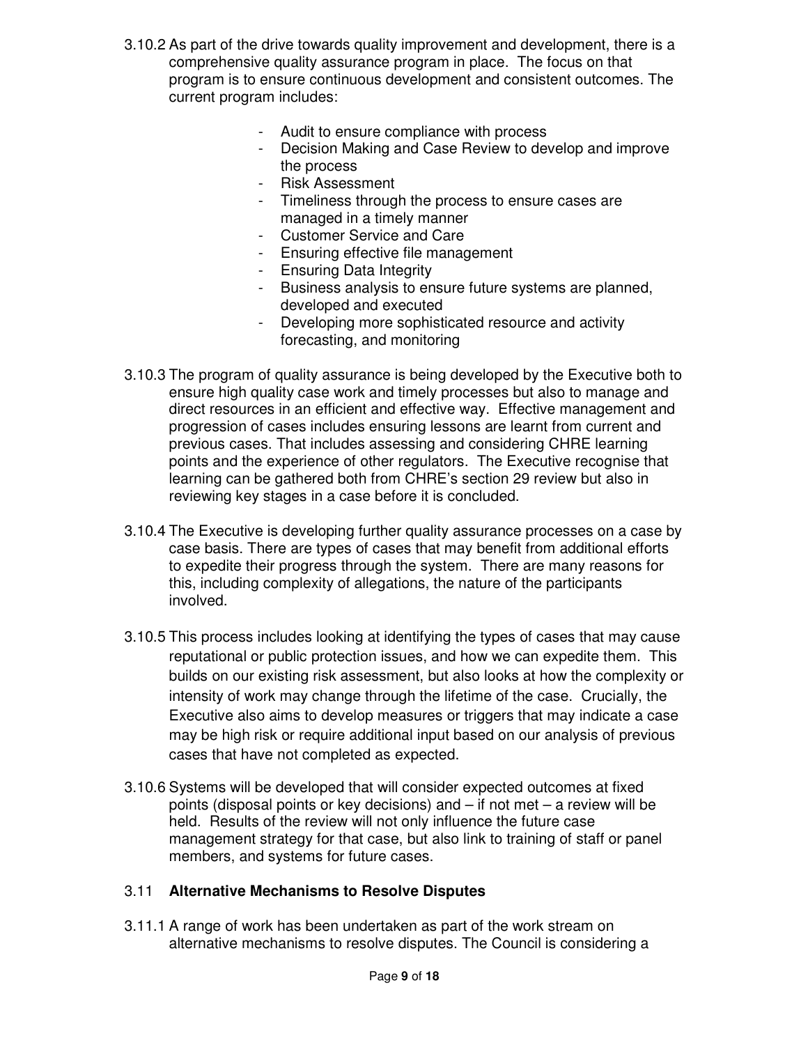3.10.2 As part of the drive towards quality improvement and development, there is a comprehensive quality assurance program in place. The focus on that program is to ensure continuous development and consistent outcomes. The current program includes:

- Audit to ensure compliance with process
- Decision Making and Case Review to develop and improve the process
- Risk Assessment
- Timeliness through the process to ensure cases are managed in a timely manner
- Customer Service and Care
- Ensuring effective file management
- Ensuring Data Integrity
- Business analysis to ensure future systems are planned, developed and executed
- Developing more sophisticated resource and activity forecasting, and monitoring

3.10.3 The program of quality assurance is being developed by the Executive both to ensure high quality case work and timely processes but also to manage and direct resources in an efficient and effective way. Effective management and progression of cases includes ensuring lessons are learnt from current and previous cases. That includes assessing and considering CHRE learning points and the experience of other regulators. The Executive recognise that learning can be gathered both from CHRE's section 29 review but also in reviewing key stages in a case before it is concluded.

3.10.4 The Executive is developing further quality assurance processes on a case by case basis. There are types of cases that may benefit from additional efforts to expedite their progress through the system. There are many reasons for this, including complexity of allegations, the nature of the participants involved.

3.10.5 This process includes looking at identifying the types of cases that may cause reputational or public protection issues, and how we can expedite them. This builds on our existing risk assessment, but also looks at how the complexity or intensity of work may change through the lifetime of the case. Crucially, the Executive also aims to develop measures or triggers that may indicate a case may be high risk or require additional input based on our analysis of previous cases that have not completed as expected.

3.10.6 Systems will be developed that will consider expected outcomes at fixed points (disposal points or key decisions) and – if not met – a review will be held. Results of the review will not only influence the future case management strategy for that case, but also link to training of staff or panel members, and systems for future cases.

### 3.11 Alternative Mechanisms to Resolve Disputes

3.11.1 A range of work has been undertaken as part of the work stream on alternative mechanisms to resolve disputes. The Council is considering a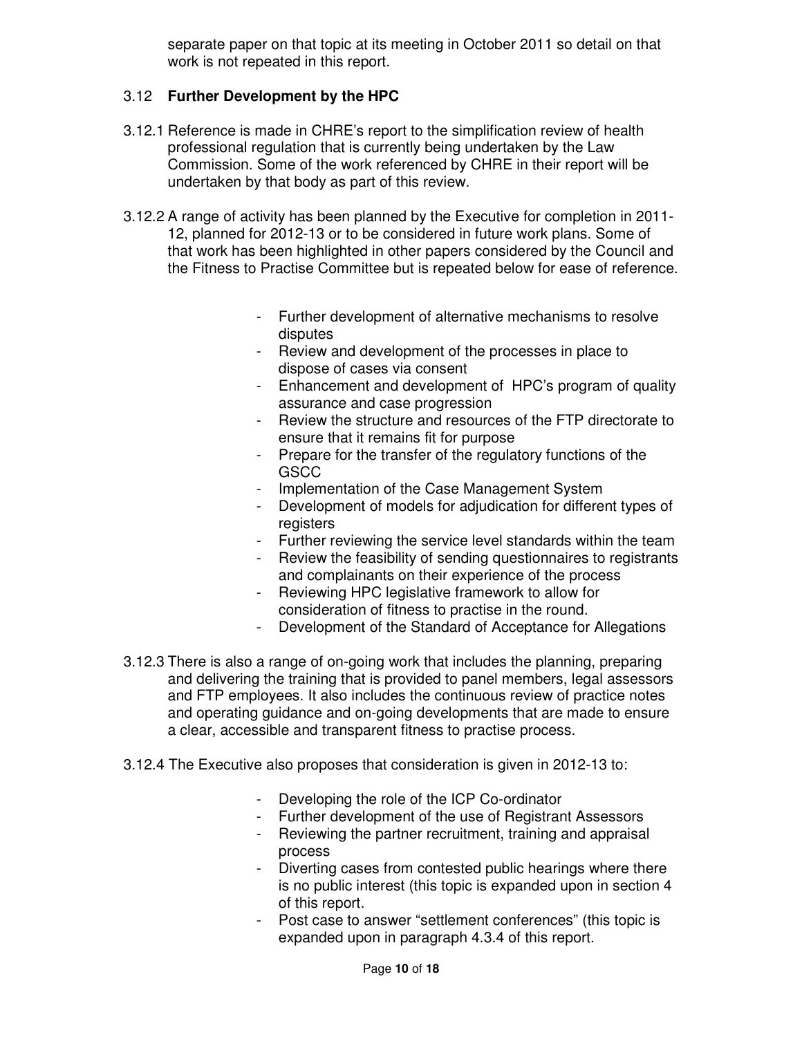separate paper on that topic at its meeting in October 2011 so detail on that work is not repeated in this report.

### 3.12 **Further Development by the HPC**

3.12.1 Reference is made in CHRE's report to the simplification review of health professional regulation that is currently being undertaken by the Law Commission. Some of the work referenced by CHRE in their report will be undertaken by that body as part of this review.

3.12.2 A range of activity has been planned by the Executive for completion in 2011-12, planned for 2012-13 or to be considered in future work plans. Some of that work has been highlighted in other papers considered by the Council and the Fitness to Practise Committee but is repeated below for ease of reference.

- Further development of alternative mechanisms to resolve disputes
- Review and development of the processes in place to dispose of cases via consent
- Enhancement and development of HPC's program of quality assurance and case progression
- Review the structure and resources of the FTP directorate to ensure that it remains fit for purpose
- Prepare for the transfer of the regulatory functions of the GSCC
- Implementation of the Case Management System
- Development of models for adjudication for different types of registers
- Further reviewing the service level standards within the team
- Review the feasibility of sending questionnaires to registrants and complainants on their experience of the process
- Reviewing HPC legislative framework to allow for consideration of fitness to practise in the round.
- Development of the Standard of Acceptance for Allegations

3.12.3 There is also a range of on-going work that includes the planning, preparing and delivering the training that is provided to panel members, legal assessors and FTP employees. It also includes the continuous review of practice notes and operating guidance and on-going developments that are made to ensure a clear, accessible and transparent fitness to practise process.

3.12.4 The Executive also proposes that consideration is given in 2012-13 to:

- Developing the role of the ICP Co-ordinator
- Further development of the use of Registrant Assessors
- Reviewing the partner recruitment, training and appraisal process
- Diverting cases from contested public hearings where there is no public interest (this topic is expanded upon in section 4 of this report.
- Post case to answer "settlement conferences" (this topic is expanded upon in paragraph 4.3.4 of this report.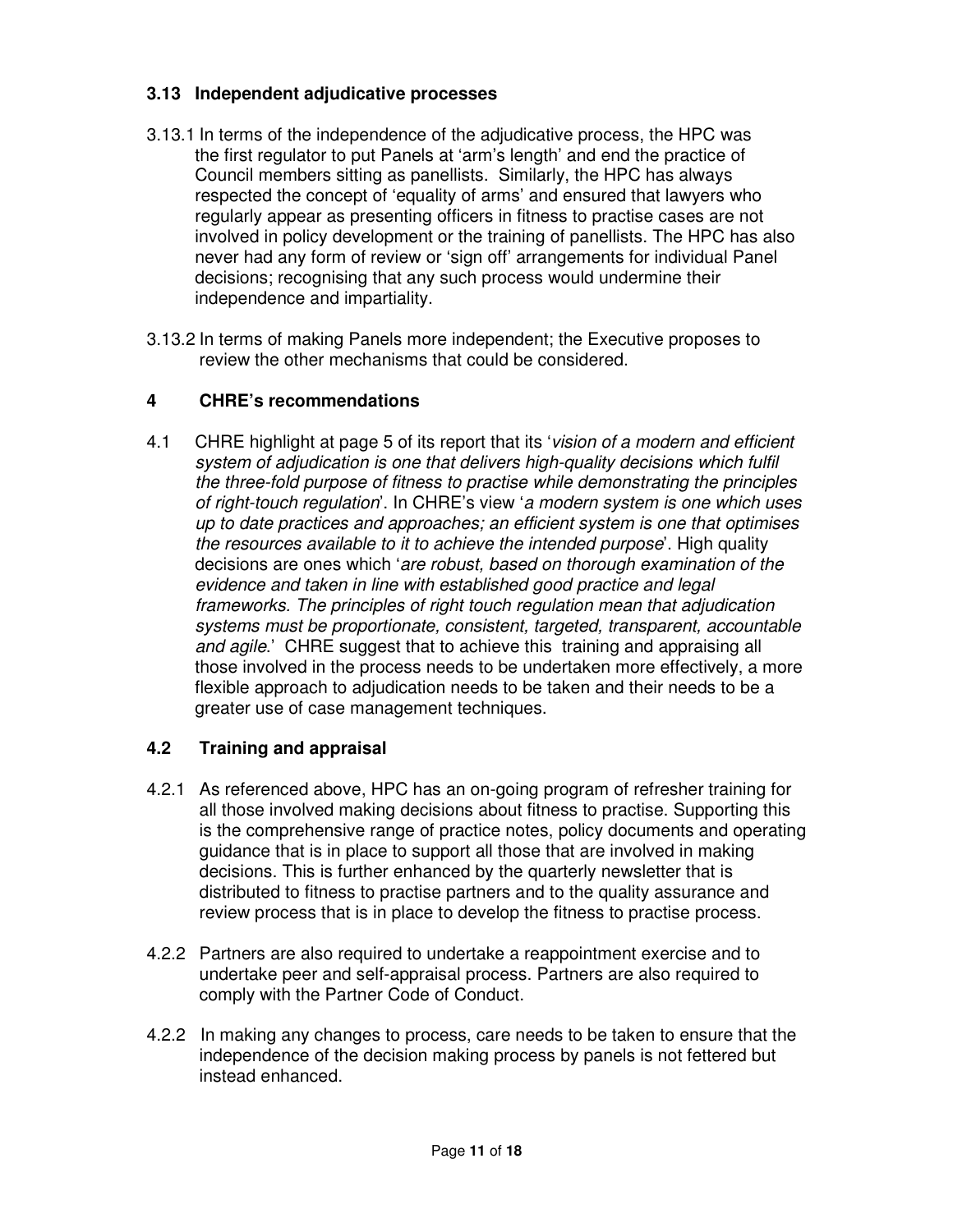### 3.13 Independent adjudicative processes

3.13.1 In terms of the independence of the adjudicative process, the HPC was the first regulator to put Panels at 'arm's length' and end the practice of Council members sitting as panellists. Similarly, the HPC has always respected the concept of 'equality of arms' and ensured that lawyers who regularly appear as presenting officers in fitness to practise cases are not involved in policy development or the training of panellists. The HPC has also never had any form of review or 'sign off' arrangements for individual Panel decisions; recognising that any such process would undermine their independence and impartiality.

3.13.2 In terms of making Panels more independent; the Executive proposes to review the other mechanisms that could be considered.

## 4 CHRE's recommendations

4.1 CHRE highlight at page 5 of its report that its '*vision of a modern and efficient system of adjudication is one that delivers high-quality decisions which fulfil the three-fold purpose of fitness to practise while demonstrating the principles of right-touch regulation*'. In CHRE's view '*a modern system is one which uses up to date practices and approaches; an efficient system is one that optimises the resources available to it to achieve the intended purpose*'. High quality decisions are ones which '*are robust, based on thorough examination of the evidence and taken in line with established good practice and legal frameworks. The principles of right touch regulation mean that adjudication systems must be proportionate, consistent, targeted, transparent, accountable and agile*.' CHRE suggest that to achieve this training and appraising all those involved in the process needs to be undertaken more effectively, a more flexible approach to adjudication needs to be taken and their needs to be a greater use of case management techniques.

### 4.2 Training and appraisal

4.2.1 As referenced above, HPC has an on-going program of refresher training for all those involved making decisions about fitness to practise. Supporting this is the comprehensive range of practice notes, policy documents and operating guidance that is in place to support all those that are involved in making decisions. This is further enhanced by the quarterly newsletter that is distributed to fitness to practise partners and to the quality assurance and review process that is in place to develop the fitness to practise process.

4.2.2 Partners are also required to undertake a reappointment exercise and to undertake peer and self-appraisal process. Partners are also required to comply with the Partner Code of Conduct.

4.2.2 In making any changes to process, care needs to be taken to ensure that the independence of the decision making process by panels is not fettered but instead enhanced.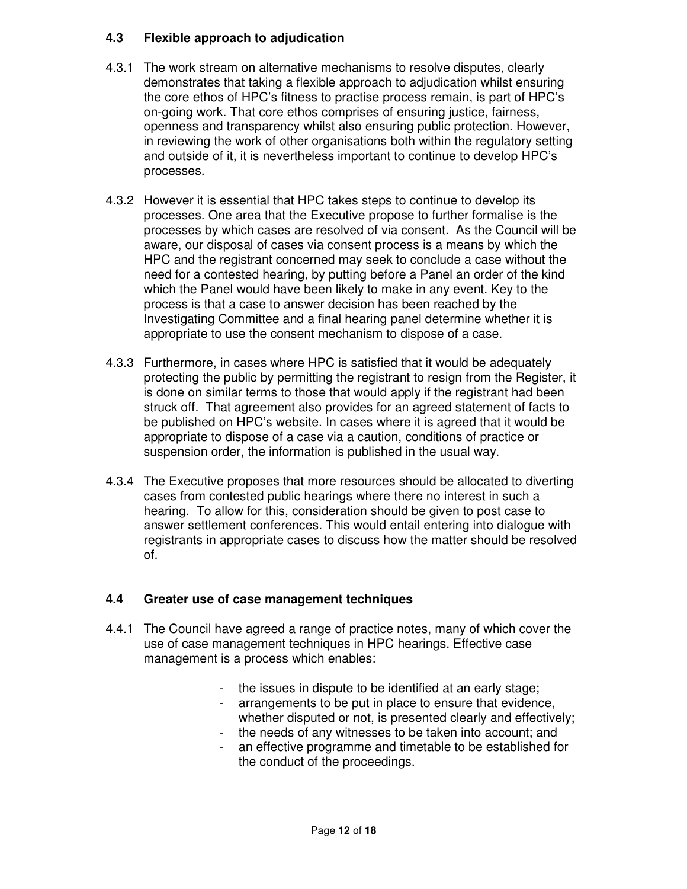### 4.3 Flexible approach to adjudication

4.3.1 The work stream on alternative mechanisms to resolve disputes, clearly demonstrates that taking a flexible approach to adjudication whilst ensuring the core ethos of HPC's fitness to practise process remain, is part of HPC's on-going work. That core ethos comprises of ensuring justice, fairness, openness and transparency whilst also ensuring public protection. However, in reviewing the work of other organisations both within the regulatory setting and outside of it, it is nevertheless important to continue to develop HPC's processes.

4.3.2 However it is essential that HPC takes steps to continue to develop its processes. One area that the Executive propose to further formalise is the processes by which cases are resolved of via consent. As the Council will be aware, our disposal of cases via consent process is a means by which the HPC and the registrant concerned may seek to conclude a case without the need for a contested hearing, by putting before a Panel an order of the kind which the Panel would have been likely to make in any event. Key to the process is that a case to answer decision has been reached by the Investigating Committee and a final hearing panel determine whether it is appropriate to use the consent mechanism to dispose of a case.

4.3.3 Furthermore, in cases where HPC is satisfied that it would be adequately protecting the public by permitting the registrant to resign from the Register, it is done on similar terms to those that would apply if the registrant had been struck off. That agreement also provides for an agreed statement of facts to be published on HPC's website. In cases where it is agreed that it would be appropriate to dispose of a case via a caution, conditions of practice or suspension order, the information is published in the usual way.

4.3.4 The Executive proposes that more resources should be allocated to diverting cases from contested public hearings where there no interest in such a hearing. To allow for this, consideration should be given to post case to answer settlement conferences. This would entail entering into dialogue with registrants in appropriate cases to discuss how the matter should be resolved of.

### 4.4 Greater use of case management techniques

4.4.1 The Council have agreed a range of practice notes, many of which cover the use of case management techniques in HPC hearings. Effective case management is a process which enables:

- the issues in dispute to be identified at an early stage;
- arrangements to be put in place to ensure that evidence, whether disputed or not, is presented clearly and effectively;
- the needs of any witnesses to be taken into account; and
- an effective programme and timetable to be established for the conduct of the proceedings.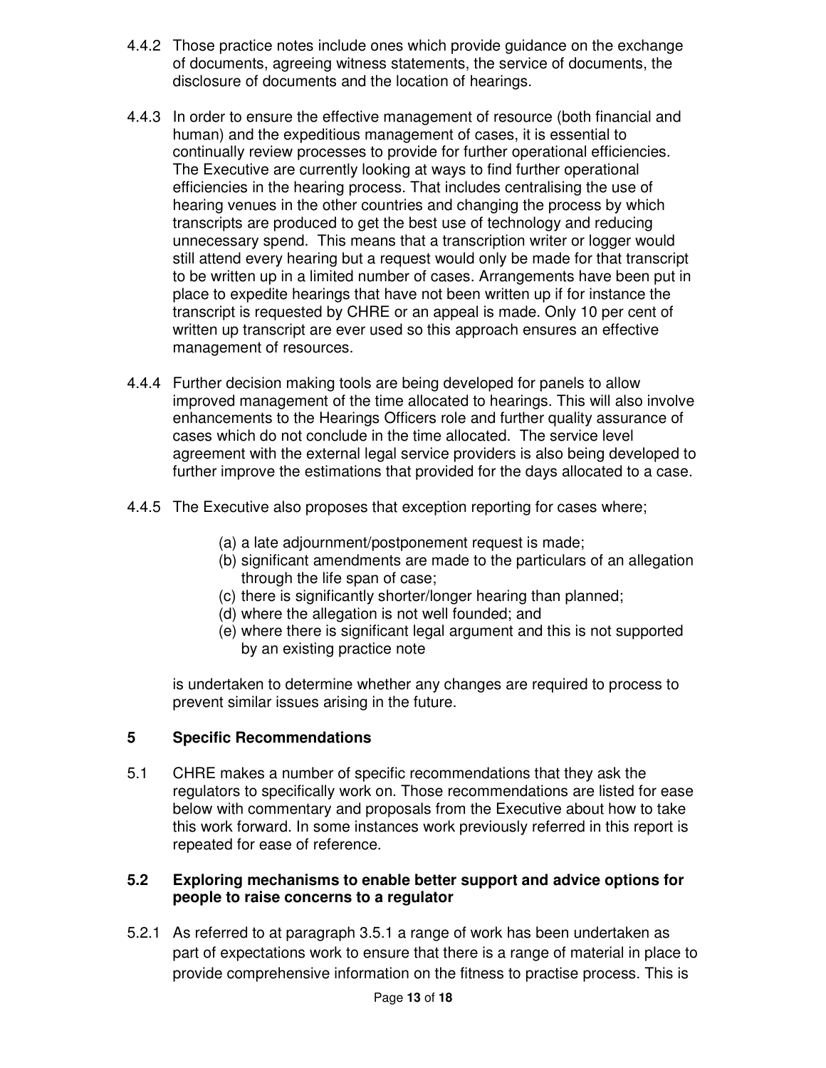4.4.2 Those practice notes include ones which provide guidance on the exchange of documents, agreeing witness statements, the service of documents, the disclosure of documents and the location of hearings.

4.4.3 In order to ensure the effective management of resource (both financial and human) and the expeditious management of cases, it is essential to continually review processes to provide for further operational efficiencies. The Executive are currently looking at ways to find further operational efficiencies in the hearing process. That includes centralising the use of hearing venues in the other countries and changing the process by which transcripts are produced to get the best use of technology and reducing unnecessary spend. This means that a transcription writer or logger would still attend every hearing but a request would only be made for that transcript to be written up in a limited number of cases. Arrangements have been put in place to expedite hearings that have not been written up if for instance the transcript is requested by CHRE or an appeal is made. Only 10 per cent of written up transcript are ever used so this approach ensures an effective management of resources.

4.4.4 Further decision making tools are being developed for panels to allow improved management of the time allocated to hearings. This will also involve enhancements to the Hearings Officers role and further quality assurance of cases which do not conclude in the time allocated. The service level agreement with the external legal service providers is also being developed to further improve the estimations that provided for the days allocated to a case.

4.4.5 The Executive also proposes that exception reporting for cases where;

(a) a late adjournment/postponement request is made;
(b) significant amendments are made to the particulars of an allegation through the life span of case;
(c) there is significantly shorter/longer hearing than planned;
(d) where the allegation is not well founded; and
(e) where there is significant legal argument and this is not supported by an existing practice note

is undertaken to determine whether any changes are required to process to prevent similar issues arising in the future.

## 5 Specific Recommendations

5.1 CHRE makes a number of specific recommendations that they ask the regulators to specifically work on. Those recommendations are listed for ease below with commentary and proposals from the Executive about how to take this work forward. In some instances work previously referred in this report is repeated for ease of reference.

### 5.2 Exploring mechanisms to enable better support and advice options for people to raise concerns to a regulator

5.2.1 As referred to at paragraph 3.5.1 a range of work has been undertaken as part of expectations work to ensure that there is a range of material in place to provide comprehensive information on the fitness to practise process. This is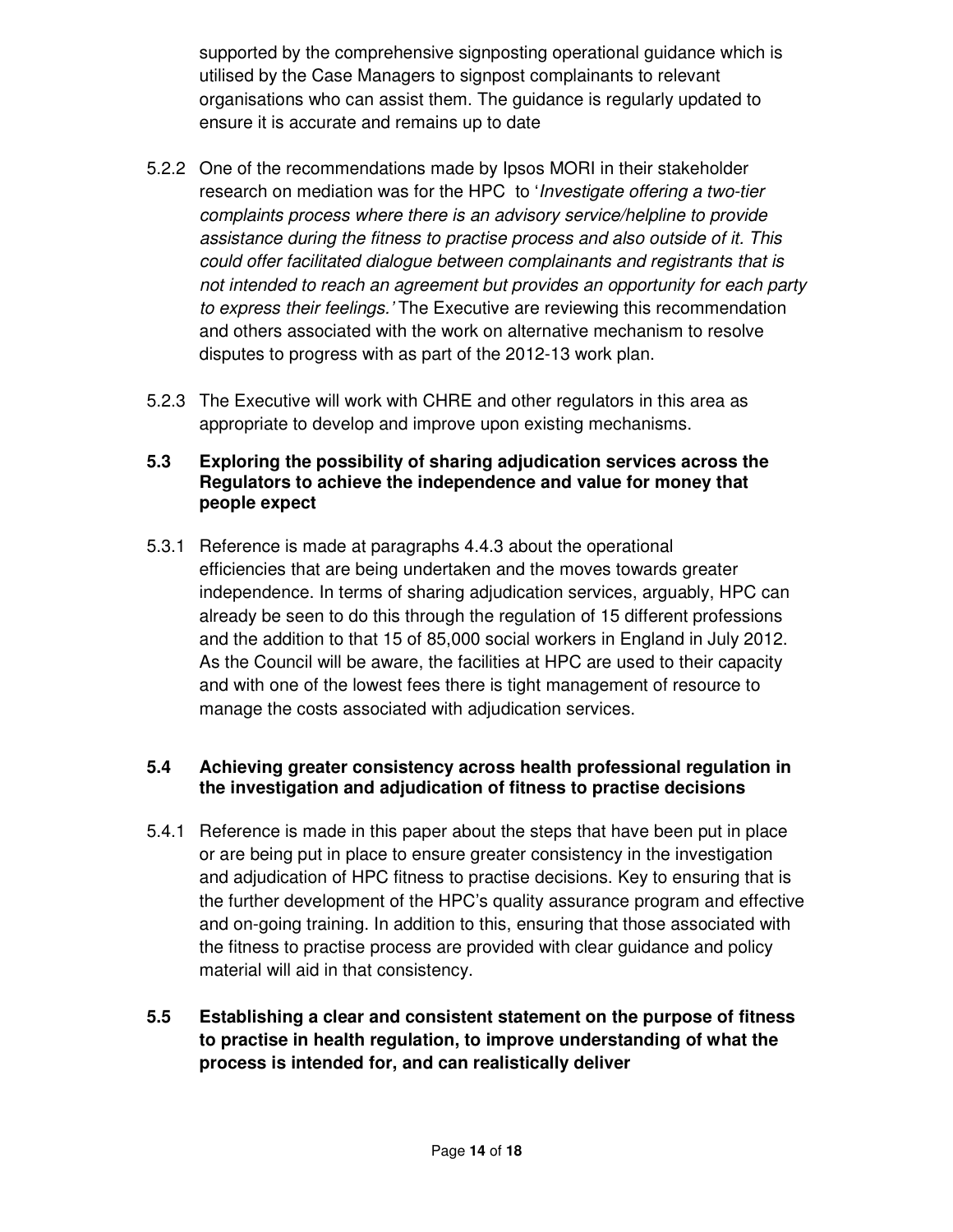supported by the comprehensive signposting operational guidance which is utilised by the Case Managers to signpost complainants to relevant organisations who can assist them. The guidance is regularly updated to ensure it is accurate and remains up to date

5.2.2 One of the recommendations made by Ipsos MORI in their stakeholder research on mediation was for the HPC to '*Investigate offering a two-tier complaints process where there is an advisory service/helpline to provide assistance during the fitness to practise process and also outside of it. This could offer facilitated dialogue between complainants and registrants that is not intended to reach an agreement but provides an opportunity for each party to express their feelings.'* The Executive are reviewing this recommendation and others associated with the work on alternative mechanism to resolve disputes to progress with as part of the 2012-13 work plan.

5.2.3 The Executive will work with CHRE and other regulators in this area as appropriate to develop and improve upon existing mechanisms.

### 5.3 Exploring the possibility of sharing adjudication services across the Regulators to achieve the independence and value for money that people expect

5.3.1 Reference is made at paragraphs 4.4.3 about the operational efficiencies that are being undertaken and the moves towards greater independence. In terms of sharing adjudication services, arguably, HPC can already be seen to do this through the regulation of 15 different professions and the addition to that 15 of 85,000 social workers in England in July 2012. As the Council will be aware, the facilities at HPC are used to their capacity and with one of the lowest fees there is tight management of resource to manage the costs associated with adjudication services.

### 5.4 Achieving greater consistency across health professional regulation in the investigation and adjudication of fitness to practise decisions

5.4.1 Reference is made in this paper about the steps that have been put in place or are being put in place to ensure greater consistency in the investigation and adjudication of HPC fitness to practise decisions. Key to ensuring that is the further development of the HPC's quality assurance program and effective and on-going training. In addition to this, ensuring that those associated with the fitness to practise process are provided with clear guidance and policy material will aid in that consistency.

### 5.5 Establishing a clear and consistent statement on the purpose of fitness to practise in health regulation, to improve understanding of what the process is intended for, and can realistically deliver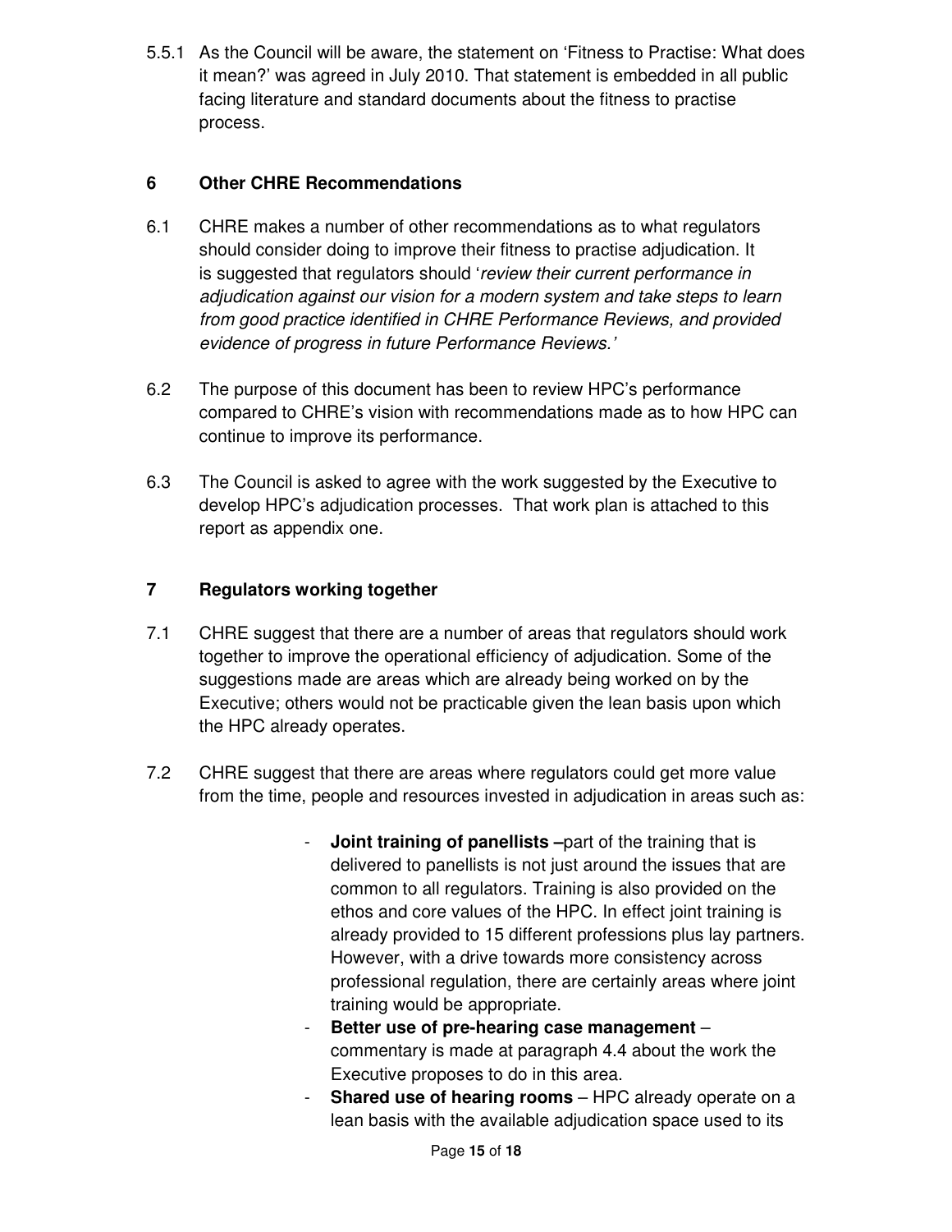5.5.1 As the Council will be aware, the statement on 'Fitness to Practise: What does it mean?' was agreed in July 2010. That statement is embedded in all public facing literature and standard documents about the fitness to practise process.

## 6 Other CHRE Recommendations

6.1 CHRE makes a number of other recommendations as to what regulators should consider doing to improve their fitness to practise adjudication. It is suggested that regulators should '*review their current performance in adjudication against our vision for a modern system and take steps to learn from good practice identified in CHRE Performance Reviews, and provided evidence of progress in future Performance Reviews.*'

6.2 The purpose of this document has been to review HPC's performance compared to CHRE's vision with recommendations made as to how HPC can continue to improve its performance.

6.3 The Council is asked to agree with the work suggested by the Executive to develop HPC's adjudication processes. That work plan is attached to this report as appendix one.

## 7 Regulators working together

7.1 CHRE suggest that there are a number of areas that regulators should work together to improve the operational efficiency of adjudication. Some of the suggestions made are areas which are already being worked on by the Executive; others would not be practicable given the lean basis upon which the HPC already operates.

7.2 CHRE suggest that there are areas where regulators could get more value from the time, people and resources invested in adjudication in areas such as:

- **Joint training of panellists –** part of the training that is delivered to panellists is not just around the issues that are common to all regulators. Training is also provided on the ethos and core values of the HPC. In effect joint training is already provided to 15 different professions plus lay partners. However, with a drive towards more consistency across professional regulation, there are certainly areas where joint training would be appropriate.
- **Better use of pre-hearing case management** – commentary is made at paragraph 4.4 about the work the Executive proposes to do in this area.
- **Shared use of hearing rooms** – HPC already operate on a lean basis with the available adjudication space used to its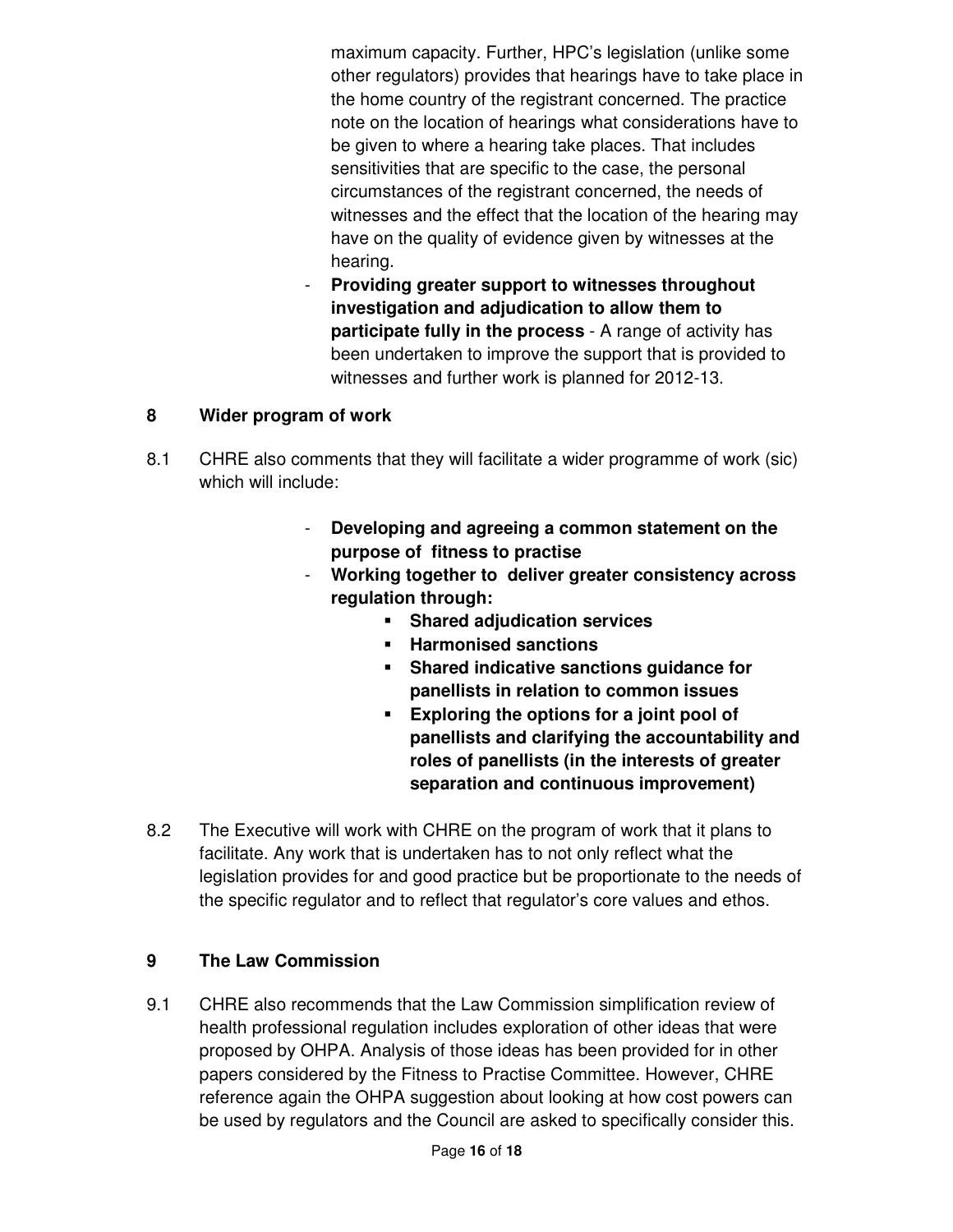maximum capacity. Further, HPC's legislation (unlike some other regulators) provides that hearings have to take place in the home country of the registrant concerned. The practice note on the location of hearings what considerations have to be given to where a hearing take places. That includes sensitivities that are specific to the case, the personal circumstances of the registrant concerned, the needs of witnesses and the effect that the location of the hearing may have on the quality of evidence given by witnesses at the hearing.

- **Providing greater support to witnesses throughout investigation and adjudication to allow them to participate fully in the process** - A range of activity has been undertaken to improve the support that is provided to witnesses and further work is planned for 2012-13.

## 8 Wider program of work

8.1 CHRE also comments that they will facilitate a wider programme of work (sic) which will include:

- **Developing and agreeing a common statement on the purpose of fitness to practise**
- **Working together to deliver greater consistency across regulation through:**
    - **Shared adjudication services**
    - **Harmonised sanctions**
    - **Shared indicative sanctions guidance for panellists in relation to common issues**
    - **Exploring the options for a joint pool of panellists and clarifying the accountability and roles of panellists (in the interests of greater separation and continuous improvement)**

8.2 The Executive will work with CHRE on the program of work that it plans to facilitate. Any work that is undertaken has to not only reflect what the legislation provides for and good practice but be proportionate to the needs of the specific regulator and to reflect that regulator's core values and ethos.

## 9 The Law Commission

9.1 CHRE also recommends that the Law Commission simplification review of health professional regulation includes exploration of other ideas that were proposed by OHPA. Analysis of those ideas has been provided for in other papers considered by the Fitness to Practise Committee. However, CHRE reference again the OHPA suggestion about looking at how cost powers can be used by regulators and the Council are asked to specifically consider this.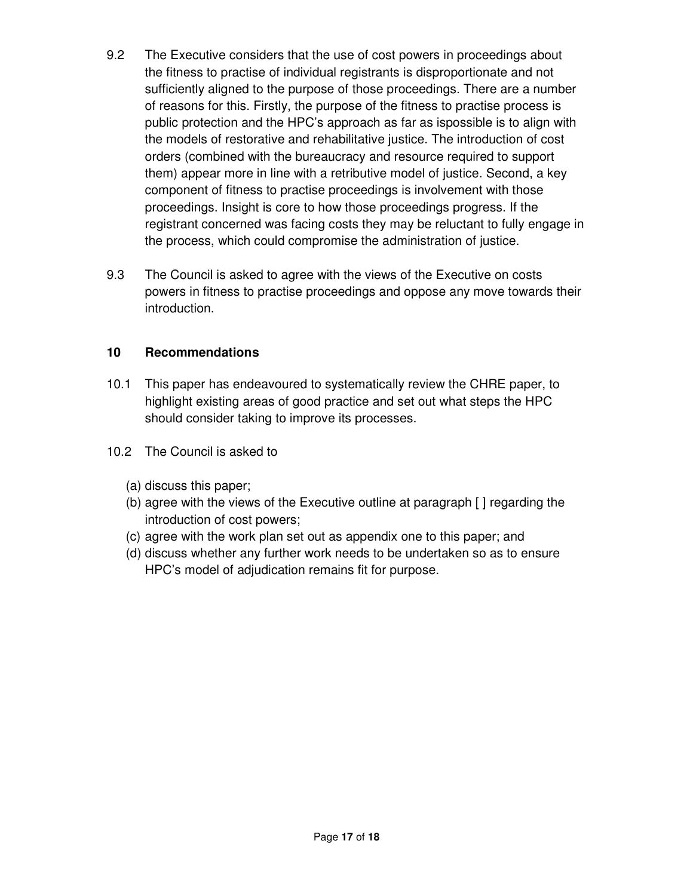9.2 The Executive considers that the use of cost powers in proceedings about the fitness to practise of individual registrants is disproportionate and not sufficiently aligned to the purpose of those proceedings. There are a number of reasons for this. Firstly, the purpose of the fitness to practise process is public protection and the HPC's approach as far as ispossible is to align with the models of restorative and rehabilitative justice. The introduction of cost orders (combined with the bureaucracy and resource required to support them) appear more in line with a retributive model of justice. Second, a key component of fitness to practise proceedings is involvement with those proceedings. Insight is core to how those proceedings progress. If the registrant concerned was facing costs they may be reluctant to fully engage in the process, which could compromise the administration of justice.

9.3 The Council is asked to agree with the views of the Executive on costs powers in fitness to practise proceedings and oppose any move towards their introduction.

## 10 Recommendations

10.1 This paper has endeavoured to systematically review the CHRE paper, to highlight existing areas of good practice and set out what steps the HPC should consider taking to improve its processes.

10.2 The Council is asked to

(a) discuss this paper;
(b) agree with the views of the Executive outline at paragraph [ ] regarding the introduction of cost powers;
(c) agree with the work plan set out as appendix one to this paper; and
(d) discuss whether any further work needs to be undertaken so as to ensure HPC's model of adjudication remains fit for purpose.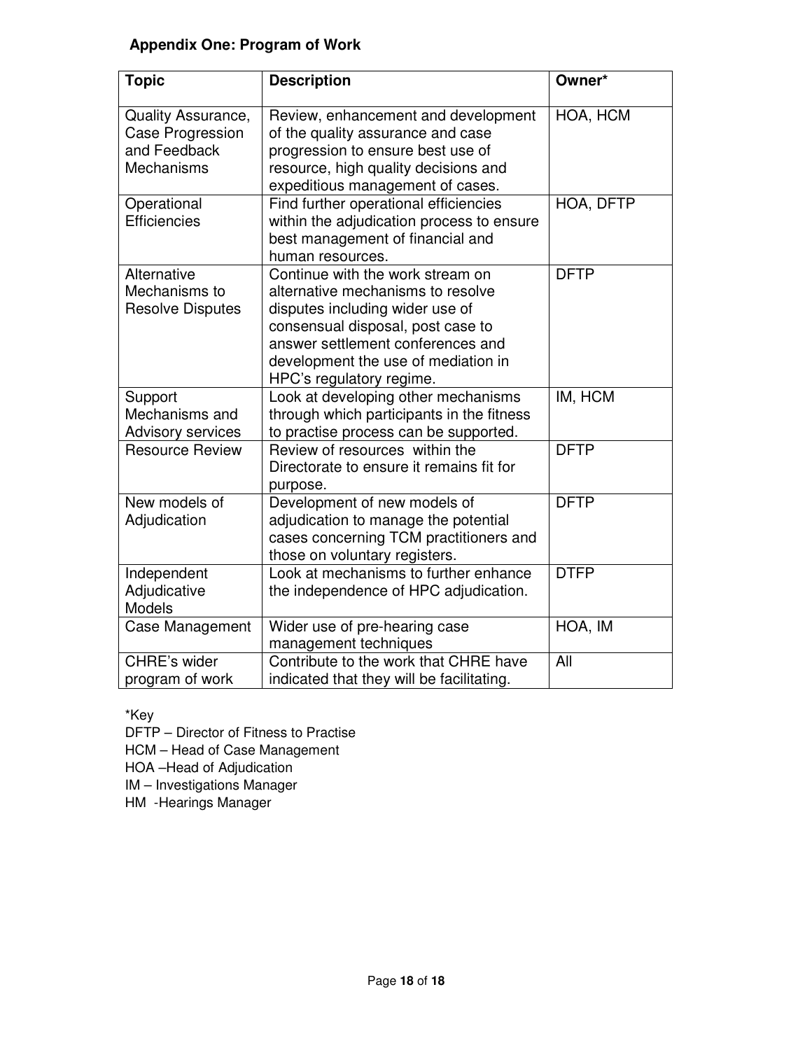## Appendix One: Program of Work

| Topic | Description | Owner* |
|---|---|---|
| Quality Assurance, Case Progression and Feedback Mechanisms | Review, enhancement and development of the quality assurance and case progression to ensure best use of resource, high quality decisions and expeditious management of cases. | HOA, HCM |
| Operational Efficiencies | Find further operational efficiencies within the adjudication process to ensure best management of financial and human resources. | HOA, DFTP |
| Alternative Mechanisms to Resolve Disputes | Continue with the work stream on alternative mechanisms to resolve disputes including wider use of consensual disposal, post case to answer settlement conferences and development the use of mediation in HPC's regulatory regime. | DFTP |
| Support Mechanisms and Advisory services | Look at developing other mechanisms through which participants in the fitness to practise process can be supported. | IM, HCM |
| Resource Review | Review of resources within the Directorate to ensure it remains fit for purpose. | DFTP |
| New models of Adjudication | Development of new models of adjudication to manage the potential cases concerning TCM practitioners and those on voluntary registers. | DFTP |
| Independent Adjudicative Models | Look at mechanisms to further enhance the independence of HPC adjudication. | DTFP |
| Case Management | Wider use of pre-hearing case management techniques | HOA, IM |
| CHRE's wider program of work | Contribute to the work that CHRE have indicated that they will be facilitating. | All |

*Key

DFTP – Director of Fitness to Practise

HCM – Head of Case Management

HOA –Head of Adjudication

IM – Investigations Manager

HM -Hearings Manager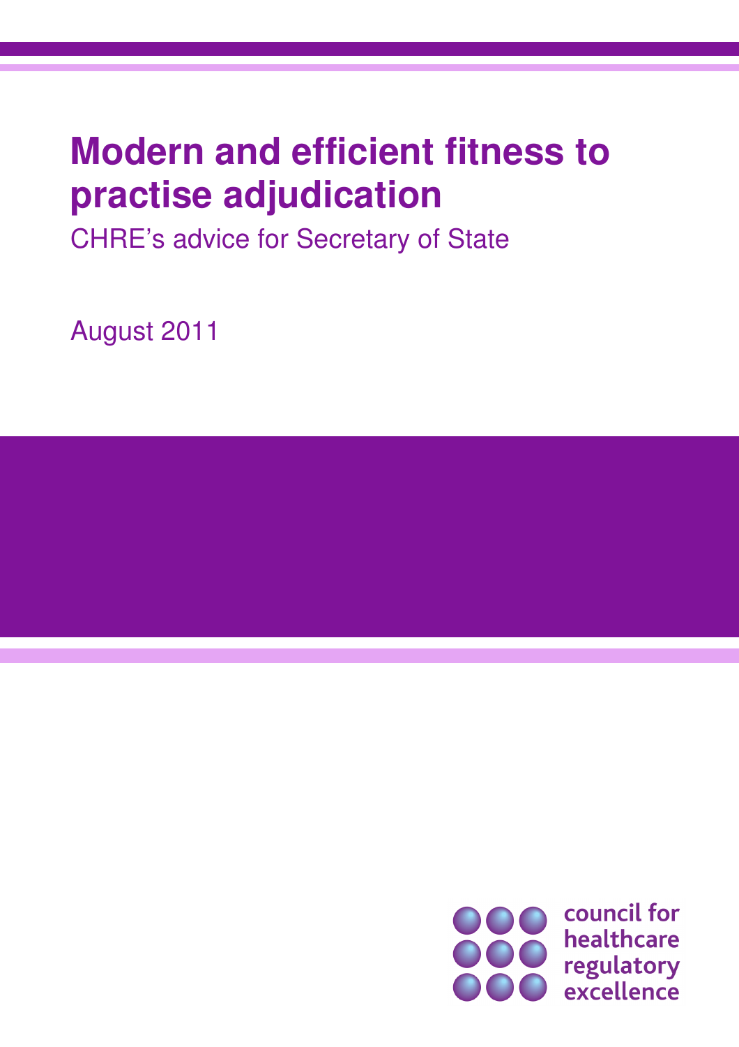# Modern and efficient fitness to practise adjudication

CHRE's advice for Secretary of State

August 2011

council for healthcare regulatory excellence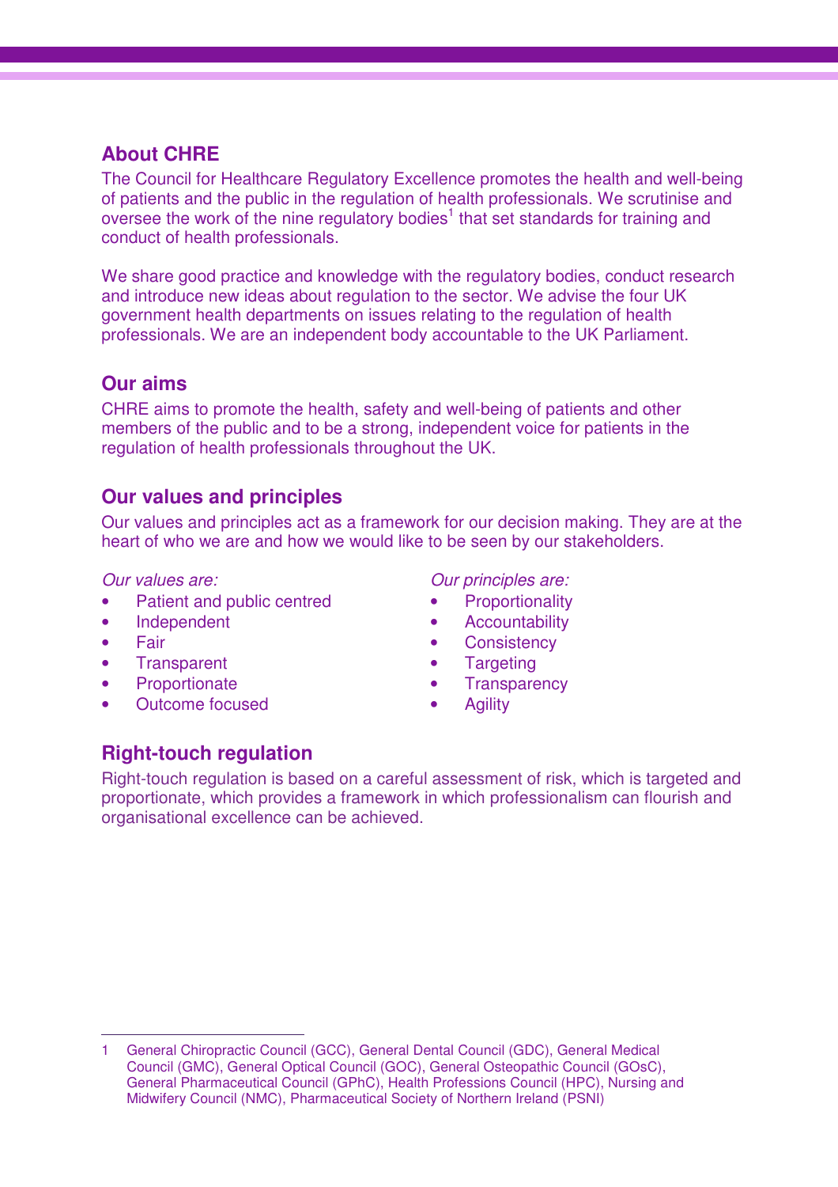## About CHRE

The Council for Healthcare Regulatory Excellence promotes the health and well-being of patients and the public in the regulation of health professionals. We scrutinise and oversee the work of the nine regulatory bodies[1] that set standards for training and conduct of health professionals.

We share good practice and knowledge with the regulatory bodies, conduct research and introduce new ideas about regulation to the sector. We advise the four UK government health departments on issues relating to the regulation of health professionals. We are an independent body accountable to the UK Parliament.

## Our aims

CHRE aims to promote the health, safety and well-being of patients and other members of the public and to be a strong, independent voice for patients in the regulation of health professionals throughout the UK.

## Our values and principles

Our values and principles act as a framework for our decision making. They are at the heart of who we are and how we would like to be seen by our stakeholders.

*Our values are:*

- Patient and public centred
- Independent
- Fair
- Transparent
- Proportionate
- Outcome focused

*Our principles are:*

- Proportionality
- Accountability
- Consistency
- Targeting
- Transparency
- Agility

## Right-touch regulation

Right-touch regulation is based on a careful assessment of risk, which is targeted and proportionate, which provides a framework in which professionalism can flourish and organisational excellence can be achieved.

---

1 General Chiropractic Council (GCC), General Dental Council (GDC), General Medical Council (GMC), General Optical Council (GOC), General Osteopathic Council (GOsC), General Pharmaceutical Council (GPhC), Health Professions Council (HPC), Nursing and Midwifery Council (NMC), Pharmaceutical Society of Northern Ireland (PSNI)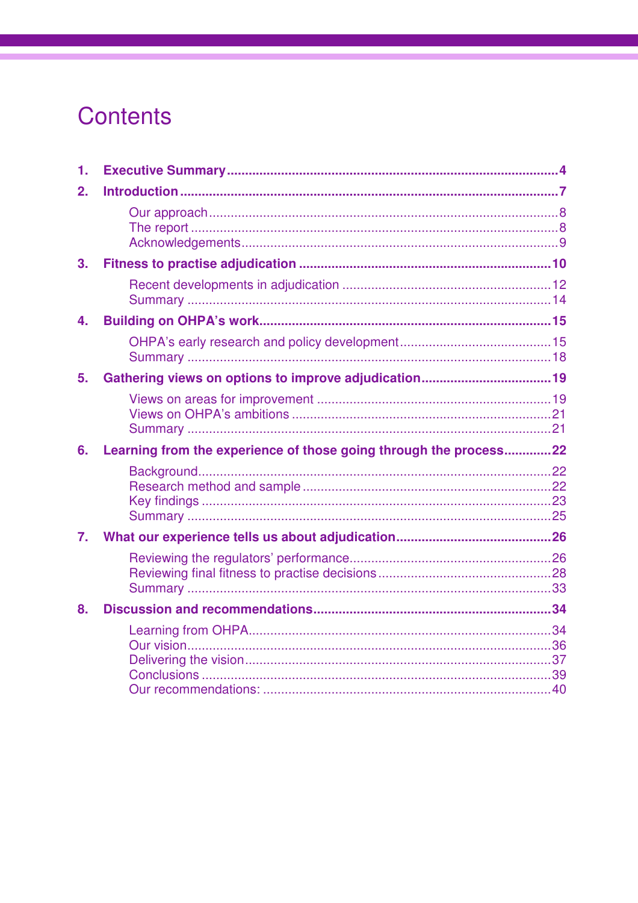# Contents

1. **Executive Summary** ........ 4
2. **Introduction** ........ 7
   - Our approach ........ 8
   - The report ........ 8
   - Acknowledgements ........ 9
3. **Fitness to practise adjudication** ........ 10
   - Recent developments in adjudication ........ 12
   - Summary ........ 14
4. **Building on OHPA's work** ........ 15
   - OHPA's early research and policy development ........ 15
   - Summary ........ 18
5. **Gathering views on options to improve adjudication** ........ 19
   - Views on areas for improvement ........ 19
   - Views on OHPA's ambitions ........ 21
   - Summary ........ 21
6. **Learning from the experience of those going through the process** ........ 22
   - Background ........ 22
   - Research method and sample ........ 22
   - Key findings ........ 23
   - Summary ........ 25
7. **What our experience tells us about adjudication** ........ 26
   - Reviewing the regulators' performance ........ 26
   - Reviewing final fitness to practise decisions ........ 28
   - Summary ........ 33
8. **Discussion and recommendations** ........ 34
   - Learning from OHPA ........ 34
   - Our vision ........ 36
   - Delivering the vision ........ 37
   - Conclusions ........ 39
   - Our recommendations: ........ 40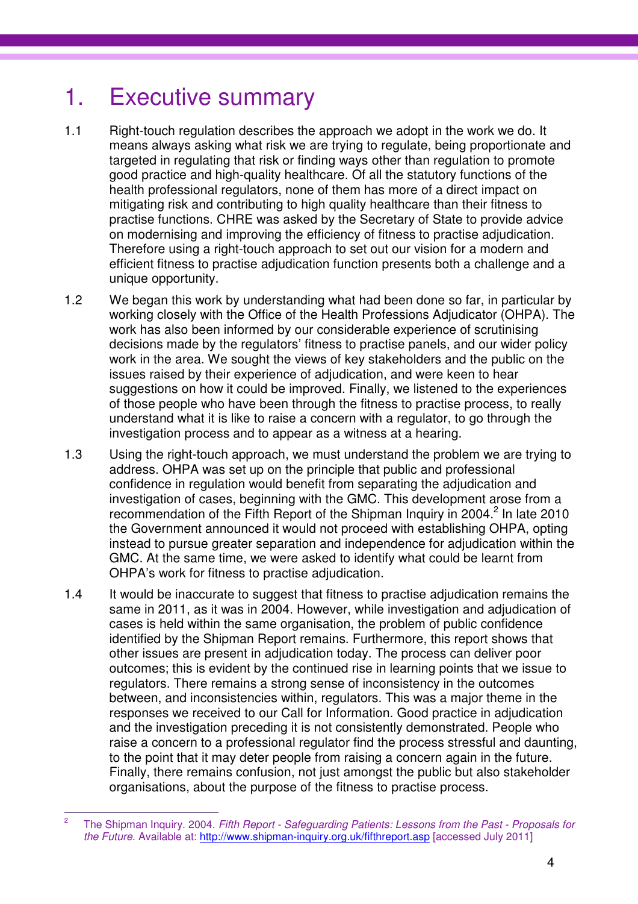# 1. Executive summary

1.1 Right-touch regulation describes the approach we adopt in the work we do. It means always asking what risk we are trying to regulate, being proportionate and targeted in regulating that risk or finding ways other than regulation to promote good practice and high-quality healthcare. Of all the statutory functions of the health professional regulators, none of them has more of a direct impact on mitigating risk and contributing to high quality healthcare than their fitness to practise functions. CHRE was asked by the Secretary of State to provide advice on modernising and improving the efficiency of fitness to practise adjudication. Therefore using a right-touch approach to set out our vision for a modern and efficient fitness to practise adjudication function presents both a challenge and a unique opportunity.

1.2 We began this work by understanding what had been done so far, in particular by working closely with the Office of the Health Professions Adjudicator (OHPA). The work has also been informed by our considerable experience of scrutinising decisions made by the regulators' fitness to practise panels, and our wider policy work in the area. We sought the views of key stakeholders and the public on the issues raised by their experience of adjudication, and were keen to hear suggestions on how it could be improved. Finally, we listened to the experiences of those people who have been through the fitness to practise process, to really understand what it is like to raise a concern with a regulator, to go through the investigation process and to appear as a witness at a hearing.

1.3 Using the right-touch approach, we must understand the problem we are trying to address. OHPA was set up on the principle that public and professional confidence in regulation would benefit from separating the adjudication and investigation of cases, beginning with the GMC. This development arose from a recommendation of the Fifth Report of the Shipman Inquiry in 2004.[2] In late 2010 the Government announced it would not proceed with establishing OHPA, opting instead to pursue greater separation and independence for adjudication within the GMC. At the same time, we were asked to identify what could be learnt from OHPA's work for fitness to practise adjudication.

1.4 It would be inaccurate to suggest that fitness to practise adjudication remains the same in 2011, as it was in 2004. However, while investigation and adjudication of cases is held within the same organisation, the problem of public confidence identified by the Shipman Report remains. Furthermore, this report shows that other issues are present in adjudication today. The process can deliver poor outcomes; this is evident by the continued rise in learning points that we issue to regulators. There remains a strong sense of inconsistency in the outcomes between, and inconsistencies within, regulators. This was a major theme in the responses we received to our Call for Information. Good practice in adjudication and the investigation preceding it is not consistently demonstrated. People who raise a concern to a professional regulator find the process stressful and daunting, to the point that it may deter people from raising a concern again in the future. Finally, there remains confusion, not just amongst the public but also stakeholder organisations, about the purpose of the fitness to practise process.

---

[2] The Shipman Inquiry. 2004. *Fifth Report - Safeguarding Patients: Lessons from the Past - Proposals for the Future.* Available at: http://www.shipman-inquiry.org.uk/fifthreport.asp [accessed July 2011]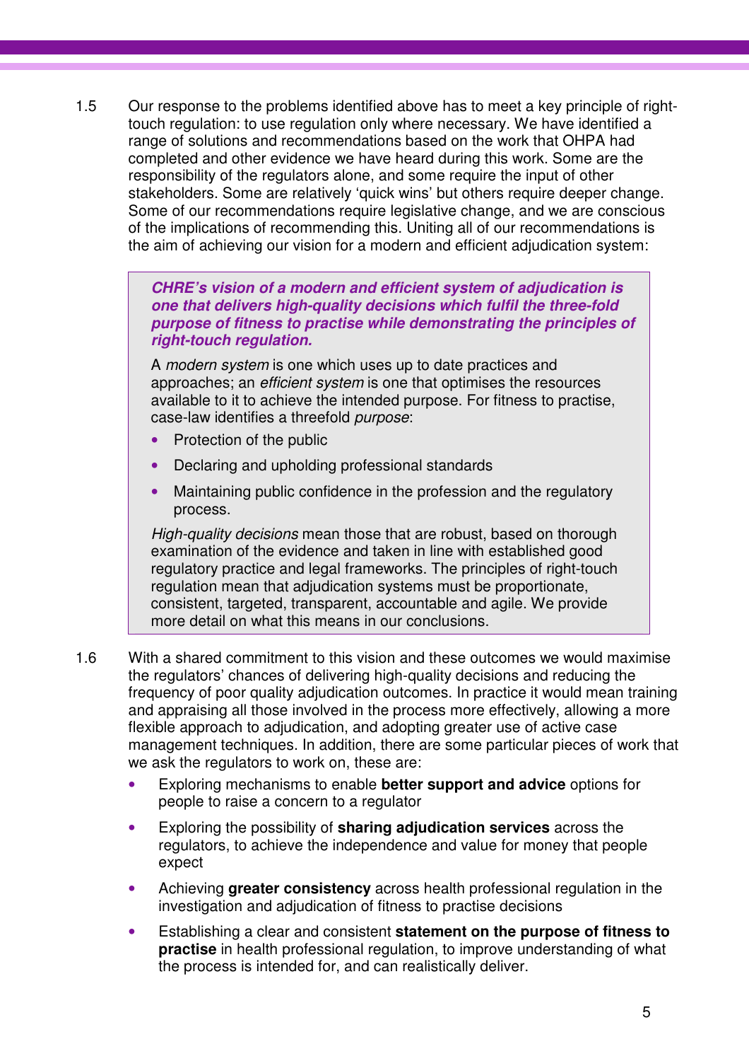1.5 Our response to the problems identified above has to meet a key principle of right-touch regulation: to use regulation only where necessary. We have identified a range of solutions and recommendations based on the work that OHPA had completed and other evidence we have heard during this work. Some are the responsibility of the regulators alone, and some require the input of other stakeholders. Some are relatively 'quick wins' but others require deeper change. Some of our recommendations require legislative change, and we are conscious of the implications of recommending this. Uniting all of our recommendations is the aim of achieving our vision for a modern and efficient adjudication system:

> ***CHRE's vision of a modern and efficient system of adjudication is one that delivers high-quality decisions which fulfil the three-fold purpose of fitness to practise while demonstrating the principles of right-touch regulation.***
>
> A *modern system* is one which uses up to date practices and approaches; an *efficient system* is one that optimises the resources available to it to achieve the intended purpose. For fitness to practise, case-law identifies a threefold *purpose*:
>
> - Protection of the public
> - Declaring and upholding professional standards
> - Maintaining public confidence in the profession and the regulatory process.
>
> *High-quality decisions* mean those that are robust, based on thorough examination of the evidence and taken in line with established good regulatory practice and legal frameworks. The principles of right-touch regulation mean that adjudication systems must be proportionate, consistent, targeted, transparent, accountable and agile. We provide more detail on what this means in our conclusions.

1.6 With a shared commitment to this vision and these outcomes we would maximise the regulators' chances of delivering high-quality decisions and reducing the frequency of poor quality adjudication outcomes. In practice it would mean training and appraising all those involved in the process more effectively, allowing a more flexible approach to adjudication, and adopting greater use of active case management techniques. In addition, there are some particular pieces of work that we ask the regulators to work on, these are:

- Exploring mechanisms to enable **better support and advice** options for people to raise a concern to a regulator
- Exploring the possibility of **sharing adjudication services** across the regulators, to achieve the independence and value for money that people expect
- Achieving **greater consistency** across health professional regulation in the investigation and adjudication of fitness to practise decisions
- Establishing a clear and consistent **statement on the purpose of fitness to practise** in health professional regulation, to improve understanding of what the process is intended for, and can realistically deliver.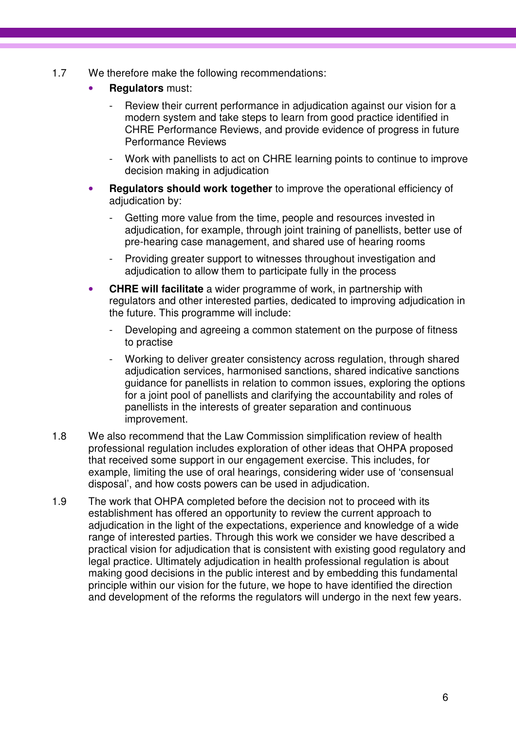1.7 We therefore make the following recommendations:

- **Regulators** must:
  - Review their current performance in adjudication against our vision for a modern system and take steps to learn from good practice identified in CHRE Performance Reviews, and provide evidence of progress in future Performance Reviews
  - Work with panellists to act on CHRE learning points to continue to improve decision making in adjudication
- **Regulators should work together** to improve the operational efficiency of adjudication by:
  - Getting more value from the time, people and resources invested in adjudication, for example, through joint training of panellists, better use of pre-hearing case management, and shared use of hearing rooms
  - Providing greater support to witnesses throughout investigation and adjudication to allow them to participate fully in the process
- **CHRE will facilitate** a wider programme of work, in partnership with regulators and other interested parties, dedicated to improving adjudication in the future. This programme will include:
  - Developing and agreeing a common statement on the purpose of fitness to practise
  - Working to deliver greater consistency across regulation, through shared adjudication services, harmonised sanctions, shared indicative sanctions guidance for panellists in relation to common issues, exploring the options for a joint pool of panellists and clarifying the accountability and roles of panellists in the interests of greater separation and continuous improvement.

1.8 We also recommend that the Law Commission simplification review of health professional regulation includes exploration of other ideas that OHPA proposed that received some support in our engagement exercise. This includes, for example, limiting the use of oral hearings, considering wider use of 'consensual disposal', and how costs powers can be used in adjudication.

1.9 The work that OHPA completed before the decision not to proceed with its establishment has offered an opportunity to review the current approach to adjudication in the light of the expectations, experience and knowledge of a wide range of interested parties. Through this work we consider we have described a practical vision for adjudication that is consistent with existing good regulatory and legal practice. Ultimately adjudication in health professional regulation is about making good decisions in the public interest and by embedding this fundamental principle within our vision for the future, we hope to have identified the direction and development of the reforms the regulators will undergo in the next few years.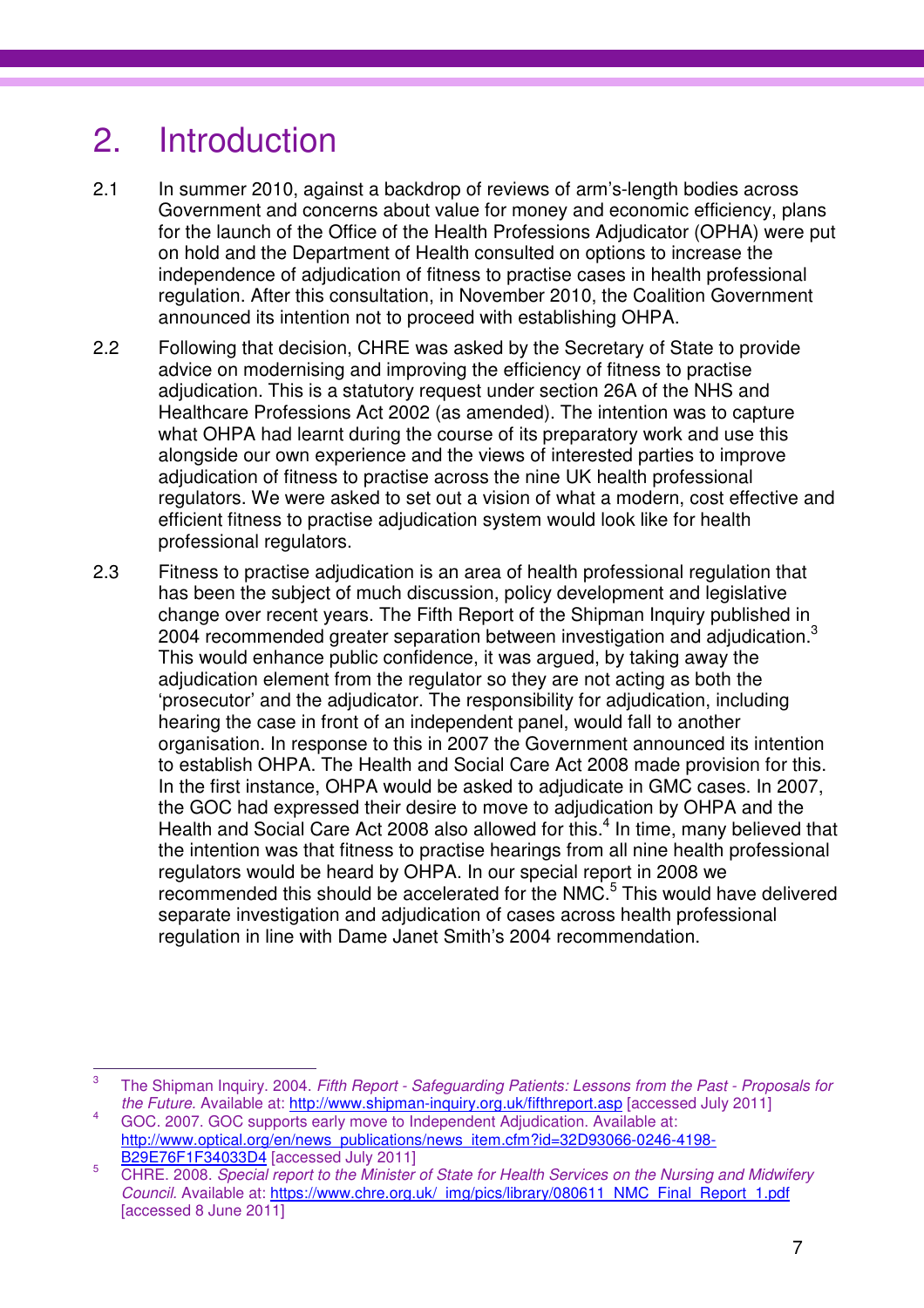# 2. Introduction

2.1 In summer 2010, against a backdrop of reviews of arm's-length bodies across Government and concerns about value for money and economic efficiency, plans for the launch of the Office of the Health Professions Adjudicator (OPHA) were put on hold and the Department of Health consulted on options to increase the independence of adjudication of fitness to practise cases in health professional regulation. After this consultation, in November 2010, the Coalition Government announced its intention not to proceed with establishing OHPA.

2.2 Following that decision, CHRE was asked by the Secretary of State to provide advice on modernising and improving the efficiency of fitness to practise adjudication. This is a statutory request under section 26A of the NHS and Healthcare Professions Act 2002 (as amended). The intention was to capture what OHPA had learnt during the course of its preparatory work and use this alongside our own experience and the views of interested parties to improve adjudication of fitness to practise across the nine UK health professional regulators. We were asked to set out a vision of what a modern, cost effective and efficient fitness to practise adjudication system would look like for health professional regulators.

2.3 Fitness to practise adjudication is an area of health professional regulation that has been the subject of much discussion, policy development and legislative change over recent years. The Fifth Report of the Shipman Inquiry published in 2004 recommended greater separation between investigation and adjudication.[3] This would enhance public confidence, it was argued, by taking away the adjudication element from the regulator so they are not acting as both the 'prosecutor' and the adjudicator. The responsibility for adjudication, including hearing the case in front of an independent panel, would fall to another organisation. In response to this in 2007 the Government announced its intention to establish OHPA. The Health and Social Care Act 2008 made provision for this. In the first instance, OHPA would be asked to adjudicate in GMC cases. In 2007, the GOC had expressed their desire to move to adjudication by OHPA and the Health and Social Care Act 2008 also allowed for this.[4] In time, many believed that the intention was that fitness to practise hearings from all nine health professional regulators would be heard by OHPA. In our special report in 2008 we recommended this should be accelerated for the NMC.[5] This would have delivered separate investigation and adjudication of cases across health professional regulation in line with Dame Janet Smith's 2004 recommendation.

---

[3] The Shipman Inquiry. 2004. *Fifth Report - Safeguarding Patients: Lessons from the Past - Proposals for the Future.* Available at: http://www.shipman-inquiry.org.uk/fifthreport.asp [accessed July 2011]

[4] GOC. 2007. GOC supports early move to Independent Adjudication. Available at: http://www.optical.org/en/news_publications/news_item.cfm?id=32D93066-0246-4198-B29E76F1F34033D4 [accessed July 2011]

[5] CHRE. 2008. *Special report to the Minister of State for Health Services on the Nursing and Midwifery Council.* Available at: https://www.chre.org.uk/_img/pics/library/080611_NMC_Final_Report_1.pdf [accessed 8 June 2011]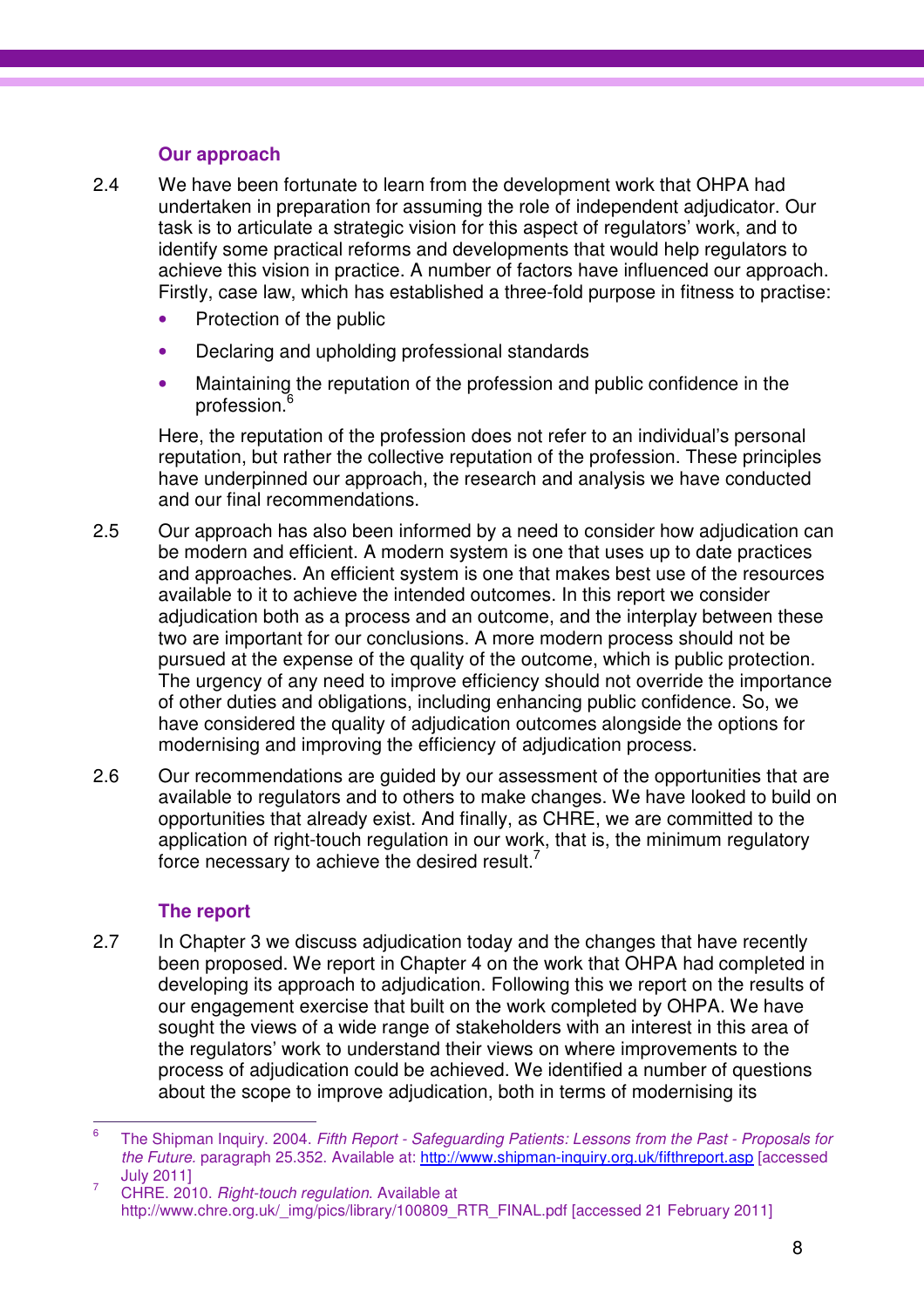### Our approach

2.4 We have been fortunate to learn from the development work that OHPA had undertaken in preparation for assuming the role of independent adjudicator. Our task is to articulate a strategic vision for this aspect of regulators' work, and to identify some practical reforms and developments that would help regulators to achieve this vision in practice. A number of factors have influenced our approach. Firstly, case law, which has established a three-fold purpose in fitness to practise:

- Protection of the public
- Declaring and upholding professional standards
- Maintaining the reputation of the profession and public confidence in the profession.[6]

Here, the reputation of the profession does not refer to an individual's personal reputation, but rather the collective reputation of the profession. These principles have underpinned our approach, the research and analysis we have conducted and our final recommendations.

2.5 Our approach has also been informed by a need to consider how adjudication can be modern and efficient. A modern system is one that uses up to date practices and approaches. An efficient system is one that makes best use of the resources available to it to achieve the intended outcomes. In this report we consider adjudication both as a process and an outcome, and the interplay between these two are important for our conclusions. A more modern process should not be pursued at the expense of the quality of the outcome, which is public protection. The urgency of any need to improve efficiency should not override the importance of other duties and obligations, including enhancing public confidence. So, we have considered the quality of adjudication outcomes alongside the options for modernising and improving the efficiency of adjudication process.

2.6 Our recommendations are guided by our assessment of the opportunities that are available to regulators and to others to make changes. We have looked to build on opportunities that already exist. And finally, as CHRE, we are committed to the application of right-touch regulation in our work, that is, the minimum regulatory force necessary to achieve the desired result.[7]

### The report

2.7 In Chapter 3 we discuss adjudication today and the changes that have recently been proposed. We report in Chapter 4 on the work that OHPA had completed in developing its approach to adjudication. Following this we report on the results of our engagement exercise that built on the work completed by OHPA. We have sought the views of a wide range of stakeholders with an interest in this area of the regulators' work to understand their views on where improvements to the process of adjudication could be achieved. We identified a number of questions about the scope to improve adjudication, both in terms of modernising its

---

[6] The Shipman Inquiry. 2004. *Fifth Report - Safeguarding Patients: Lessons from the Past - Proposals for the Future.* paragraph 25.352. Available at: http://www.shipman-inquiry.org.uk/fifthreport.asp [accessed July 2011]

[7] CHRE. 2010. *Right-touch regulation*. Available at http://www.chre.org.uk/_img/pics/library/100809_RTR_FINAL.pdf [accessed 21 February 2011]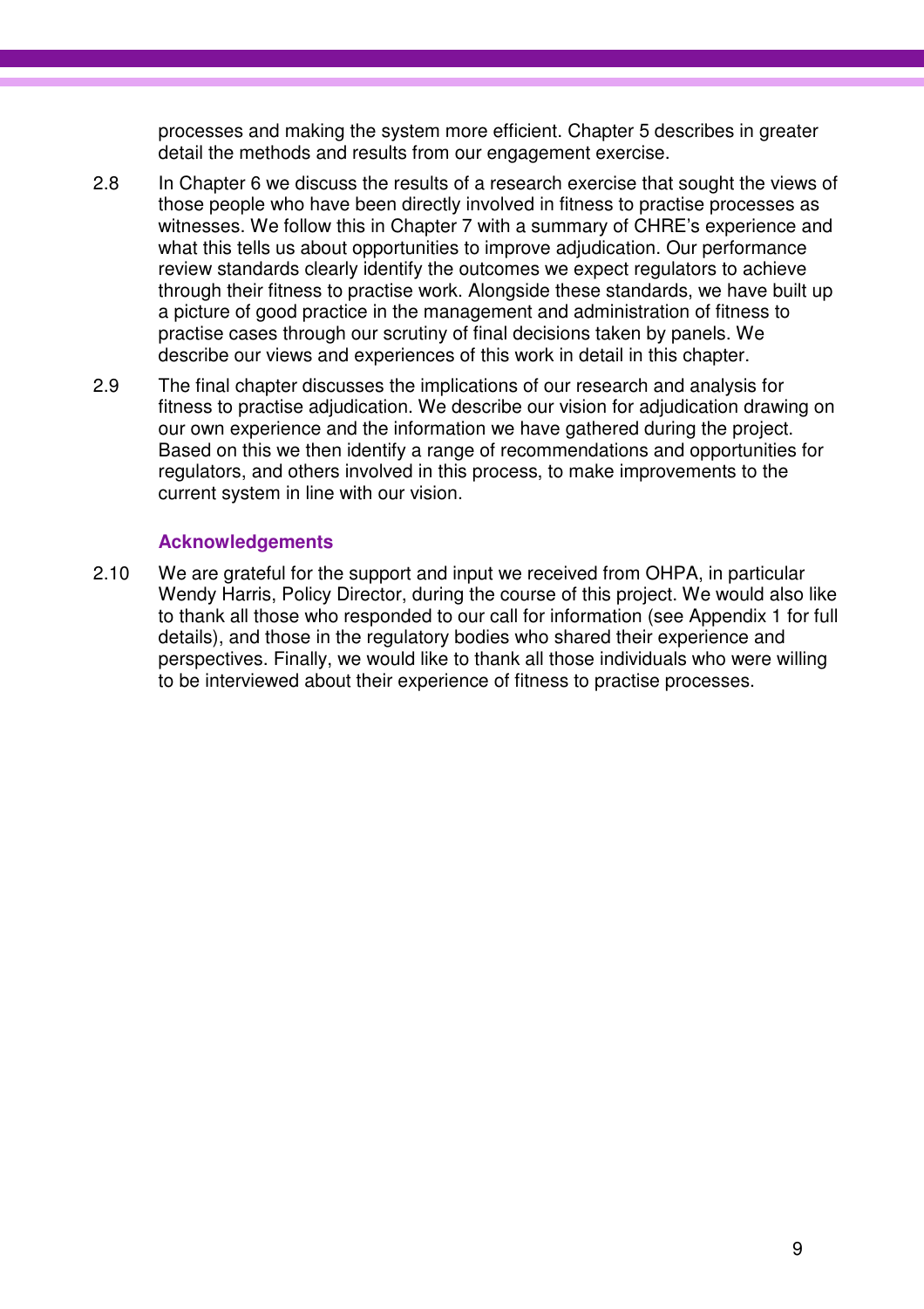processes and making the system more efficient. Chapter 5 describes in greater detail the methods and results from our engagement exercise.

2.8 In Chapter 6 we discuss the results of a research exercise that sought the views of those people who have been directly involved in fitness to practise processes as witnesses. We follow this in Chapter 7 with a summary of CHRE's experience and what this tells us about opportunities to improve adjudication. Our performance review standards clearly identify the outcomes we expect regulators to achieve through their fitness to practise work. Alongside these standards, we have built up a picture of good practice in the management and administration of fitness to practise cases through our scrutiny of final decisions taken by panels. We describe our views and experiences of this work in detail in this chapter.

2.9 The final chapter discusses the implications of our research and analysis for fitness to practise adjudication. We describe our vision for adjudication drawing on our own experience and the information we have gathered during the project. Based on this we then identify a range of recommendations and opportunities for regulators, and others involved in this process, to make improvements to the current system in line with our vision.

### Acknowledgements

2.10 We are grateful for the support and input we received from OHPA, in particular Wendy Harris, Policy Director, during the course of this project. We would also like to thank all those who responded to our call for information (see Appendix 1 for full details), and those in the regulatory bodies who shared their experience and perspectives. Finally, we would like to thank all those individuals who were willing to be interviewed about their experience of fitness to practise processes.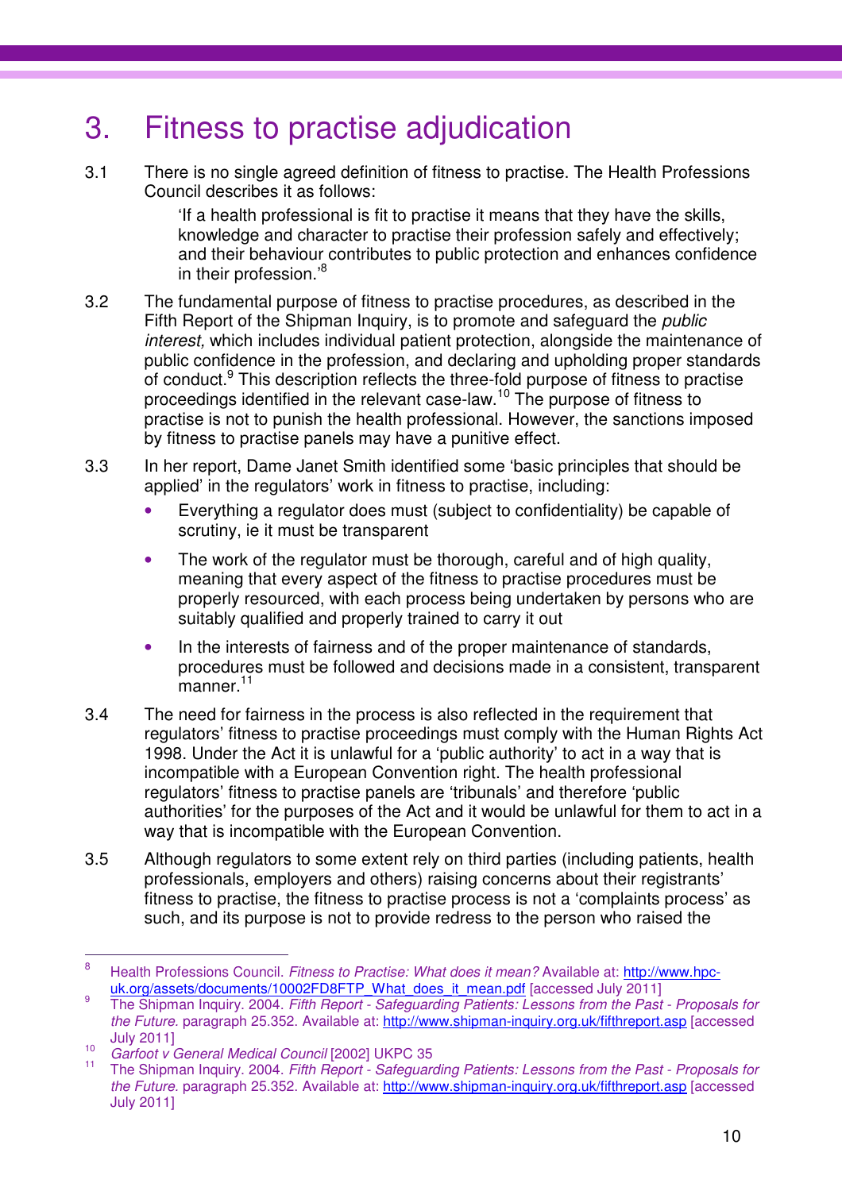# 3. Fitness to practise adjudication

3.1 There is no single agreed definition of fitness to practise. The Health Professions Council describes it as follows:

> 'If a health professional is fit to practise it means that they have the skills, knowledge and character to practise their profession safely and effectively; and their behaviour contributes to public protection and enhances confidence in their profession.'[8]

3.2 The fundamental purpose of fitness to practise procedures, as described in the Fifth Report of the Shipman Inquiry, is to promote and safeguard the *public interest,* which includes individual patient protection, alongside the maintenance of public confidence in the profession, and declaring and upholding proper standards of conduct.[9] This description reflects the three-fold purpose of fitness to practise proceedings identified in the relevant case-law.[10] The purpose of fitness to practise is not to punish the health professional. However, the sanctions imposed by fitness to practise panels may have a punitive effect.

3.3 In her report, Dame Janet Smith identified some 'basic principles that should be applied' in the regulators' work in fitness to practise, including:

- Everything a regulator does must (subject to confidentiality) be capable of scrutiny, ie it must be transparent
- The work of the regulator must be thorough, careful and of high quality, meaning that every aspect of the fitness to practise procedures must be properly resourced, with each process being undertaken by persons who are suitably qualified and properly trained to carry it out
- In the interests of fairness and of the proper maintenance of standards, procedures must be followed and decisions made in a consistent, transparent manner.[11]

3.4 The need for fairness in the process is also reflected in the requirement that regulators' fitness to practise proceedings must comply with the Human Rights Act 1998. Under the Act it is unlawful for a 'public authority' to act in a way that is incompatible with a European Convention right. The health professional regulators' fitness to practise panels are 'tribunals' and therefore 'public authorities' for the purposes of the Act and it would be unlawful for them to act in a way that is incompatible with the European Convention.

3.5 Although regulators to some extent rely on third parties (including patients, health professionals, employers and others) raising concerns about their registrants' fitness to practise, the fitness to practise process is not a 'complaints process' as such, and its purpose is not to provide redress to the person who raised the

---

[8] Health Professions Council. *Fitness to Practise: What does it mean?* Available at: http://www.hpc-uk.org/assets/documents/10002FD8FTP_What_does_it_mean.pdf [accessed July 2011]

[9] The Shipman Inquiry. 2004. *Fifth Report - Safeguarding Patients: Lessons from the Past - Proposals for the Future.* paragraph 25.352. Available at: http://www.shipman-inquiry.org.uk/fifthreport.asp [accessed July 2011]

[10] *Garfoot v General Medical Council* [2002] UKPC 35

[11] The Shipman Inquiry. 2004. *Fifth Report - Safeguarding Patients: Lessons from the Past - Proposals for the Future.* paragraph 25.352. Available at: http://www.shipman-inquiry.org.uk/fifthreport.asp [accessed July 2011]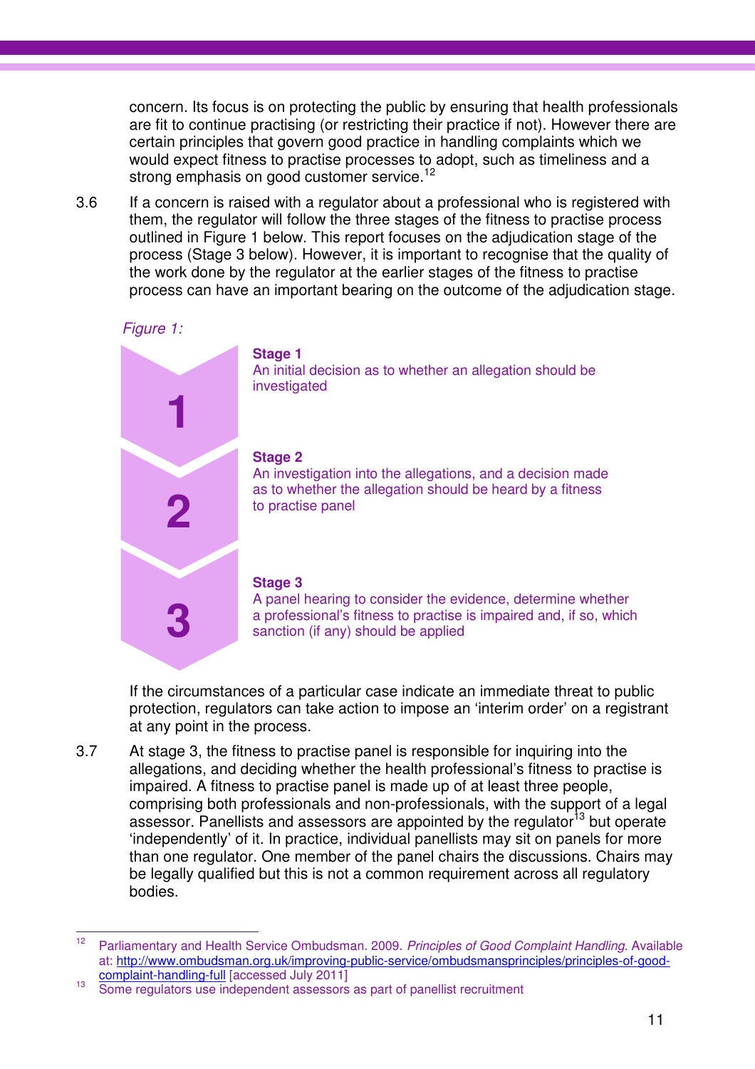concern. Its focus is on protecting the public by ensuring that health professionals are fit to continue practising (or restricting their practice if not). However there are certain principles that govern good practice in handling complaints which we would expect fitness to practise processes to adopt, such as timeliness and a strong emphasis on good customer service.[12]

3.6 If a concern is raised with a regulator about a professional who is registered with them, the regulator will follow the three stages of the fitness to practise process outlined in Figure 1 below. This report focuses on the adjudication stage of the process (Stage 3 below). However, it is important to recognise that the quality of the work done by the regulator at the earlier stages of the fitness to practise process can have an important bearing on the outcome of the adjudication stage.

*Figure 1:*

**1**

**Stage 1**
An initial decision as to whether an allegation should be investigated

**2**

**Stage 2**
An investigation into the allegations, and a decision made as to whether the allegation should be heard by a fitness to practise panel

**3**

**Stage 3**
A panel hearing to consider the evidence, determine whether a professional's fitness to practise is impaired and, if so, which sanction (if any) should be applied

If the circumstances of a particular case indicate an immediate threat to public protection, regulators can take action to impose an 'interim order' on a registrant at any point in the process.

3.7 At stage 3, the fitness to practise panel is responsible for inquiring into the allegations, and deciding whether the health professional's fitness to practise is impaired. A fitness to practise panel is made up of at least three people, comprising both professionals and non-professionals, with the support of a legal assessor. Panellists and assessors are appointed by the regulator[13] but operate 'independently' of it. In practice, individual panellists may sit on panels for more than one regulator. One member of the panel chairs the discussions. Chairs may be legally qualified but this is not a common requirement across all regulatory bodies.

---

[12] Parliamentary and Health Service Ombudsman. 2009. *Principles of Good Complaint Handling.* Available at: http://www.ombudsman.org.uk/improving-public-service/ombudsmansprinciples/principles-of-good-complaint-handling-full [accessed July 2011]

[13] Some regulators use independent assessors as part of panellist recruitment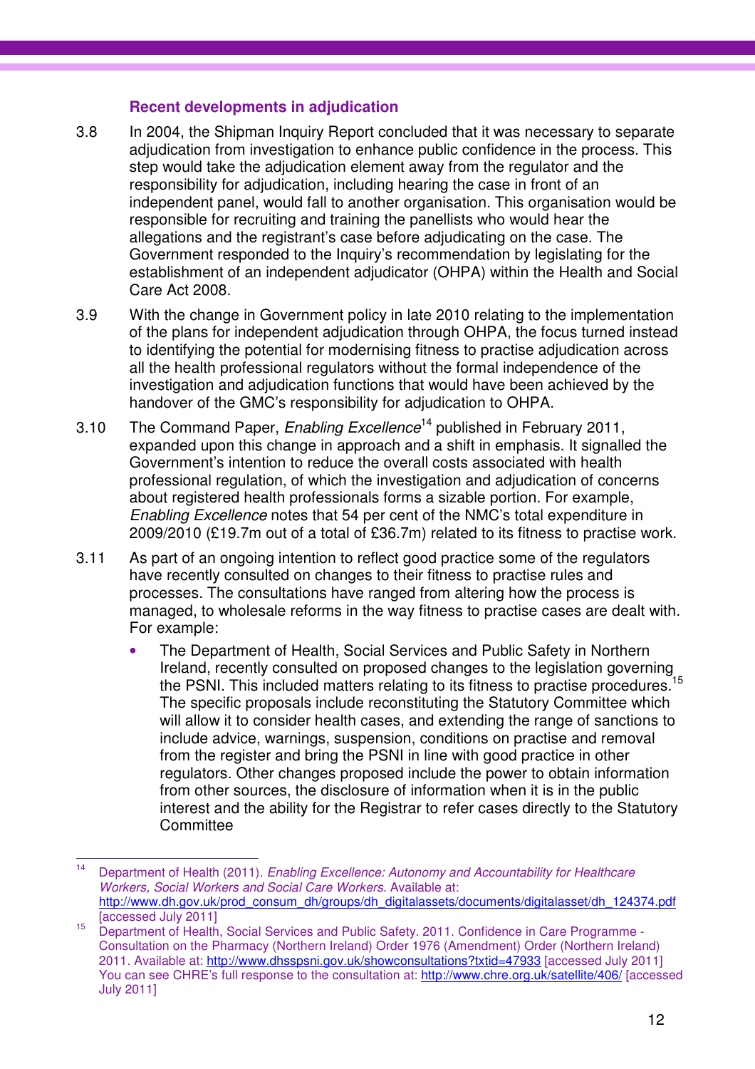### Recent developments in adjudication

3.8 In 2004, the Shipman Inquiry Report concluded that it was necessary to separate adjudication from investigation to enhance public confidence in the process. This step would take the adjudication element away from the regulator and the responsibility for adjudication, including hearing the case in front of an independent panel, would fall to another organisation. This organisation would be responsible for recruiting and training the panellists who would hear the allegations and the registrant's case before adjudicating on the case. The Government responded to the Inquiry's recommendation by legislating for the establishment of an independent adjudicator (OHPA) within the Health and Social Care Act 2008.

3.9 With the change in Government policy in late 2010 relating to the implementation of the plans for independent adjudication through OHPA, the focus turned instead to identifying the potential for modernising fitness to practise adjudication across all the health professional regulators without the formal independence of the investigation and adjudication functions that would have been achieved by the handover of the GMC's responsibility for adjudication to OHPA.

3.10 The Command Paper, *Enabling Excellence*[14] published in February 2011, expanded upon this change in approach and a shift in emphasis. It signalled the Government's intention to reduce the overall costs associated with health professional regulation, of which the investigation and adjudication of concerns about registered health professionals forms a sizable portion. For example, *Enabling Excellence* notes that 54 per cent of the NMC's total expenditure in 2009/2010 (£19.7m out of a total of £36.7m) related to its fitness to practise work.

3.11 As part of an ongoing intention to reflect good practice some of the regulators have recently consulted on changes to their fitness to practise rules and processes. The consultations have ranged from altering how the process is managed, to wholesale reforms in the way fitness to practise cases are dealt with. For example:

- The Department of Health, Social Services and Public Safety in Northern Ireland, recently consulted on proposed changes to the legislation governing the PSNI. This included matters relating to its fitness to practise procedures.[15] The specific proposals include reconstituting the Statutory Committee which will allow it to consider health cases, and extending the range of sanctions to include advice, warnings, suspension, conditions on practise and removal from the register and bring the PSNI in line with good practice in other regulators. Other changes proposed include the power to obtain information from other sources, the disclosure of information when it is in the public interest and the ability for the Registrar to refer cases directly to the Statutory Committee

---

[14] Department of Health (2011). *Enabling Excellence: Autonomy and Accountability for Healthcare Workers, Social Workers and Social Care Workers.* Available at: http://www.dh.gov.uk/prod_consum_dh/groups/dh_digitalassets/documents/digitalasset/dh_124374.pdf [accessed July 2011]

[15] Department of Health, Social Services and Public Safety. 2011. Confidence in Care Programme - Consultation on the Pharmacy (Northern Ireland) Order 1976 (Amendment) Order (Northern Ireland) 2011. Available at: http://www.dhsspsni.gov.uk/showconsultations?txtid=47933 [accessed July 2011] You can see CHRE's full response to the consultation at: http://www.chre.org.uk/satellite/406/ [accessed July 2011]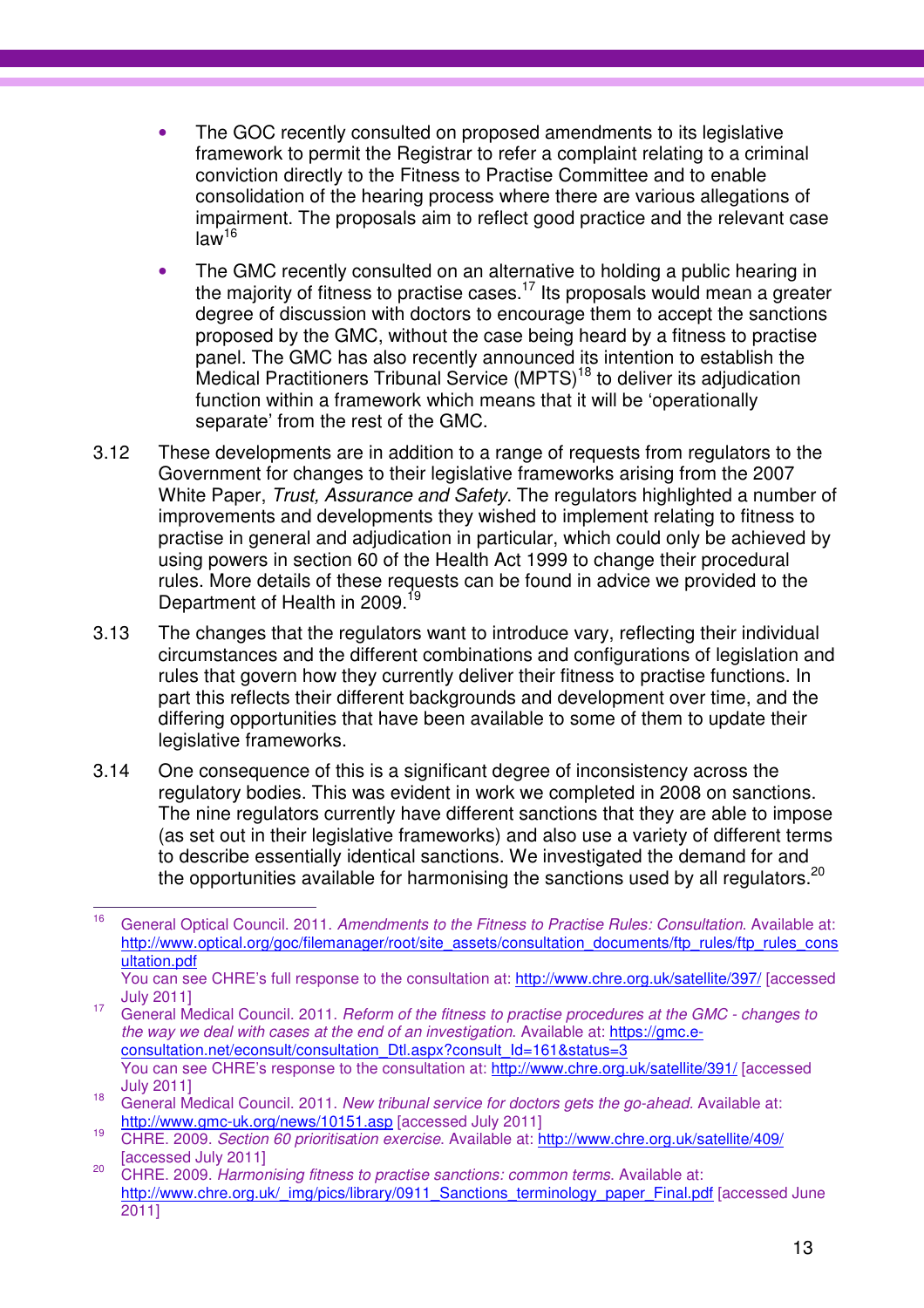- The GOC recently consulted on proposed amendments to its legislative framework to permit the Registrar to refer a complaint relating to a criminal conviction directly to the Fitness to Practise Committee and to enable consolidation of the hearing process where there are various allegations of impairment. The proposals aim to reflect good practice and the relevant case law[16]

- The GMC recently consulted on an alternative to holding a public hearing in the majority of fitness to practise cases.[17] Its proposals would mean a greater degree of discussion with doctors to encourage them to accept the sanctions proposed by the GMC, without the case being heard by a fitness to practise panel. The GMC has also recently announced its intention to establish the Medical Practitioners Tribunal Service (MPTS)[18] to deliver its adjudication function within a framework which means that it will be 'operationally separate' from the rest of the GMC.

3.12 These developments are in addition to a range of requests from regulators to the Government for changes to their legislative frameworks arising from the 2007 White Paper, *Trust, Assurance and Safety*. The regulators highlighted a number of improvements and developments they wished to implement relating to fitness to practise in general and adjudication in particular, which could only be achieved by using powers in section 60 of the Health Act 1999 to change their procedural rules. More details of these requests can be found in advice we provided to the Department of Health in 2009.[19]

3.13 The changes that the regulators want to introduce vary, reflecting their individual circumstances and the different combinations and configurations of legislation and rules that govern how they currently deliver their fitness to practise functions. In part this reflects their different backgrounds and development over time, and the differing opportunities that have been available to some of them to update their legislative frameworks.

3.14 One consequence of this is a significant degree of inconsistency across the regulatory bodies. This was evident in work we completed in 2008 on sanctions. The nine regulators currently have different sanctions that they are able to impose (as set out in their legislative frameworks) and also use a variety of different terms to describe essentially identical sanctions. We investigated the demand for and the opportunities available for harmonising the sanctions used by all regulators.[20]

---

[16] General Optical Council. 2011. *Amendments to the Fitness to Practise Rules: Consultation*. Available at: http://www.optical.org/goc/filemanager/root/site_assets/consultation_documents/ftp_rules/ftp_rules_consultation.pdf
You can see CHRE's full response to the consultation at: http://www.chre.org.uk/satellite/397/ [accessed July 2011]

[17] General Medical Council. 2011. *Reform of the fitness to practise procedures at the GMC - changes to the way we deal with cases at the end of an investigation*. Available at: https://gmc.e-consultation.net/econsult/consultation_Dtl.aspx?consult_Id=161&status=3
You can see CHRE's response to the consultation at: http://www.chre.org.uk/satellite/391/ [accessed July 2011]

[18] General Medical Council. 2011. *New tribunal service for doctors gets the go-ahead*. Available at: http://www.gmc-uk.org/news/10151.asp [accessed July 2011]

[19] CHRE. 2009. *Section 60 prioritisation exercise*. Available at: http://www.chre.org.uk/satellite/409/ [accessed July 2011]

[20] CHRE. 2009. *Harmonising fitness to practise sanctions: common terms*. Available at: http://www.chre.org.uk/_img/pics/library/0911_Sanctions_terminology_paper_Final.pdf [accessed June 2011]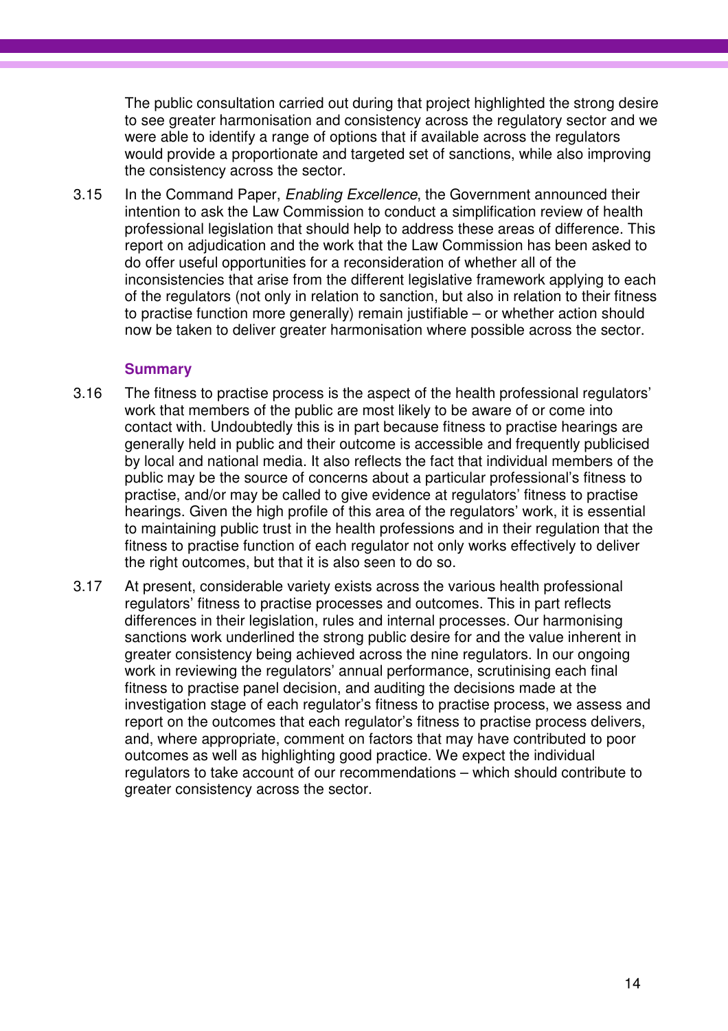The public consultation carried out during that project highlighted the strong desire to see greater harmonisation and consistency across the regulatory sector and we were able to identify a range of options that if available across the regulators would provide a proportionate and targeted set of sanctions, while also improving the consistency across the sector.

3.15 In the Command Paper, *Enabling Excellence*, the Government announced their intention to ask the Law Commission to conduct a simplification review of health professional legislation that should help to address these areas of difference. This report on adjudication and the work that the Law Commission has been asked to do offer useful opportunities for a reconsideration of whether all of the inconsistencies that arise from the different legislative framework applying to each of the regulators (not only in relation to sanction, but also in relation to their fitness to practise function more generally) remain justifiable – or whether action should now be taken to deliver greater harmonisation where possible across the sector.

### Summary

3.16 The fitness to practise process is the aspect of the health professional regulators' work that members of the public are most likely to be aware of or come into contact with. Undoubtedly this is in part because fitness to practise hearings are generally held in public and their outcome is accessible and frequently publicised by local and national media. It also reflects the fact that individual members of the public may be the source of concerns about a particular professional's fitness to practise, and/or may be called to give evidence at regulators' fitness to practise hearings. Given the high profile of this area of the regulators' work, it is essential to maintaining public trust in the health professions and in their regulation that the fitness to practise function of each regulator not only works effectively to deliver the right outcomes, but that it is also seen to do so.

3.17 At present, considerable variety exists across the various health professional regulators' fitness to practise processes and outcomes. This in part reflects differences in their legislation, rules and internal processes. Our harmonising sanctions work underlined the strong public desire for and the value inherent in greater consistency being achieved across the nine regulators. In our ongoing work in reviewing the regulators' annual performance, scrutinising each final fitness to practise panel decision, and auditing the decisions made at the investigation stage of each regulator's fitness to practise process, we assess and report on the outcomes that each regulator's fitness to practise process delivers, and, where appropriate, comment on factors that may have contributed to poor outcomes as well as highlighting good practice. We expect the individual regulators to take account of our recommendations – which should contribute to greater consistency across the sector.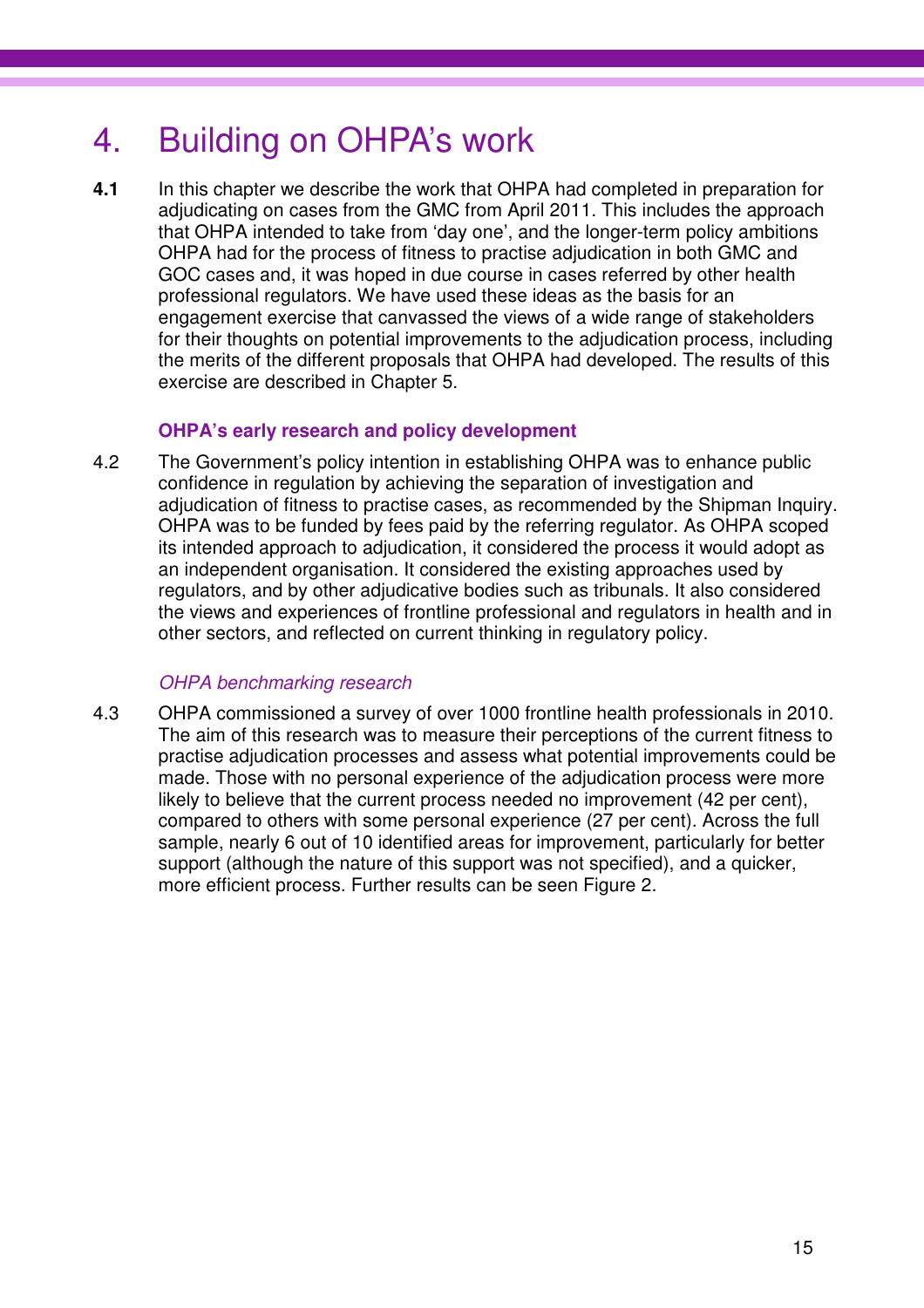# 4. Building on OHPA's work

**4.1** In this chapter we describe the work that OHPA had completed in preparation for adjudicating on cases from the GMC from April 2011. This includes the approach that OHPA intended to take from 'day one', and the longer-term policy ambitions OHPA had for the process of fitness to practise adjudication in both GMC and GOC cases and, it was hoped in due course in cases referred by other health professional regulators. We have used these ideas as the basis for an engagement exercise that canvassed the views of a wide range of stakeholders for their thoughts on potential improvements to the adjudication process, including the merits of the different proposals that OHPA had developed. The results of this exercise are described in Chapter 5.

## OHPA's early research and policy development

4.2 The Government's policy intention in establishing OHPA was to enhance public confidence in regulation by achieving the separation of investigation and adjudication of fitness to practise cases, as recommended by the Shipman Inquiry. OHPA was to be funded by fees paid by the referring regulator. As OHPA scoped its intended approach to adjudication, it considered the process it would adopt as an independent organisation. It considered the existing approaches used by regulators, and by other adjudicative bodies such as tribunals. It also considered the views and experiences of frontline professional and regulators in health and in other sectors, and reflected on current thinking in regulatory policy.

### *OHPA benchmarking research*

4.3 OHPA commissioned a survey of over 1000 frontline health professionals in 2010. The aim of this research was to measure their perceptions of the current fitness to practise adjudication processes and assess what potential improvements could be made. Those with no personal experience of the adjudication process were more likely to believe that the current process needed no improvement (42 per cent), compared to others with some personal experience (27 per cent). Across the full sample, nearly 6 out of 10 identified areas for improvement, particularly for better support (although the nature of this support was not specified), and a quicker, more efficient process. Further results can be seen Figure 2.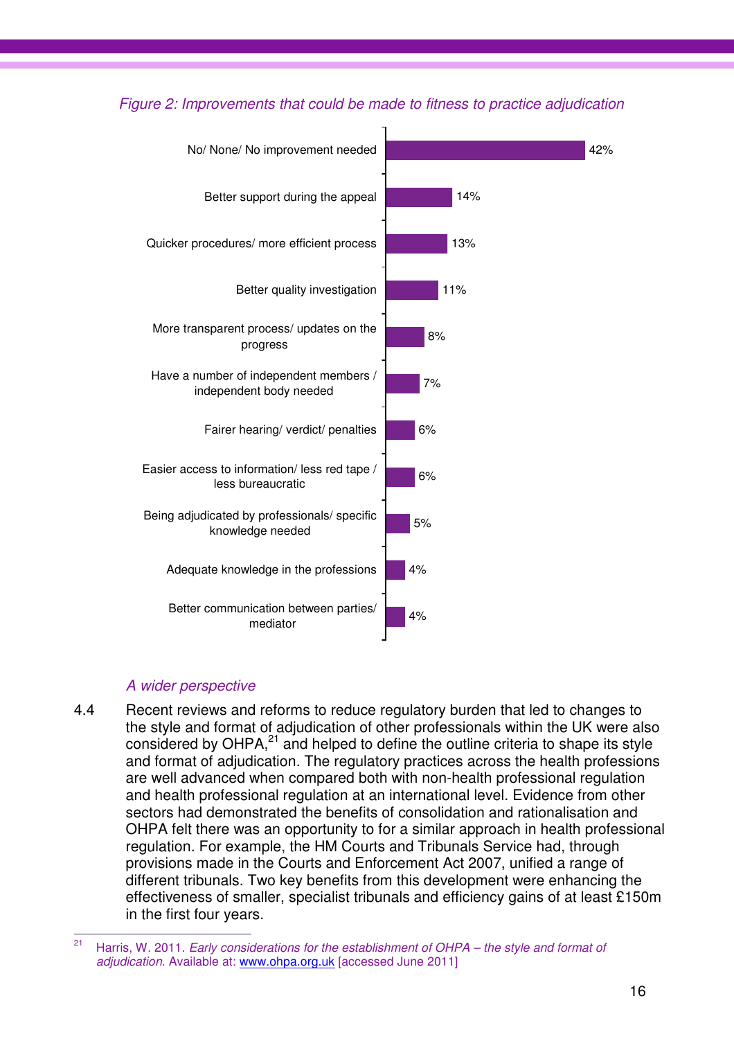*Figure 2: Improvements that could be made to fitness to practice adjudication*

| Improvement | % |
|---|---|
| No/ None/ No improvement needed | 42% |
| Better support during the appeal | 14% |
| Quicker procedures/ more efficient process | 13% |
| Better quality investigation | 11% |
| More transparent process/ updates on the progress | 8% |
| Have a number of independent members / independent body needed | 7% |
| Fairer hearing/ verdict/ penalties | 6% |
| Easier access to information/ less red tape / less bureaucratic | 6% |
| Being adjudicated by professionals/ specific knowledge needed | 5% |
| Adequate knowledge in the professions | 4% |
| Better communication between parties/ mediator | 4% |

### *A wider perspective*

4.4 Recent reviews and reforms to reduce regulatory burden that led to changes to the style and format of adjudication of other professionals within the UK were also considered by OHPA,[21] and helped to define the outline criteria to shape its style and format of adjudication. The regulatory practices across the health professions are well advanced when compared both with non-health professional regulation and health professional regulation at an international level. Evidence from other sectors had demonstrated the benefits of consolidation and rationalisation and OHPA felt there was an opportunity to for a similar approach in health professional regulation. For example, the HM Courts and Tribunals Service had, through provisions made in the Courts and Enforcement Act 2007, unified a range of different tribunals. Two key benefits from this development were enhancing the effectiveness of smaller, specialist tribunals and efficiency gains of at least £150m in the first four years.

---

[21] Harris, W. 2011. *Early considerations for the establishment of OHPA – the style and format of adjudication*. Available at: www.ohpa.org.uk [accessed June 2011]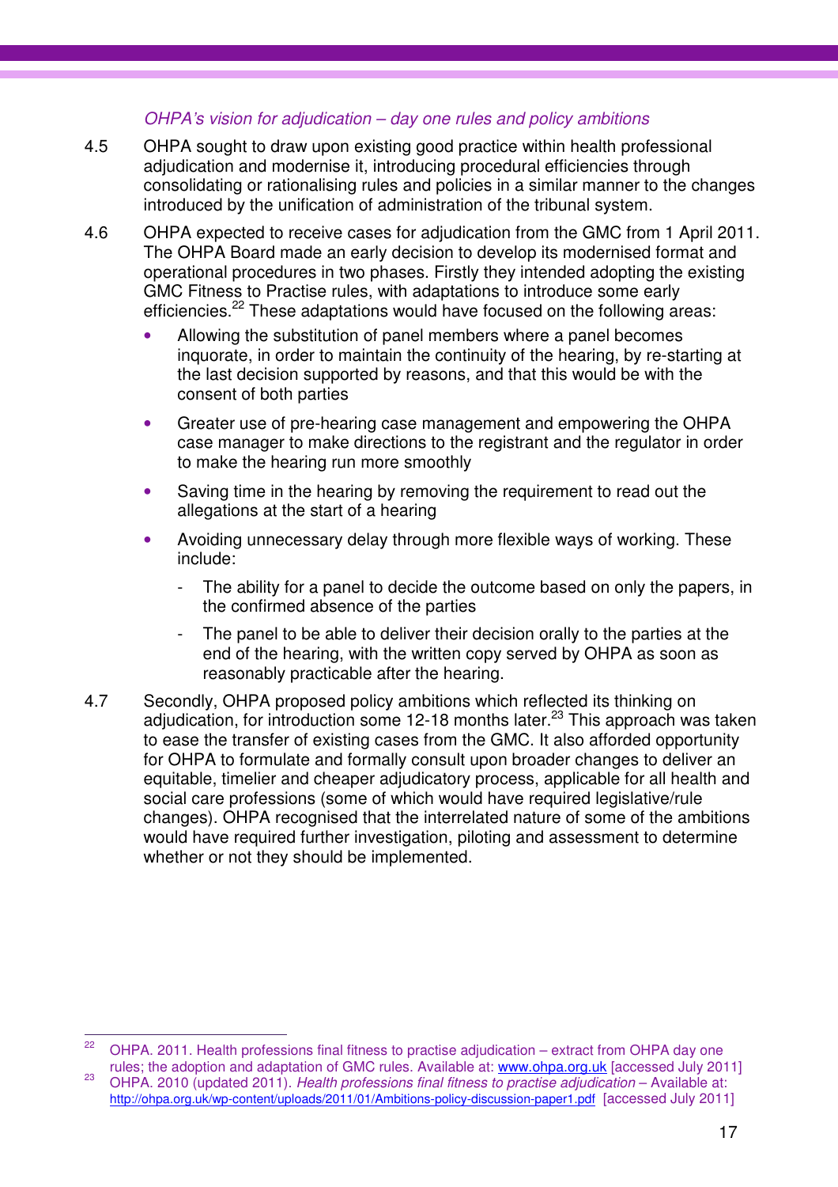*OHPA's vision for adjudication – day one rules and policy ambitions*

4.5 OHPA sought to draw upon existing good practice within health professional adjudication and modernise it, introducing procedural efficiencies through consolidating or rationalising rules and policies in a similar manner to the changes introduced by the unification of administration of the tribunal system.

4.6 OHPA expected to receive cases for adjudication from the GMC from 1 April 2011. The OHPA Board made an early decision to develop its modernised format and operational procedures in two phases. Firstly they intended adopting the existing GMC Fitness to Practise rules, with adaptations to introduce some early efficiencies.[22] These adaptations would have focused on the following areas:

- Allowing the substitution of panel members where a panel becomes inquorate, in order to maintain the continuity of the hearing, by re-starting at the last decision supported by reasons, and that this would be with the consent of both parties
- Greater use of pre-hearing case management and empowering the OHPA case manager to make directions to the registrant and the regulator in order to make the hearing run more smoothly
- Saving time in the hearing by removing the requirement to read out the allegations at the start of a hearing
- Avoiding unnecessary delay through more flexible ways of working. These include:
  - The ability for a panel to decide the outcome based on only the papers, in the confirmed absence of the parties
  - The panel to be able to deliver their decision orally to the parties at the end of the hearing, with the written copy served by OHPA as soon as reasonably practicable after the hearing.

4.7 Secondly, OHPA proposed policy ambitions which reflected its thinking on adjudication, for introduction some 12-18 months later.[23] This approach was taken to ease the transfer of existing cases from the GMC. It also afforded opportunity for OHPA to formulate and formally consult upon broader changes to deliver an equitable, timelier and cheaper adjudicatory process, applicable for all health and social care professions (some of which would have required legislative/rule changes). OHPA recognised that the interrelated nature of some of the ambitions would have required further investigation, piloting and assessment to determine whether or not they should be implemented.

---

[22] OHPA. 2011. Health professions final fitness to practise adjudication – extract from OHPA day one rules; the adoption and adaptation of GMC rules. Available at: www.ohpa.org.uk [accessed July 2011]

[23] OHPA. 2010 (updated 2011). *Health professions final fitness to practise adjudication* – Available at: http://ohpa.org.uk/wp-content/uploads/2011/01/Ambitions-policy-discussion-paper1.pdf [accessed July 2011]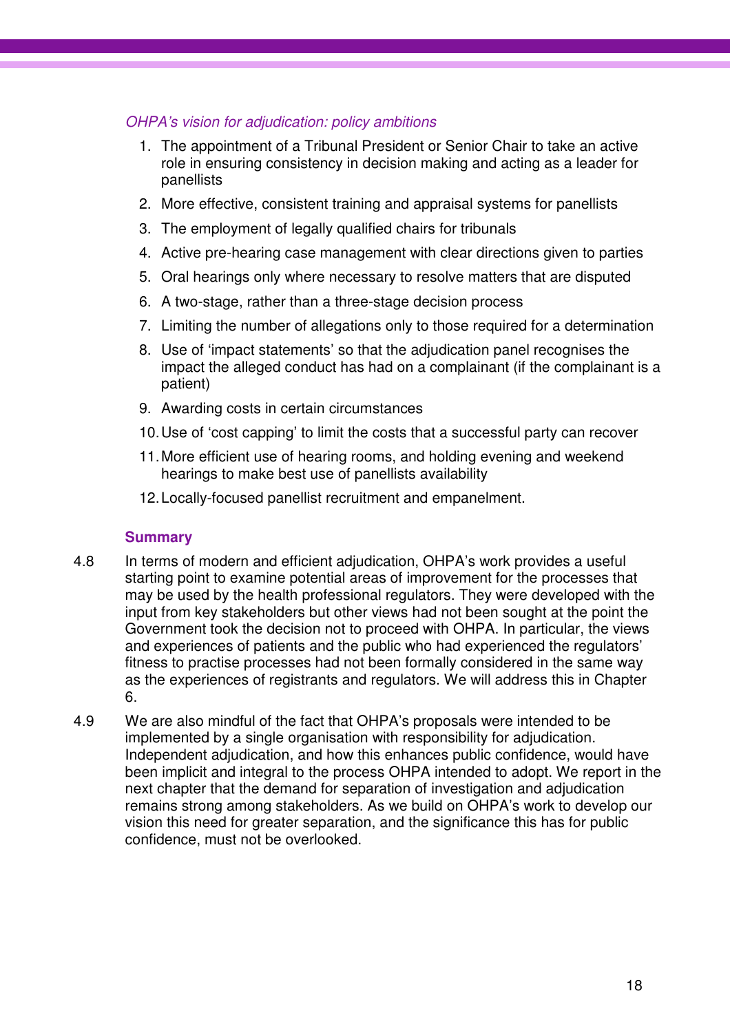*OHPA's vision for adjudication: policy ambitions*

1. The appointment of a Tribunal President or Senior Chair to take an active role in ensuring consistency in decision making and acting as a leader for panellists
2. More effective, consistent training and appraisal systems for panellists
3. The employment of legally qualified chairs for tribunals
4. Active pre-hearing case management with clear directions given to parties
5. Oral hearings only where necessary to resolve matters that are disputed
6. A two-stage, rather than a three-stage decision process
7. Limiting the number of allegations only to those required for a determination
8. Use of 'impact statements' so that the adjudication panel recognises the impact the alleged conduct has had on a complainant (if the complainant is a patient)
9. Awarding costs in certain circumstances
10. Use of 'cost capping' to limit the costs that a successful party can recover
11. More efficient use of hearing rooms, and holding evening and weekend hearings to make best use of panellists availability
12. Locally-focused panellist recruitment and empanelment.

### Summary

4.8 In terms of modern and efficient adjudication, OHPA's work provides a useful starting point to examine potential areas of improvement for the processes that may be used by the health professional regulators. They were developed with the input from key stakeholders but other views had not been sought at the point the Government took the decision not to proceed with OHPA. In particular, the views and experiences of patients and the public who had experienced the regulators' fitness to practise processes had not been formally considered in the same way as the experiences of registrants and regulators. We will address this in Chapter 6.

4.9 We are also mindful of the fact that OHPA's proposals were intended to be implemented by a single organisation with responsibility for adjudication. Independent adjudication, and how this enhances public confidence, would have been implicit and integral to the process OHPA intended to adopt. We report in the next chapter that the demand for separation of investigation and adjudication remains strong among stakeholders. As we build on OHPA's work to develop our vision this need for greater separation, and the significance this has for public confidence, must not be overlooked.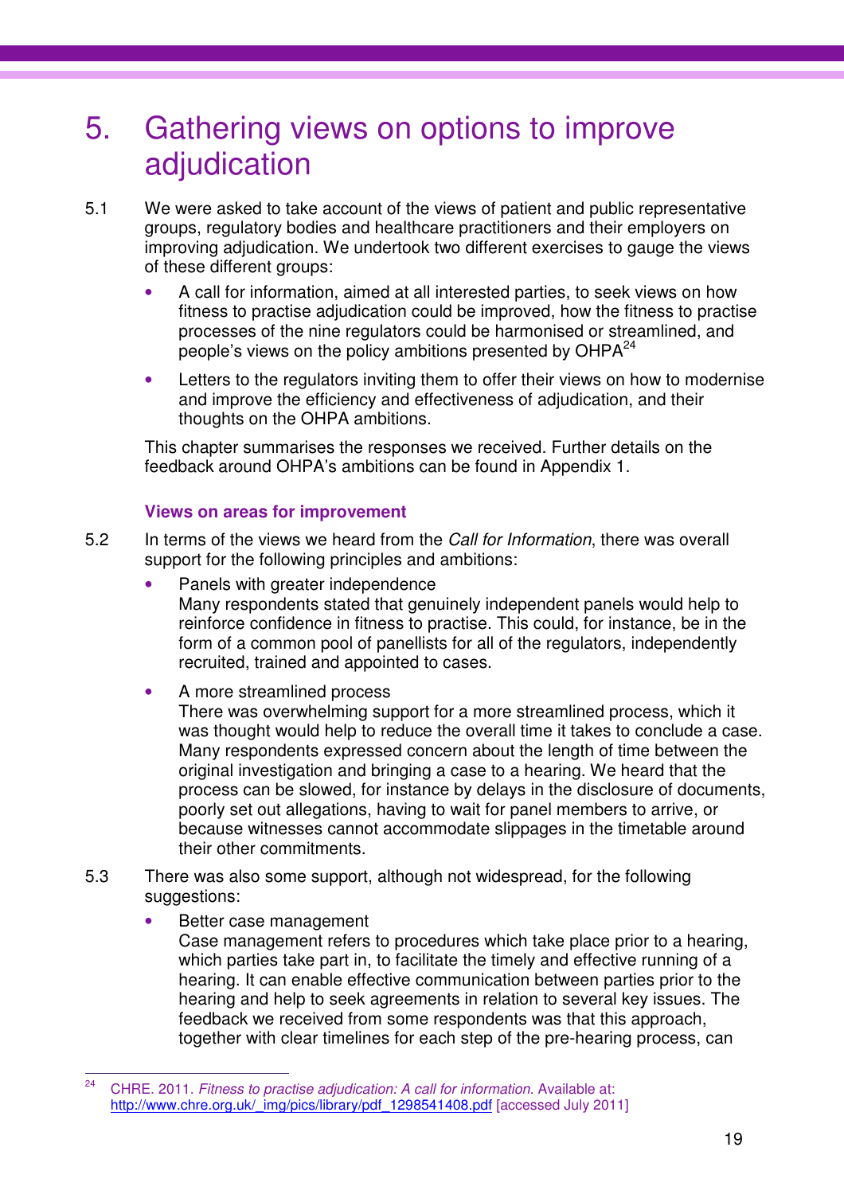# 5. Gathering views on options to improve adjudication

5.1 We were asked to take account of the views of patient and public representative groups, regulatory bodies and healthcare practitioners and their employers on improving adjudication. We undertook two different exercises to gauge the views of these different groups:

- A call for information, aimed at all interested parties, to seek views on how fitness to practise adjudication could be improved, how the fitness to practise processes of the nine regulators could be harmonised or streamlined, and people's views on the policy ambitions presented by OHPA[24]
- Letters to the regulators inviting them to offer their views on how to modernise and improve the efficiency and effectiveness of adjudication, and their thoughts on the OHPA ambitions.

This chapter summarises the responses we received. Further details on the feedback around OHPA's ambitions can be found in Appendix 1.

### Views on areas for improvement

5.2 In terms of the views we heard from the *Call for Information*, there was overall support for the following principles and ambitions:

- Panels with greater independence
  Many respondents stated that genuinely independent panels would help to reinforce confidence in fitness to practise. This could, for instance, be in the form of a common pool of panellists for all of the regulators, independently recruited, trained and appointed to cases.
- A more streamlined process
  There was overwhelming support for a more streamlined process, which it was thought would help to reduce the overall time it takes to conclude a case. Many respondents expressed concern about the length of time between the original investigation and bringing a case to a hearing. We heard that the process can be slowed, for instance by delays in the disclosure of documents, poorly set out allegations, having to wait for panel members to arrive, or because witnesses cannot accommodate slippages in the timetable around their other commitments.

5.3 There was also some support, although not widespread, for the following suggestions:

- Better case management
  Case management refers to procedures which take place prior to a hearing, which parties take part in, to facilitate the timely and effective running of a hearing. It can enable effective communication between parties prior to the hearing and help to seek agreements in relation to several key issues. The feedback we received from some respondents was that this approach, together with clear timelines for each step of the pre-hearing process, can

---

[24] CHRE. 2011. *Fitness to practise adjudication: A call for information.* Available at: http://www.chre.org.uk/_img/pics/library/pdf_1298541408.pdf [accessed July 2011]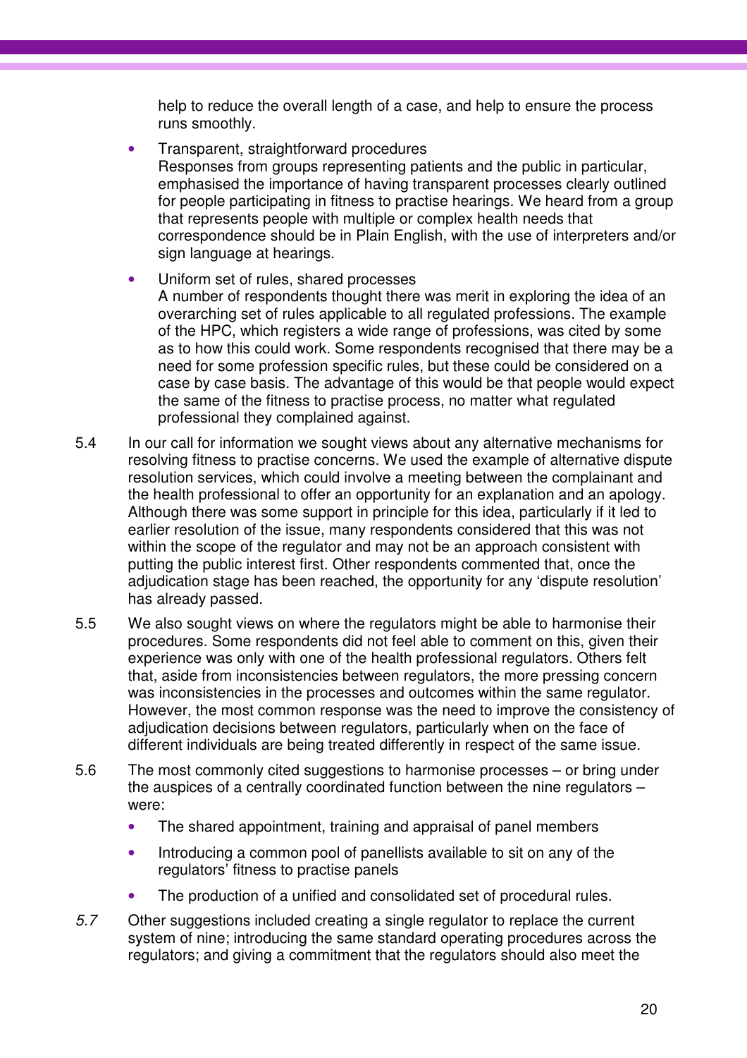help to reduce the overall length of a case, and help to ensure the process runs smoothly.

- Transparent, straightforward procedures
  Responses from groups representing patients and the public in particular, emphasised the importance of having transparent processes clearly outlined for people participating in fitness to practise hearings. We heard from a group that represents people with multiple or complex health needs that correspondence should be in Plain English, with the use of interpreters and/or sign language at hearings.

- Uniform set of rules, shared processes
  A number of respondents thought there was merit in exploring the idea of an overarching set of rules applicable to all regulated professions. The example of the HPC, which registers a wide range of professions, was cited by some as to how this could work. Some respondents recognised that there may be a need for some profession specific rules, but these could be considered on a case by case basis. The advantage of this would be that people would expect the same of the fitness to practise process, no matter what regulated professional they complained against.

5.4 In our call for information we sought views about any alternative mechanisms for resolving fitness to practise concerns. We used the example of alternative dispute resolution services, which could involve a meeting between the complainant and the health professional to offer an opportunity for an explanation and an apology. Although there was some support in principle for this idea, particularly if it led to earlier resolution of the issue, many respondents considered that this was not within the scope of the regulator and may not be an approach consistent with putting the public interest first. Other respondents commented that, once the adjudication stage has been reached, the opportunity for any 'dispute resolution' has already passed.

5.5 We also sought views on where the regulators might be able to harmonise their procedures. Some respondents did not feel able to comment on this, given their experience was only with one of the health professional regulators. Others felt that, aside from inconsistencies between regulators, the more pressing concern was inconsistencies in the processes and outcomes within the same regulator. However, the most common response was the need to improve the consistency of adjudication decisions between regulators, particularly when on the face of different individuals are being treated differently in respect of the same issue.

5.6 The most commonly cited suggestions to harmonise processes – or bring under the auspices of a centrally coordinated function between the nine regulators – were:

- The shared appointment, training and appraisal of panel members
- Introducing a common pool of panellists available to sit on any of the regulators' fitness to practise panels
- The production of a unified and consolidated set of procedural rules.

*5.7* Other suggestions included creating a single regulator to replace the current system of nine; introducing the same standard operating procedures across the regulators; and giving a commitment that the regulators should also meet the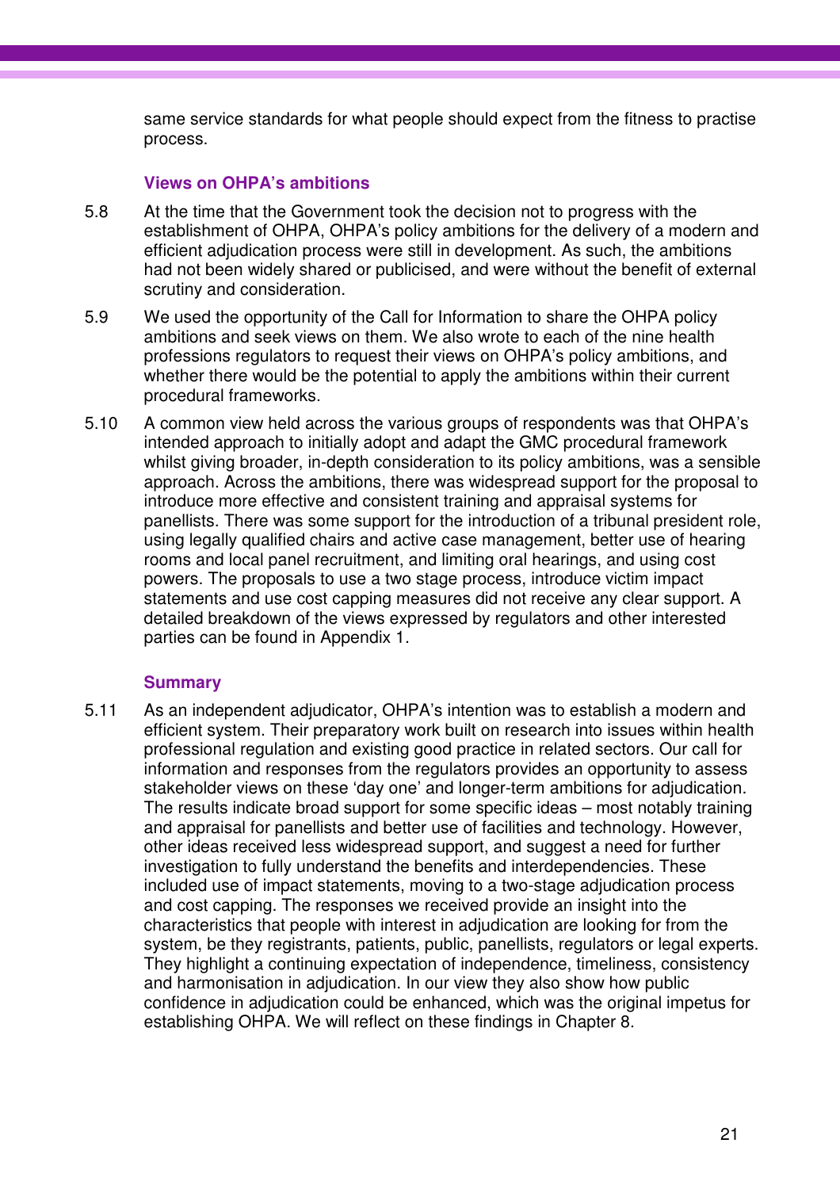same service standards for what people should expect from the fitness to practise process.

### Views on OHPA's ambitions

5.8 At the time that the Government took the decision not to progress with the establishment of OHPA, OHPA's policy ambitions for the delivery of a modern and efficient adjudication process were still in development. As such, the ambitions had not been widely shared or publicised, and were without the benefit of external scrutiny and consideration.

5.9 We used the opportunity of the Call for Information to share the OHPA policy ambitions and seek views on them. We also wrote to each of the nine health professions regulators to request their views on OHPA's policy ambitions, and whether there would be the potential to apply the ambitions within their current procedural frameworks.

5.10 A common view held across the various groups of respondents was that OHPA's intended approach to initially adopt and adapt the GMC procedural framework whilst giving broader, in-depth consideration to its policy ambitions, was a sensible approach. Across the ambitions, there was widespread support for the proposal to introduce more effective and consistent training and appraisal systems for panellists. There was some support for the introduction of a tribunal president role, using legally qualified chairs and active case management, better use of hearing rooms and local panel recruitment, and limiting oral hearings, and using cost powers. The proposals to use a two stage process, introduce victim impact statements and use cost capping measures did not receive any clear support. A detailed breakdown of the views expressed by regulators and other interested parties can be found in Appendix 1.

### Summary

5.11 As an independent adjudicator, OHPA's intention was to establish a modern and efficient system. Their preparatory work built on research into issues within health professional regulation and existing good practice in related sectors. Our call for information and responses from the regulators provides an opportunity to assess stakeholder views on these 'day one' and longer-term ambitions for adjudication. The results indicate broad support for some specific ideas – most notably training and appraisal for panellists and better use of facilities and technology. However, other ideas received less widespread support, and suggest a need for further investigation to fully understand the benefits and interdependencies. These included use of impact statements, moving to a two-stage adjudication process and cost capping. The responses we received provide an insight into the characteristics that people with interest in adjudication are looking for from the system, be they registrants, patients, public, panellists, regulators or legal experts. They highlight a continuing expectation of independence, timeliness, consistency and harmonisation in adjudication. In our view they also show how public confidence in adjudication could be enhanced, which was the original impetus for establishing OHPA. We will reflect on these findings in Chapter 8.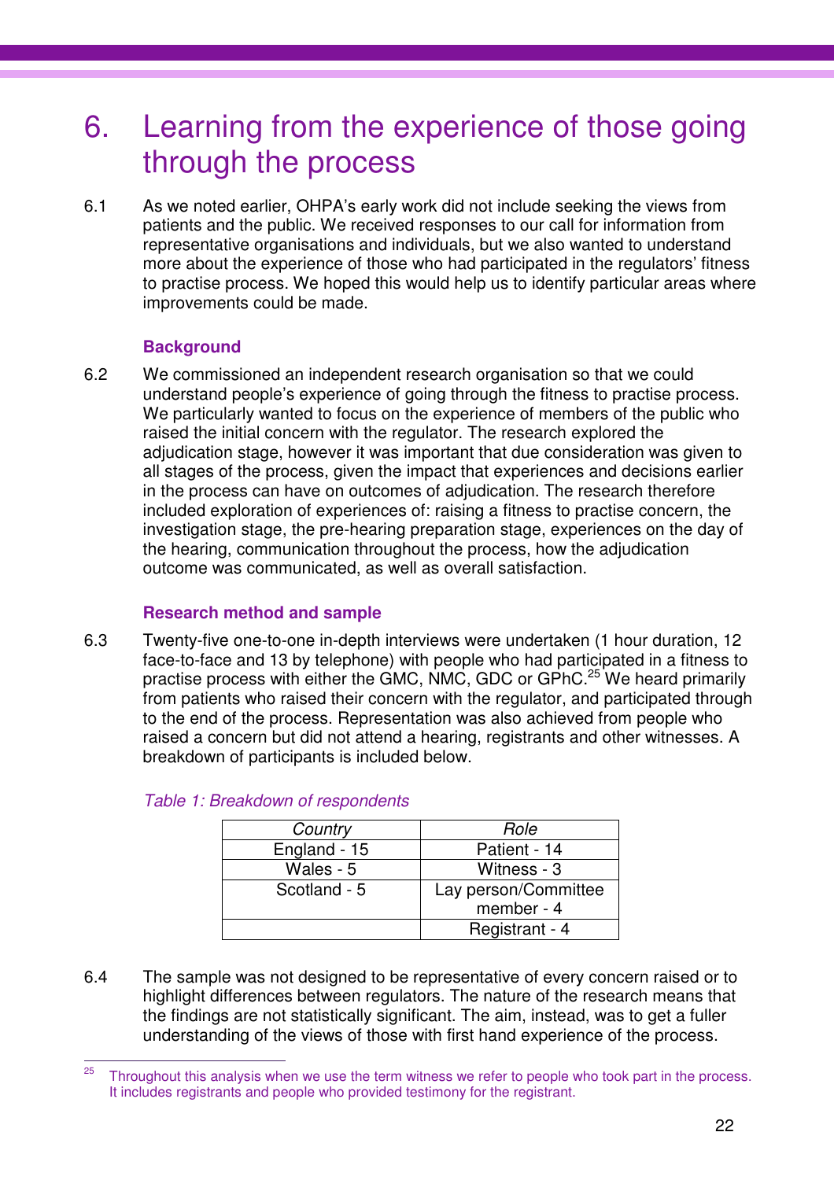# 6. Learning from the experience of those going through the process

6.1 As we noted earlier, OHPA's early work did not include seeking the views from patients and the public. We received responses to our call for information from representative organisations and individuals, but we also wanted to understand more about the experience of those who had participated in the regulators' fitness to practise process. We hoped this would help us to identify particular areas where improvements could be made.

### Background

6.2 We commissioned an independent research organisation so that we could understand people's experience of going through the fitness to practise process. We particularly wanted to focus on the experience of members of the public who raised the initial concern with the regulator. The research explored the adjudication stage, however it was important that due consideration was given to all stages of the process, given the impact that experiences and decisions earlier in the process can have on outcomes of adjudication. The research therefore included exploration of experiences of: raising a fitness to practise concern, the investigation stage, the pre-hearing preparation stage, experiences on the day of the hearing, communication throughout the process, how the adjudication outcome was communicated, as well as overall satisfaction.

### Research method and sample

6.3 Twenty-five one-to-one in-depth interviews were undertaken (1 hour duration, 12 face-to-face and 13 by telephone) with people who had participated in a fitness to practise process with either the GMC, NMC, GDC or GPhC.[25] We heard primarily from patients who raised their concern with the regulator, and participated through to the end of the process. Representation was also achieved from people who raised a concern but did not attend a hearing, registrants and other witnesses. A breakdown of participants is included below.

*Table 1: Breakdown of respondents*

| *Country* | *Role* |
|---|---|
| England - 15 | Patient - 14 |
| Wales - 5 | Witness - 3 |
| Scotland - 5 | Lay person/Committee member - 4 |
| | Registrant - 4 |

6.4 The sample was not designed to be representative of every concern raised or to highlight differences between regulators. The nature of the research means that the findings are not statistically significant. The aim, instead, was to get a fuller understanding of the views of those with first hand experience of the process.

[25] Throughout this analysis when we use the term witness we refer to people who took part in the process. It includes registrants and people who provided testimony for the registrant.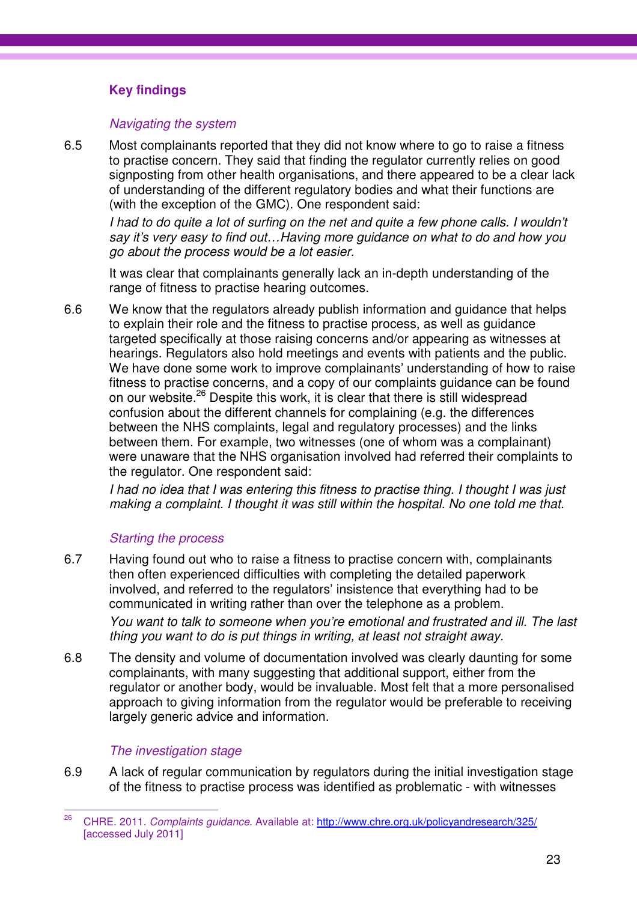### Key findings

*Navigating the system*

6.5 Most complainants reported that they did not know where to go to raise a fitness to practise concern. They said that finding the regulator currently relies on good signposting from other health organisations, and there appeared to be a clear lack of understanding of the different regulatory bodies and what their functions are (with the exception of the GMC). One respondent said:

*I had to do quite a lot of surfing on the net and quite a few phone calls. I wouldn't say it's very easy to find out…Having more guidance on what to do and how you go about the process would be a lot easier.*

It was clear that complainants generally lack an in-depth understanding of the range of fitness to practise hearing outcomes.

6.6 We know that the regulators already publish information and guidance that helps to explain their role and the fitness to practise process, as well as guidance targeted specifically at those raising concerns and/or appearing as witnesses at hearings. Regulators also hold meetings and events with patients and the public. We have done some work to improve complainants' understanding of how to raise fitness to practise concerns, and a copy of our complaints guidance can be found on our website.[26] Despite this work, it is clear that there is still widespread confusion about the different channels for complaining (e.g. the differences between the NHS complaints, legal and regulatory processes) and the links between them. For example, two witnesses (one of whom was a complainant) were unaware that the NHS organisation involved had referred their complaints to the regulator. One respondent said:

*I had no idea that I was entering this fitness to practise thing. I thought I was just making a complaint. I thought it was still within the hospital. No one told me that.*

*Starting the process*

6.7 Having found out who to raise a fitness to practise concern with, complainants then often experienced difficulties with completing the detailed paperwork involved, and referred to the regulators' insistence that everything had to be communicated in writing rather than over the telephone as a problem.

*You want to talk to someone when you're emotional and frustrated and ill. The last thing you want to do is put things in writing, at least not straight away.*

6.8 The density and volume of documentation involved was clearly daunting for some complainants, with many suggesting that additional support, either from the regulator or another body, would be invaluable. Most felt that a more personalised approach to giving information from the regulator would be preferable to receiving largely generic advice and information.

*The investigation stage*

6.9 A lack of regular communication by regulators during the initial investigation stage of the fitness to practise process was identified as problematic - with witnesses

---

[26] CHRE. 2011. *Complaints guidance*. Available at: http://www.chre.org.uk/policyandresearch/325/ [accessed July 2011]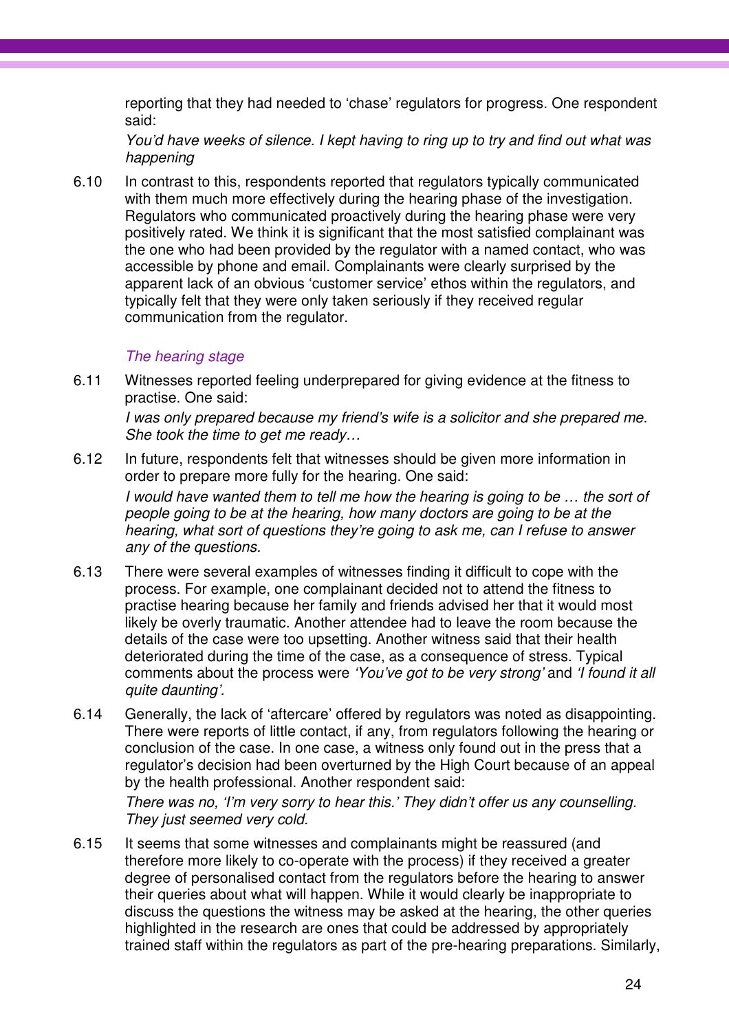reporting that they had needed to 'chase' regulators for progress. One respondent said:

*You'd have weeks of silence. I kept having to ring up to try and find out what was happening*

6.10 In contrast to this, respondents reported that regulators typically communicated with them much more effectively during the hearing phase of the investigation. Regulators who communicated proactively during the hearing phase were very positively rated. We think it is significant that the most satisfied complainant was the one who had been provided by the regulator with a named contact, who was accessible by phone and email. Complainants were clearly surprised by the apparent lack of an obvious 'customer service' ethos within the regulators, and typically felt that they were only taken seriously if they received regular communication from the regulator.

### *The hearing stage*

6.11 Witnesses reported feeling underprepared for giving evidence at the fitness to practise. One said:

*I was only prepared because my friend's wife is a solicitor and she prepared me. She took the time to get me ready…*

6.12 In future, respondents felt that witnesses should be given more information in order to prepare more fully for the hearing. One said:

*I would have wanted them to tell me how the hearing is going to be … the sort of people going to be at the hearing, how many doctors are going to be at the hearing, what sort of questions they're going to ask me, can I refuse to answer any of the questions.*

6.13 There were several examples of witnesses finding it difficult to cope with the process. For example, one complainant decided not to attend the fitness to practise hearing because her family and friends advised her that it would most likely be overly traumatic. Another attendee had to leave the room because the details of the case were too upsetting. Another witness said that their health deteriorated during the time of the case, as a consequence of stress. Typical comments about the process were *'You've got to be very strong'* and *'I found it all quite daunting'*.

6.14 Generally, the lack of 'aftercare' offered by regulators was noted as disappointing. There were reports of little contact, if any, from regulators following the hearing or conclusion of the case. In one case, a witness only found out in the press that a regulator's decision had been overturned by the High Court because of an appeal by the health professional. Another respondent said:

*There was no, 'I'm very sorry to hear this.' They didn't offer us any counselling. They just seemed very cold.*

6.15 It seems that some witnesses and complainants might be reassured (and therefore more likely to co-operate with the process) if they received a greater degree of personalised contact from the regulators before the hearing to answer their queries about what will happen. While it would clearly be inappropriate to discuss the questions the witness may be asked at the hearing, the other queries highlighted in the research are ones that could be addressed by appropriately trained staff within the regulators as part of the pre-hearing preparations. Similarly,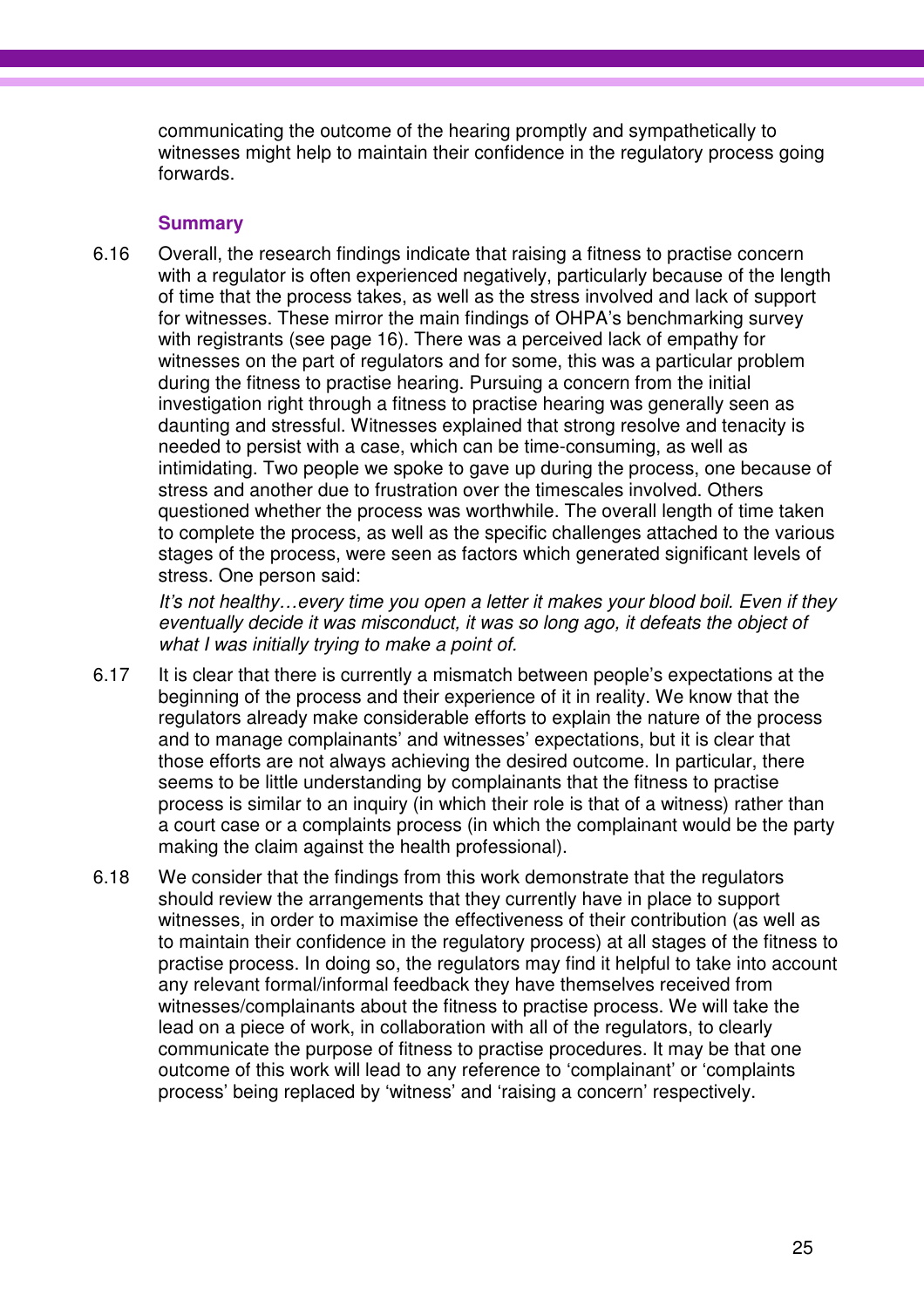communicating the outcome of the hearing promptly and sympathetically to witnesses might help to maintain their confidence in the regulatory process going forwards.

### Summary

6.16 Overall, the research findings indicate that raising a fitness to practise concern with a regulator is often experienced negatively, particularly because of the length of time that the process takes, as well as the stress involved and lack of support for witnesses. These mirror the main findings of OHPA's benchmarking survey with registrants (see page 16). There was a perceived lack of empathy for witnesses on the part of regulators and for some, this was a particular problem during the fitness to practise hearing. Pursuing a concern from the initial investigation right through a fitness to practise hearing was generally seen as daunting and stressful. Witnesses explained that strong resolve and tenacity is needed to persist with a case, which can be time-consuming, as well as intimidating. Two people we spoke to gave up during the process, one because of stress and another due to frustration over the timescales involved. Others questioned whether the process was worthwhile. The overall length of time taken to complete the process, as well as the specific challenges attached to the various stages of the process, were seen as factors which generated significant levels of stress. One person said:

*It's not healthy…every time you open a letter it makes your blood boil. Even if they eventually decide it was misconduct, it was so long ago, it defeats the object of what I was initially trying to make a point of.*

6.17 It is clear that there is currently a mismatch between people's expectations at the beginning of the process and their experience of it in reality. We know that the regulators already make considerable efforts to explain the nature of the process and to manage complainants' and witnesses' expectations, but it is clear that those efforts are not always achieving the desired outcome. In particular, there seems to be little understanding by complainants that the fitness to practise process is similar to an inquiry (in which their role is that of a witness) rather than a court case or a complaints process (in which the complainant would be the party making the claim against the health professional).

6.18 We consider that the findings from this work demonstrate that the regulators should review the arrangements that they currently have in place to support witnesses, in order to maximise the effectiveness of their contribution (as well as to maintain their confidence in the regulatory process) at all stages of the fitness to practise process. In doing so, the regulators may find it helpful to take into account any relevant formal/informal feedback they have themselves received from witnesses/complainants about the fitness to practise process. We will take the lead on a piece of work, in collaboration with all of the regulators, to clearly communicate the purpose of fitness to practise procedures. It may be that one outcome of this work will lead to any reference to 'complainant' or 'complaints process' being replaced by 'witness' and 'raising a concern' respectively.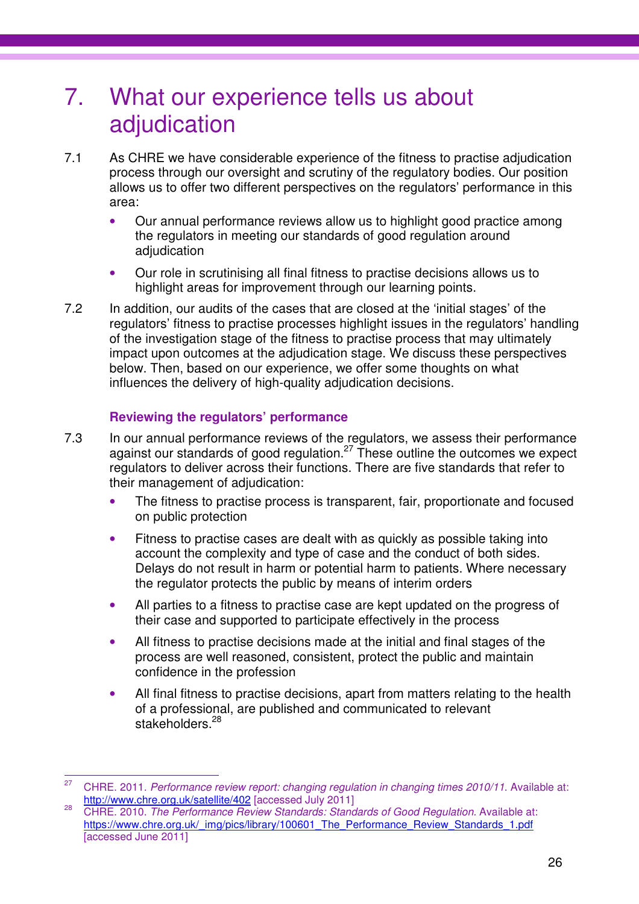# 7. What our experience tells us about adjudication

7.1 As CHRE we have considerable experience of the fitness to practise adjudication process through our oversight and scrutiny of the regulatory bodies. Our position allows us to offer two different perspectives on the regulators' performance in this area:

- Our annual performance reviews allow us to highlight good practice among the regulators in meeting our standards of good regulation around adjudication
- Our role in scrutinising all final fitness to practise decisions allows us to highlight areas for improvement through our learning points.

7.2 In addition, our audits of the cases that are closed at the 'initial stages' of the regulators' fitness to practise processes highlight issues in the regulators' handling of the investigation stage of the fitness to practise process that may ultimately impact upon outcomes at the adjudication stage. We discuss these perspectives below. Then, based on our experience, we offer some thoughts on what influences the delivery of high-quality adjudication decisions.

### Reviewing the regulators' performance

7.3 In our annual performance reviews of the regulators, we assess their performance against our standards of good regulation.[27] These outline the outcomes we expect regulators to deliver across their functions. There are five standards that refer to their management of adjudication:

- The fitness to practise process is transparent, fair, proportionate and focused on public protection
- Fitness to practise cases are dealt with as quickly as possible taking into account the complexity and type of case and the conduct of both sides. Delays do not result in harm or potential harm to patients. Where necessary the regulator protects the public by means of interim orders
- All parties to a fitness to practise case are kept updated on the progress of their case and supported to participate effectively in the process
- All fitness to practise decisions made at the initial and final stages of the process are well reasoned, consistent, protect the public and maintain confidence in the profession
- All final fitness to practise decisions, apart from matters relating to the health of a professional, are published and communicated to relevant stakeholders.[28]

---

[27] CHRE. 2011. *Performance review report: changing regulation in changing times 2010/11.* Available at: http://www.chre.org.uk/satellite/402 [accessed July 2011]

[28] CHRE. 2010. *The Performance Review Standards: Standards of Good Regulation.* Available at: https://www.chre.org.uk/_img/pics/library/100601_The_Performance_Review_Standards_1.pdf [accessed June 2011]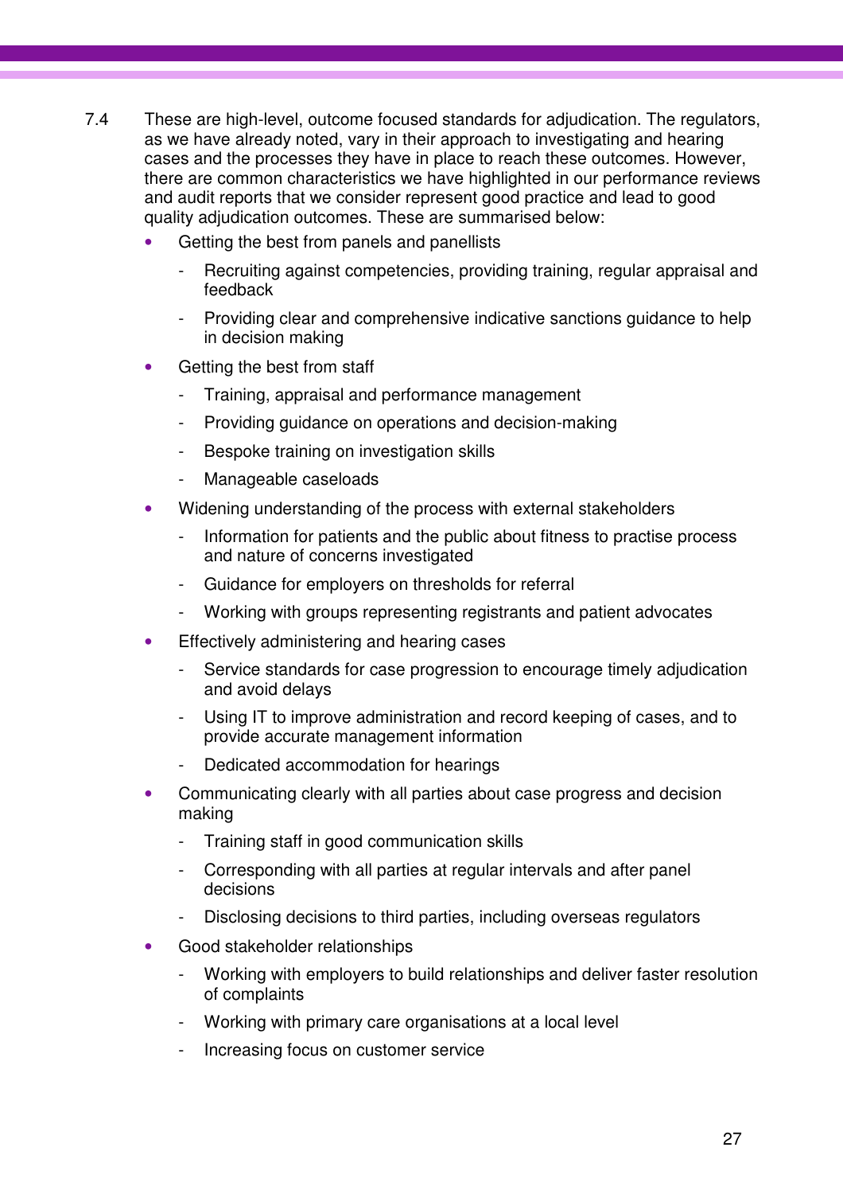7.4 These are high-level, outcome focused standards for adjudication. The regulators, as we have already noted, vary in their approach to investigating and hearing cases and the processes they have in place to reach these outcomes. However, there are common characteristics we have highlighted in our performance reviews and audit reports that we consider represent good practice and lead to good quality adjudication outcomes. These are summarised below:

- Getting the best from panels and panellists
  - Recruiting against competencies, providing training, regular appraisal and feedback
  - Providing clear and comprehensive indicative sanctions guidance to help in decision making
- Getting the best from staff
  - Training, appraisal and performance management
  - Providing guidance on operations and decision-making
  - Bespoke training on investigation skills
  - Manageable caseloads
- Widening understanding of the process with external stakeholders
  - Information for patients and the public about fitness to practise process and nature of concerns investigated
  - Guidance for employers on thresholds for referral
  - Working with groups representing registrants and patient advocates
- Effectively administering and hearing cases
  - Service standards for case progression to encourage timely adjudication and avoid delays
  - Using IT to improve administration and record keeping of cases, and to provide accurate management information
  - Dedicated accommodation for hearings
- Communicating clearly with all parties about case progress and decision making
  - Training staff in good communication skills
  - Corresponding with all parties at regular intervals and after panel decisions
  - Disclosing decisions to third parties, including overseas regulators
- Good stakeholder relationships
  - Working with employers to build relationships and deliver faster resolution of complaints
  - Working with primary care organisations at a local level
  - Increasing focus on customer service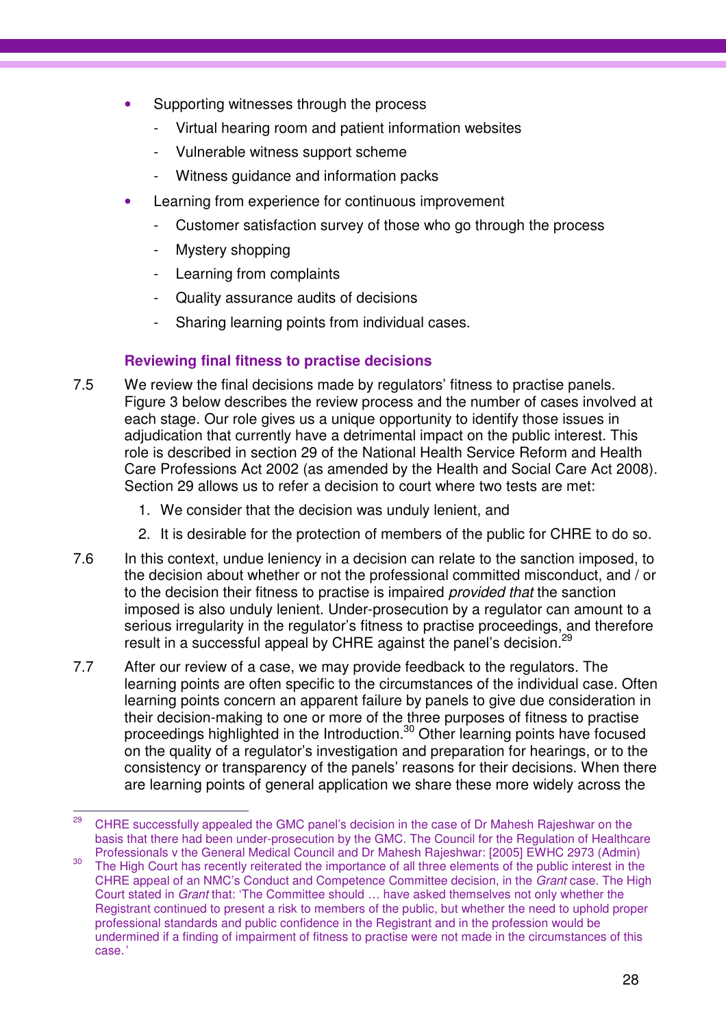- Supporting witnesses through the process
  - Virtual hearing room and patient information websites
  - Vulnerable witness support scheme
  - Witness guidance and information packs
- Learning from experience for continuous improvement
  - Customer satisfaction survey of those who go through the process
  - Mystery shopping
  - Learning from complaints
  - Quality assurance audits of decisions
  - Sharing learning points from individual cases.

### Reviewing final fitness to practise decisions

7.5 We review the final decisions made by regulators' fitness to practise panels. Figure 3 below describes the review process and the number of cases involved at each stage. Our role gives us a unique opportunity to identify those issues in adjudication that currently have a detrimental impact on the public interest. This role is described in section 29 of the National Health Service Reform and Health Care Professions Act 2002 (as amended by the Health and Social Care Act 2008). Section 29 allows us to refer a decision to court where two tests are met:

1. We consider that the decision was unduly lenient, and
2. It is desirable for the protection of members of the public for CHRE to do so.

7.6 In this context, undue leniency in a decision can relate to the sanction imposed, to the decision about whether or not the professional committed misconduct, and / or to the decision their fitness to practise is impaired *provided that* the sanction imposed is also unduly lenient. Under-prosecution by a regulator can amount to a serious irregularity in the regulator's fitness to practise proceedings, and therefore result in a successful appeal by CHRE against the panel's decision.[29]

7.7 After our review of a case, we may provide feedback to the regulators. The learning points are often specific to the circumstances of the individual case. Often learning points concern an apparent failure by panels to give due consideration in their decision-making to one or more of the three purposes of fitness to practise proceedings highlighted in the Introduction.[30] Other learning points have focused on the quality of a regulator's investigation and preparation for hearings, or to the consistency or transparency of the panels' reasons for their decisions. When there are learning points of general application we share these more widely across the

---

[29] CHRE successfully appealed the GMC panel's decision in the case of Dr Mahesh Rajeshwar on the basis that there had been under-prosecution by the GMC. The Council for the Regulation of Healthcare Professionals v the General Medical Council and Dr Mahesh Rajeshwar: [2005] EWHC 2973 (Admin)

[30] The High Court has recently reiterated the importance of all three elements of the public interest in the CHRE appeal of an NMC's Conduct and Competence Committee decision, in the *Grant* case. The High Court stated in *Grant* that: 'The Committee should … have asked themselves not only whether the Registrant continued to present a risk to members of the public, but whether the need to uphold proper professional standards and public confidence in the Registrant and in the profession would be undermined if a finding of impairment of fitness to practise were not made in the circumstances of this case.'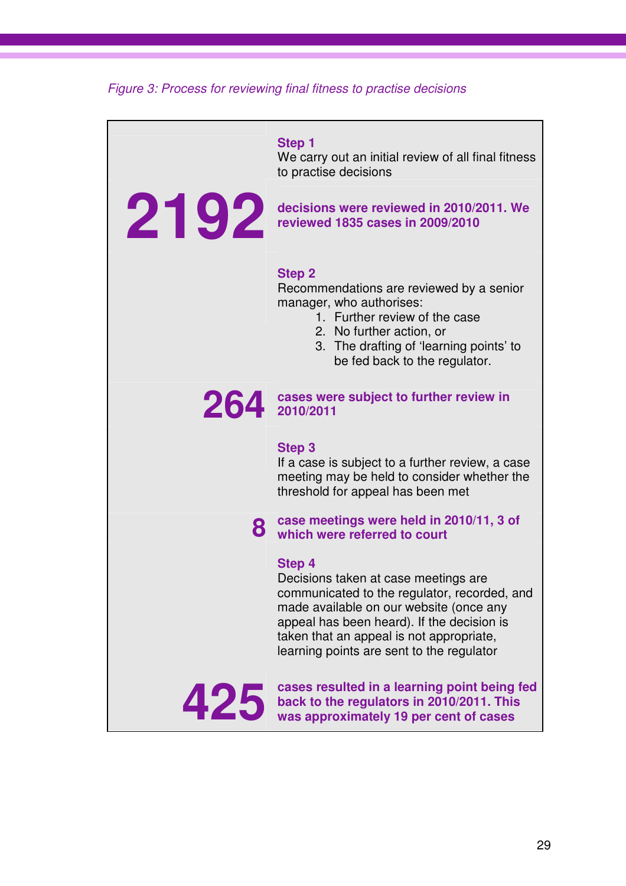*Figure 3: Process for reviewing final fitness to practise decisions*

**Step 1**
We carry out an initial review of all final fitness to practise decisions

**2192** **decisions were reviewed in 2010/2011. We reviewed 1835 cases in 2009/2010**

**Step 2**
Recommendations are reviewed by a senior manager, who authorises:

1. Further review of the case
2. No further action, or
3. The drafting of 'learning points' to be fed back to the regulator.

**264** **cases were subject to further review in 2010/2011**

**Step 3**
If a case is subject to a further review, a case meeting may be held to consider whether the threshold for appeal has been met

**8** **case meetings were held in 2010/11, 3 of which were referred to court**

**Step 4**
Decisions taken at case meetings are communicated to the regulator, recorded, and made available on our website (once any appeal has been heard). If the decision is taken that an appeal is not appropriate, learning points are sent to the regulator

**425** **cases resulted in a learning point being fed back to the regulators in 2010/2011. This was approximately 19 per cent of cases**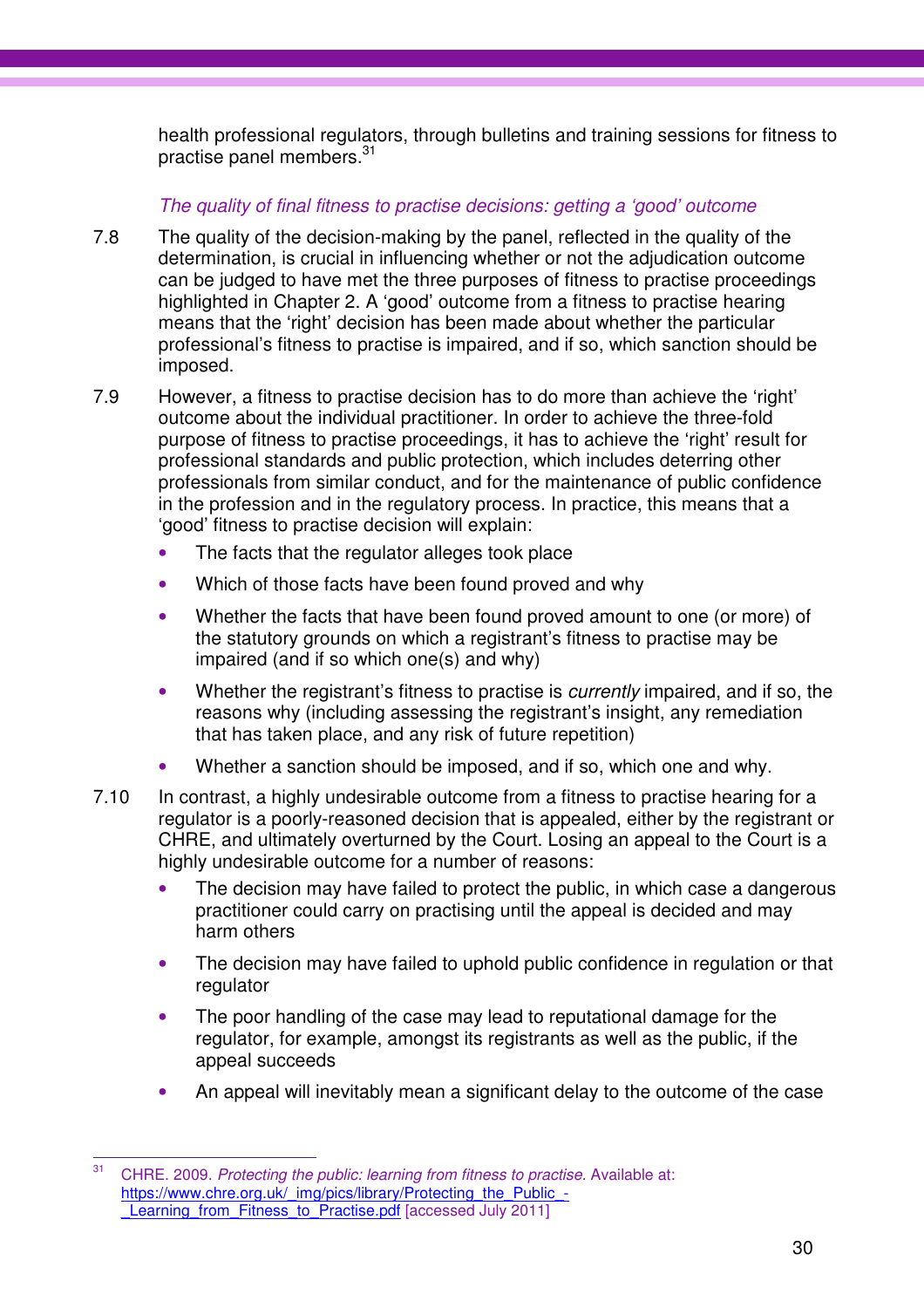health professional regulators, through bulletins and training sessions for fitness to practise panel members.[31]

*The quality of final fitness to practise decisions: getting a 'good' outcome*

7.8 The quality of the decision-making by the panel, reflected in the quality of the determination, is crucial in influencing whether or not the adjudication outcome can be judged to have met the three purposes of fitness to practise proceedings highlighted in Chapter 2. A 'good' outcome from a fitness to practise hearing means that the 'right' decision has been made about whether the particular professional's fitness to practise is impaired, and if so, which sanction should be imposed.

7.9 However, a fitness to practise decision has to do more than achieve the 'right' outcome about the individual practitioner. In order to achieve the three-fold purpose of fitness to practise proceedings, it has to achieve the 'right' result for professional standards and public protection, which includes deterring other professionals from similar conduct, and for the maintenance of public confidence in the profession and in the regulatory process. In practice, this means that a 'good' fitness to practise decision will explain:

- The facts that the regulator alleges took place
- Which of those facts have been found proved and why
- Whether the facts that have been found proved amount to one (or more) of the statutory grounds on which a registrant's fitness to practise may be impaired (and if so which one(s) and why)
- Whether the registrant's fitness to practise is *currently* impaired, and if so, the reasons why (including assessing the registrant's insight, any remediation that has taken place, and any risk of future repetition)
- Whether a sanction should be imposed, and if so, which one and why.

7.10 In contrast, a highly undesirable outcome from a fitness to practise hearing for a regulator is a poorly-reasoned decision that is appealed, either by the registrant or CHRE, and ultimately overturned by the Court. Losing an appeal to the Court is a highly undesirable outcome for a number of reasons:

- The decision may have failed to protect the public, in which case a dangerous practitioner could carry on practising until the appeal is decided and may harm others
- The decision may have failed to uphold public confidence in regulation or that regulator
- The poor handling of the case may lead to reputational damage for the regulator, for example, amongst its registrants as well as the public, if the appeal succeeds
- An appeal will inevitably mean a significant delay to the outcome of the case

---

[31] CHRE. 2009. *Protecting the public: learning from fitness to practise.* Available at: https://www.chre.org.uk/_img/pics/library/Protecting_the_Public_-_Learning_from_Fitness_to_Practise.pdf [accessed July 2011]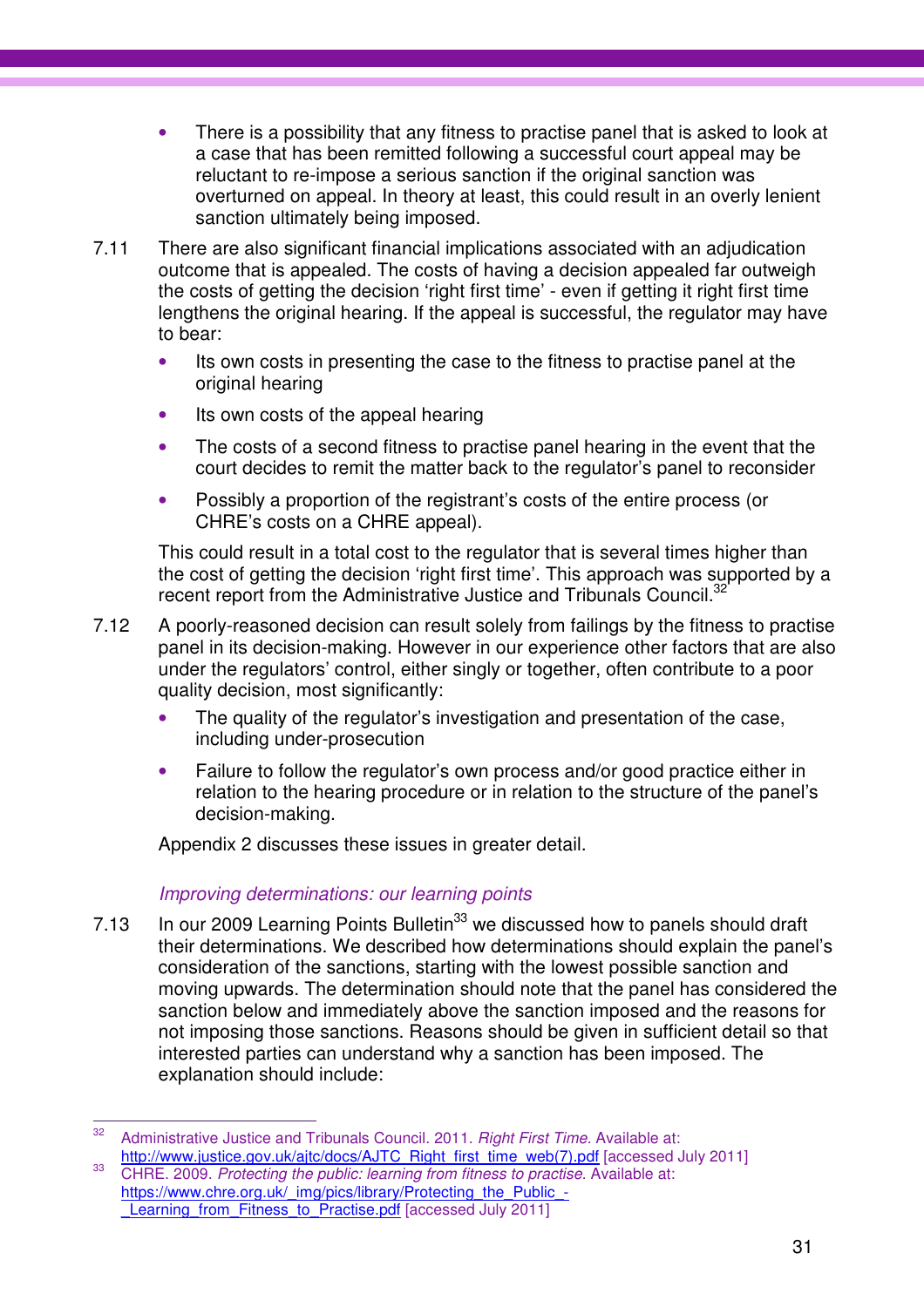- There is a possibility that any fitness to practise panel that is asked to look at a case that has been remitted following a successful court appeal may be reluctant to re-impose a serious sanction if the original sanction was overturned on appeal. In theory at least, this could result in an overly lenient sanction ultimately being imposed.

7.11 There are also significant financial implications associated with an adjudication outcome that is appealed. The costs of having a decision appealed far outweigh the costs of getting the decision 'right first time' - even if getting it right first time lengthens the original hearing. If the appeal is successful, the regulator may have to bear:

- Its own costs in presenting the case to the fitness to practise panel at the original hearing
- Its own costs of the appeal hearing
- The costs of a second fitness to practise panel hearing in the event that the court decides to remit the matter back to the regulator's panel to reconsider
- Possibly a proportion of the registrant's costs of the entire process (or CHRE's costs on a CHRE appeal).

This could result in a total cost to the regulator that is several times higher than the cost of getting the decision 'right first time'. This approach was supported by a recent report from the Administrative Justice and Tribunals Council.[32]

7.12 A poorly-reasoned decision can result solely from failings by the fitness to practise panel in its decision-making. However in our experience other factors that are also under the regulators' control, either singly or together, often contribute to a poor quality decision, most significantly:

- The quality of the regulator's investigation and presentation of the case, including under-prosecution
- Failure to follow the regulator's own process and/or good practice either in relation to the hearing procedure or in relation to the structure of the panel's decision-making.

Appendix 2 discusses these issues in greater detail.

*Improving determinations: our learning points*

7.13 In our 2009 Learning Points Bulletin[33] we discussed how to panels should draft their determinations. We described how determinations should explain the panel's consideration of the sanctions, starting with the lowest possible sanction and moving upwards. The determination should note that the panel has considered the sanction below and immediately above the sanction imposed and the reasons for not imposing those sanctions. Reasons should be given in sufficient detail so that interested parties can understand why a sanction has been imposed. The explanation should include:

---

[32] Administrative Justice and Tribunals Council. 2011. *Right First Time.* Available at: http://www.justice.gov.uk/ajtc/docs/AJTC_Right_first_time_web(7).pdf [accessed July 2011]

[33] CHRE. 2009. *Protecting the public: learning from fitness to practise.* Available at: https://www.chre.org.uk/_img/pics/library/Protecting_the_Public_-_Learning_from_Fitness_to_Practise.pdf [accessed July 2011]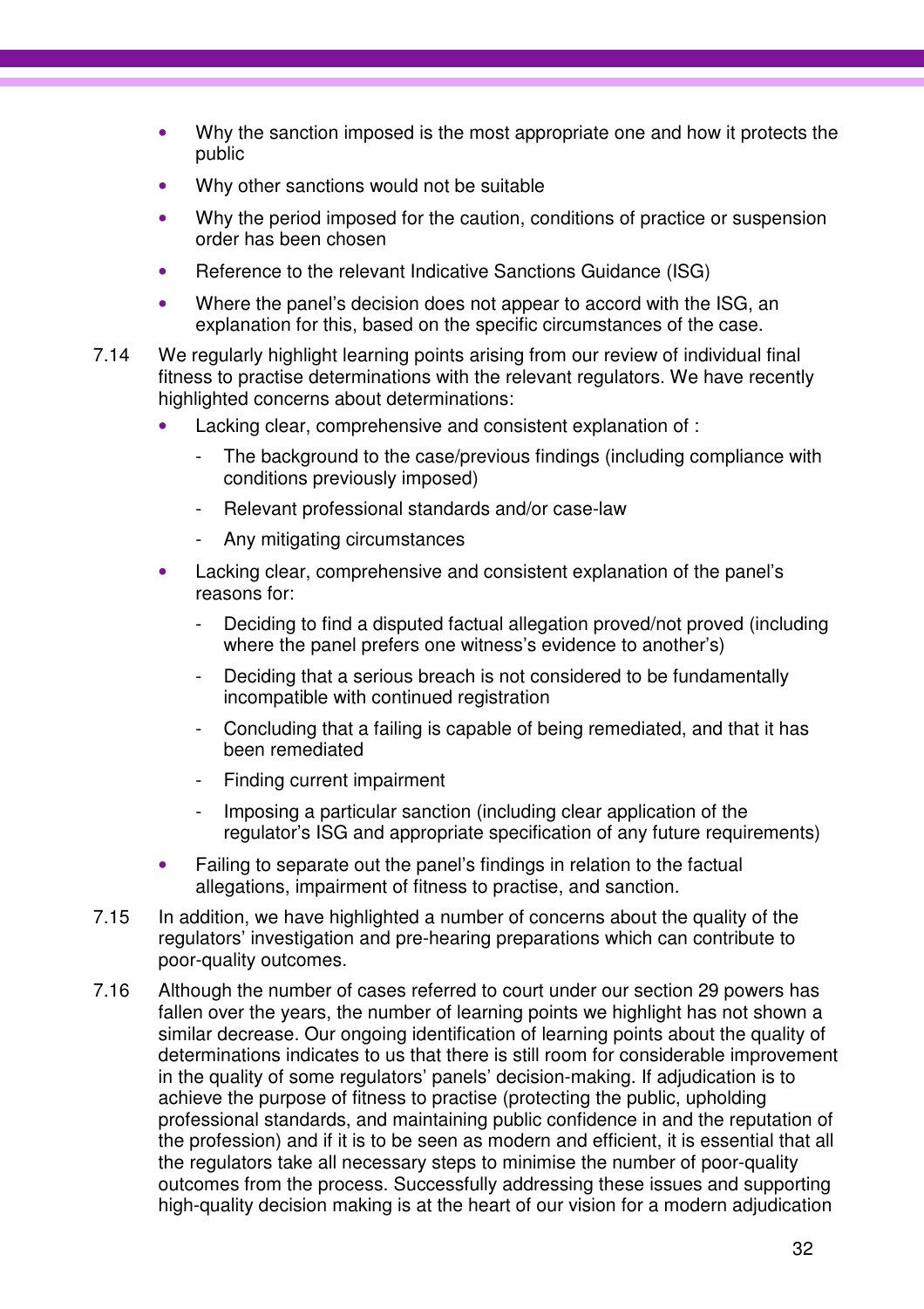- Why the sanction imposed is the most appropriate one and how it protects the public
- Why other sanctions would not be suitable
- Why the period imposed for the caution, conditions of practice or suspension order has been chosen
- Reference to the relevant Indicative Sanctions Guidance (ISG)
- Where the panel's decision does not appear to accord with the ISG, an explanation for this, based on the specific circumstances of the case.

7.14 We regularly highlight learning points arising from our review of individual final fitness to practise determinations with the relevant regulators. We have recently highlighted concerns about determinations:

- Lacking clear, comprehensive and consistent explanation of :
  - The background to the case/previous findings (including compliance with conditions previously imposed)
  - Relevant professional standards and/or case-law
  - Any mitigating circumstances
- Lacking clear, comprehensive and consistent explanation of the panel's reasons for:
  - Deciding to find a disputed factual allegation proved/not proved (including where the panel prefers one witness's evidence to another's)
  - Deciding that a serious breach is not considered to be fundamentally incompatible with continued registration
  - Concluding that a failing is capable of being remediated, and that it has been remediated
  - Finding current impairment
  - Imposing a particular sanction (including clear application of the regulator's ISG and appropriate specification of any future requirements)
- Failing to separate out the panel's findings in relation to the factual allegations, impairment of fitness to practise, and sanction.

7.15 In addition, we have highlighted a number of concerns about the quality of the regulators' investigation and pre-hearing preparations which can contribute to poor-quality outcomes.

7.16 Although the number of cases referred to court under our section 29 powers has fallen over the years, the number of learning points we highlight has not shown a similar decrease. Our ongoing identification of learning points about the quality of determinations indicates to us that there is still room for considerable improvement in the quality of some regulators' panels' decision-making. If adjudication is to achieve the purpose of fitness to practise (protecting the public, upholding professional standards, and maintaining public confidence in and the reputation of the profession) and if it is to be seen as modern and efficient, it is essential that all the regulators take all necessary steps to minimise the number of poor-quality outcomes from the process. Successfully addressing these issues and supporting high-quality decision making is at the heart of our vision for a modern adjudication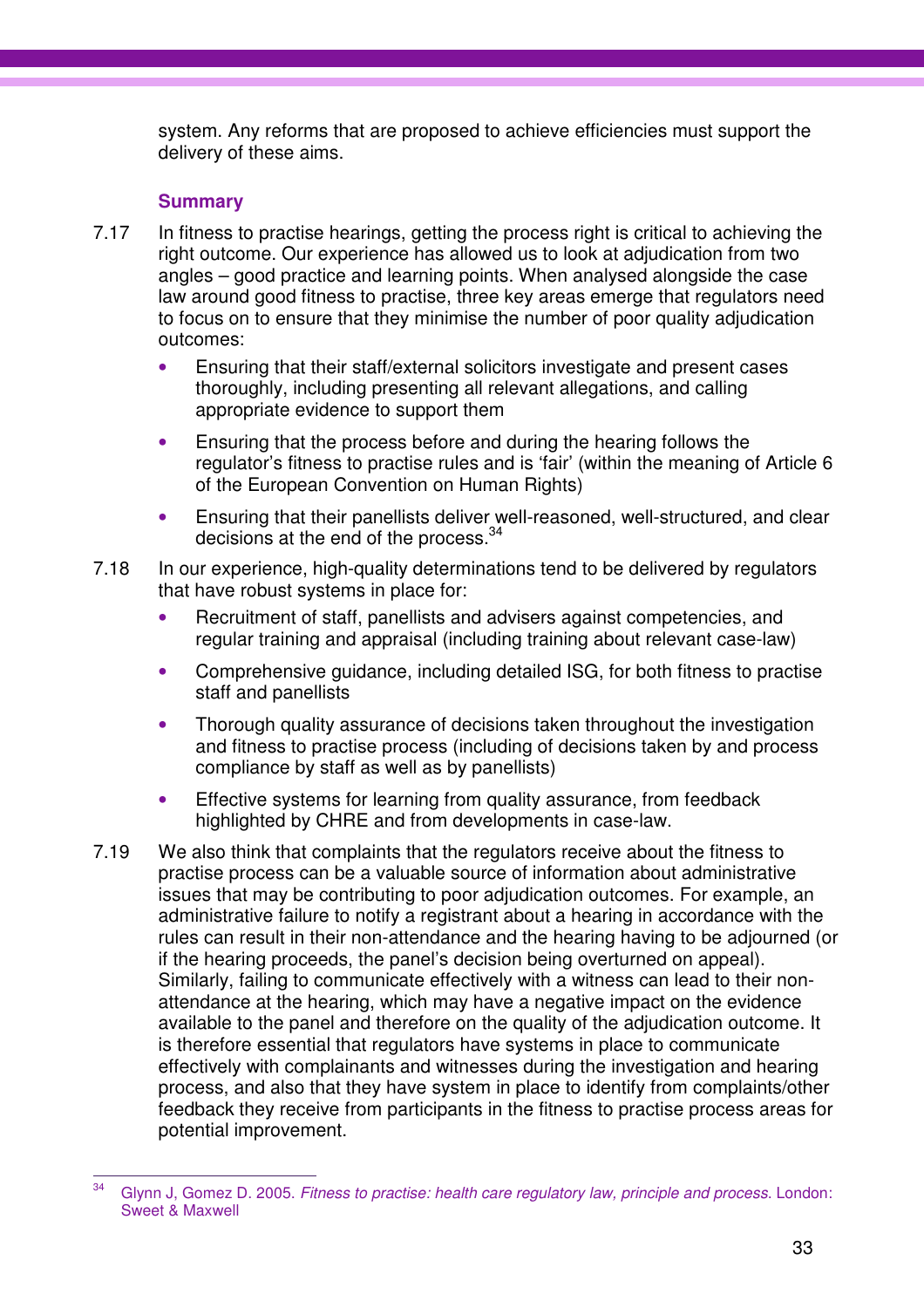system. Any reforms that are proposed to achieve efficiencies must support the delivery of these aims.

### Summary

7.17 In fitness to practise hearings, getting the process right is critical to achieving the right outcome. Our experience has allowed us to look at adjudication from two angles – good practice and learning points. When analysed alongside the case law around good fitness to practise, three key areas emerge that regulators need to focus on to ensure that they minimise the number of poor quality adjudication outcomes:

- Ensuring that their staff/external solicitors investigate and present cases thoroughly, including presenting all relevant allegations, and calling appropriate evidence to support them
- Ensuring that the process before and during the hearing follows the regulator's fitness to practise rules and is 'fair' (within the meaning of Article 6 of the European Convention on Human Rights)
- Ensuring that their panellists deliver well-reasoned, well-structured, and clear decisions at the end of the process.[34]

7.18 In our experience, high-quality determinations tend to be delivered by regulators that have robust systems in place for:

- Recruitment of staff, panellists and advisers against competencies, and regular training and appraisal (including training about relevant case-law)
- Comprehensive guidance, including detailed ISG, for both fitness to practise staff and panellists
- Thorough quality assurance of decisions taken throughout the investigation and fitness to practise process (including of decisions taken by and process compliance by staff as well as by panellists)
- Effective systems for learning from quality assurance, from feedback highlighted by CHRE and from developments in case-law.

7.19 We also think that complaints that the regulators receive about the fitness to practise process can be a valuable source of information about administrative issues that may be contributing to poor adjudication outcomes. For example, an administrative failure to notify a registrant about a hearing in accordance with the rules can result in their non-attendance and the hearing having to be adjourned (or if the hearing proceeds, the panel's decision being overturned on appeal). Similarly, failing to communicate effectively with a witness can lead to their non-attendance at the hearing, which may have a negative impact on the evidence available to the panel and therefore on the quality of the adjudication outcome. It is therefore essential that regulators have systems in place to communicate effectively with complainants and witnesses during the investigation and hearing process, and also that they have system in place to identify from complaints/other feedback they receive from participants in the fitness to practise process areas for potential improvement.

---

[34] Glynn J, Gomez D. 2005. *Fitness to practise: health care regulatory law, principle and process.* London: Sweet & Maxwell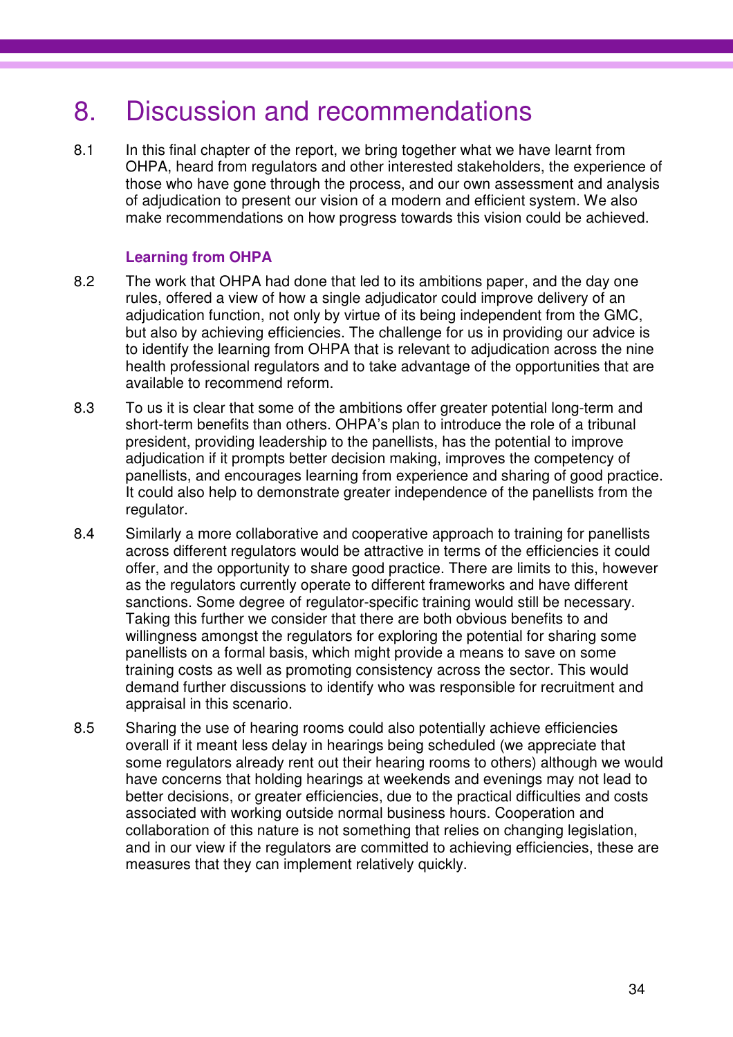# 8. Discussion and recommendations

8.1 In this final chapter of the report, we bring together what we have learnt from OHPA, heard from regulators and other interested stakeholders, the experience of those who have gone through the process, and our own assessment and analysis of adjudication to present our vision of a modern and efficient system. We also make recommendations on how progress towards this vision could be achieved.

### Learning from OHPA

8.2 The work that OHPA had done that led to its ambitions paper, and the day one rules, offered a view of how a single adjudicator could improve delivery of an adjudication function, not only by virtue of its being independent from the GMC, but also by achieving efficiencies. The challenge for us in providing our advice is to identify the learning from OHPA that is relevant to adjudication across the nine health professional regulators and to take advantage of the opportunities that are available to recommend reform.

8.3 To us it is clear that some of the ambitions offer greater potential long-term and short-term benefits than others. OHPA's plan to introduce the role of a tribunal president, providing leadership to the panellists, has the potential to improve adjudication if it prompts better decision making, improves the competency of panellists, and encourages learning from experience and sharing of good practice. It could also help to demonstrate greater independence of the panellists from the regulator.

8.4 Similarly a more collaborative and cooperative approach to training for panellists across different regulators would be attractive in terms of the efficiencies it could offer, and the opportunity to share good practice. There are limits to this, however as the regulators currently operate to different frameworks and have different sanctions. Some degree of regulator-specific training would still be necessary. Taking this further we consider that there are both obvious benefits to and willingness amongst the regulators for exploring the potential for sharing some panellists on a formal basis, which might provide a means to save on some training costs as well as promoting consistency across the sector. This would demand further discussions to identify who was responsible for recruitment and appraisal in this scenario.

8.5 Sharing the use of hearing rooms could also potentially achieve efficiencies overall if it meant less delay in hearings being scheduled (we appreciate that some regulators already rent out their hearing rooms to others) although we would have concerns that holding hearings at weekends and evenings may not lead to better decisions, or greater efficiencies, due to the practical difficulties and costs associated with working outside normal business hours. Cooperation and collaboration of this nature is not something that relies on changing legislation, and in our view if the regulators are committed to achieving efficiencies, these are measures that they can implement relatively quickly.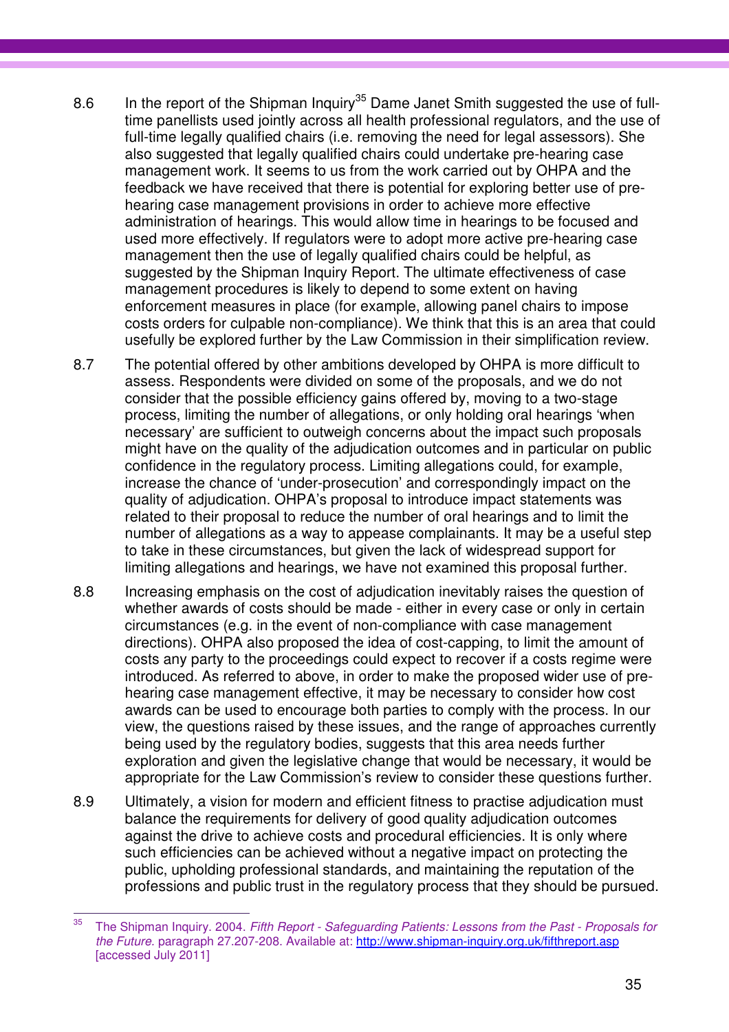8.6 In the report of the Shipman Inquiry[35] Dame Janet Smith suggested the use of full-time panellists used jointly across all health professional regulators, and the use of full-time legally qualified chairs (i.e. removing the need for legal assessors). She also suggested that legally qualified chairs could undertake pre-hearing case management work. It seems to us from the work carried out by OHPA and the feedback we have received that there is potential for exploring better use of pre-hearing case management provisions in order to achieve more effective administration of hearings. This would allow time in hearings to be focused and used more effectively. If regulators were to adopt more active pre-hearing case management then the use of legally qualified chairs could be helpful, as suggested by the Shipman Inquiry Report. The ultimate effectiveness of case management procedures is likely to depend to some extent on having enforcement measures in place (for example, allowing panel chairs to impose costs orders for culpable non-compliance). We think that this is an area that could usefully be explored further by the Law Commission in their simplification review.

8.7 The potential offered by other ambitions developed by OHPA is more difficult to assess. Respondents were divided on some of the proposals, and we do not consider that the possible efficiency gains offered by, moving to a two-stage process, limiting the number of allegations, or only holding oral hearings 'when necessary' are sufficient to outweigh concerns about the impact such proposals might have on the quality of the adjudication outcomes and in particular on public confidence in the regulatory process. Limiting allegations could, for example, increase the chance of 'under-prosecution' and correspondingly impact on the quality of adjudication. OHPA's proposal to introduce impact statements was related to their proposal to reduce the number of oral hearings and to limit the number of allegations as a way to appease complainants. It may be a useful step to take in these circumstances, but given the lack of widespread support for limiting allegations and hearings, we have not examined this proposal further.

8.8 Increasing emphasis on the cost of adjudication inevitably raises the question of whether awards of costs should be made - either in every case or only in certain circumstances (e.g. in the event of non-compliance with case management directions). OHPA also proposed the idea of cost-capping, to limit the amount of costs any party to the proceedings could expect to recover if a costs regime were introduced. As referred to above, in order to make the proposed wider use of pre-hearing case management effective, it may be necessary to consider how cost awards can be used to encourage both parties to comply with the process. In our view, the questions raised by these issues, and the range of approaches currently being used by the regulatory bodies, suggests that this area needs further exploration and given the legislative change that would be necessary, it would be appropriate for the Law Commission's review to consider these questions further.

8.9 Ultimately, a vision for modern and efficient fitness to practise adjudication must balance the requirements for delivery of good quality adjudication outcomes against the drive to achieve costs and procedural efficiencies. It is only where such efficiencies can be achieved without a negative impact on protecting the public, upholding professional standards, and maintaining the reputation of the professions and public trust in the regulatory process that they should be pursued.

---

[35] The Shipman Inquiry. 2004. *Fifth Report - Safeguarding Patients: Lessons from the Past - Proposals for the Future.* paragraph 27.207-208. Available at: http://www.shipman-inquiry.org.uk/fifthreport.asp [accessed July 2011]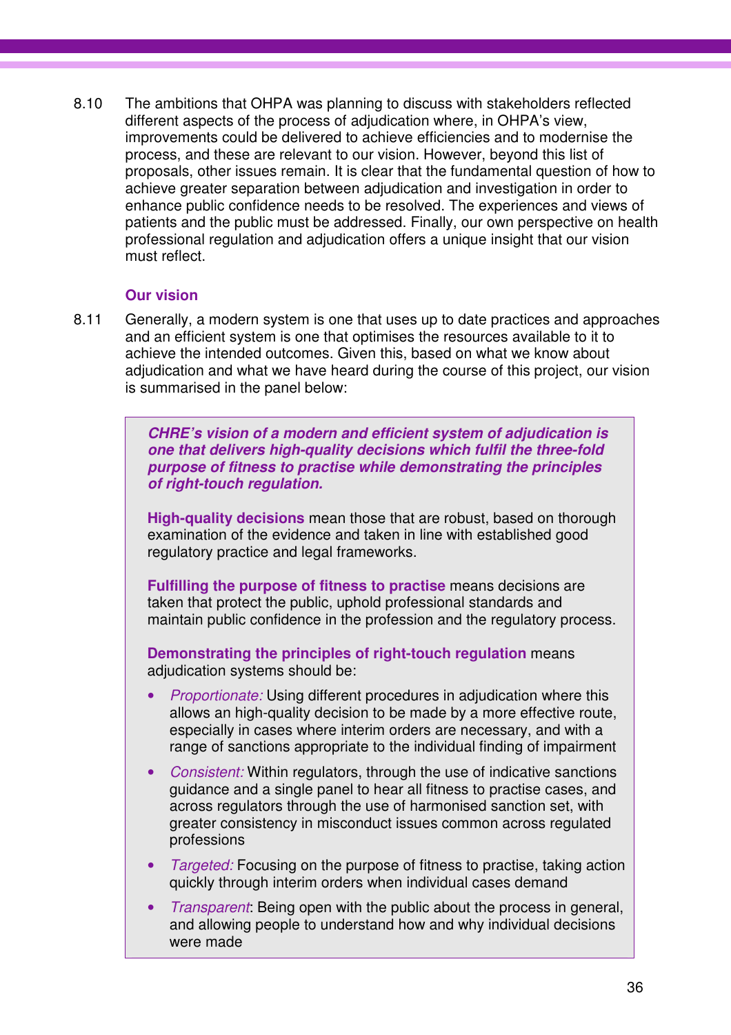8.10 The ambitions that OHPA was planning to discuss with stakeholders reflected different aspects of the process of adjudication where, in OHPA's view, improvements could be delivered to achieve efficiencies and to modernise the process, and these are relevant to our vision. However, beyond this list of proposals, other issues remain. It is clear that the fundamental question of how to achieve greater separation between adjudication and investigation in order to enhance public confidence needs to be resolved. The experiences and views of patients and the public must be addressed. Finally, our own perspective on health professional regulation and adjudication offers a unique insight that our vision must reflect.

### Our vision

8.11 Generally, a modern system is one that uses up to date practices and approaches and an efficient system is one that optimises the resources available to it to achieve the intended outcomes. Given this, based on what we know about adjudication and what we have heard during the course of this project, our vision is summarised in the panel below:

> ***CHRE's vision of a modern and efficient system of adjudication is one that delivers high-quality decisions which fulfil the three-fold purpose of fitness to practise while demonstrating the principles of right-touch regulation.***
>
> **High-quality decisions** mean those that are robust, based on thorough examination of the evidence and taken in line with established good regulatory practice and legal frameworks.
>
> **Fulfilling the purpose of fitness to practise** means decisions are taken that protect the public, uphold professional standards and maintain public confidence in the profession and the regulatory process.
>
> **Demonstrating the principles of right-touch regulation** means adjudication systems should be:
>
> - *Proportionate:* Using different procedures in adjudication where this allows an high-quality decision to be made by a more effective route, especially in cases where interim orders are necessary, and with a range of sanctions appropriate to the individual finding of impairment
> - *Consistent:* Within regulators, through the use of indicative sanctions guidance and a single panel to hear all fitness to practise cases, and across regulators through the use of harmonised sanction set, with greater consistency in misconduct issues common across regulated professions
> - *Targeted:* Focusing on the purpose of fitness to practise, taking action quickly through interim orders when individual cases demand
> - *Transparent*: Being open with the public about the process in general, and allowing people to understand how and why individual decisions were made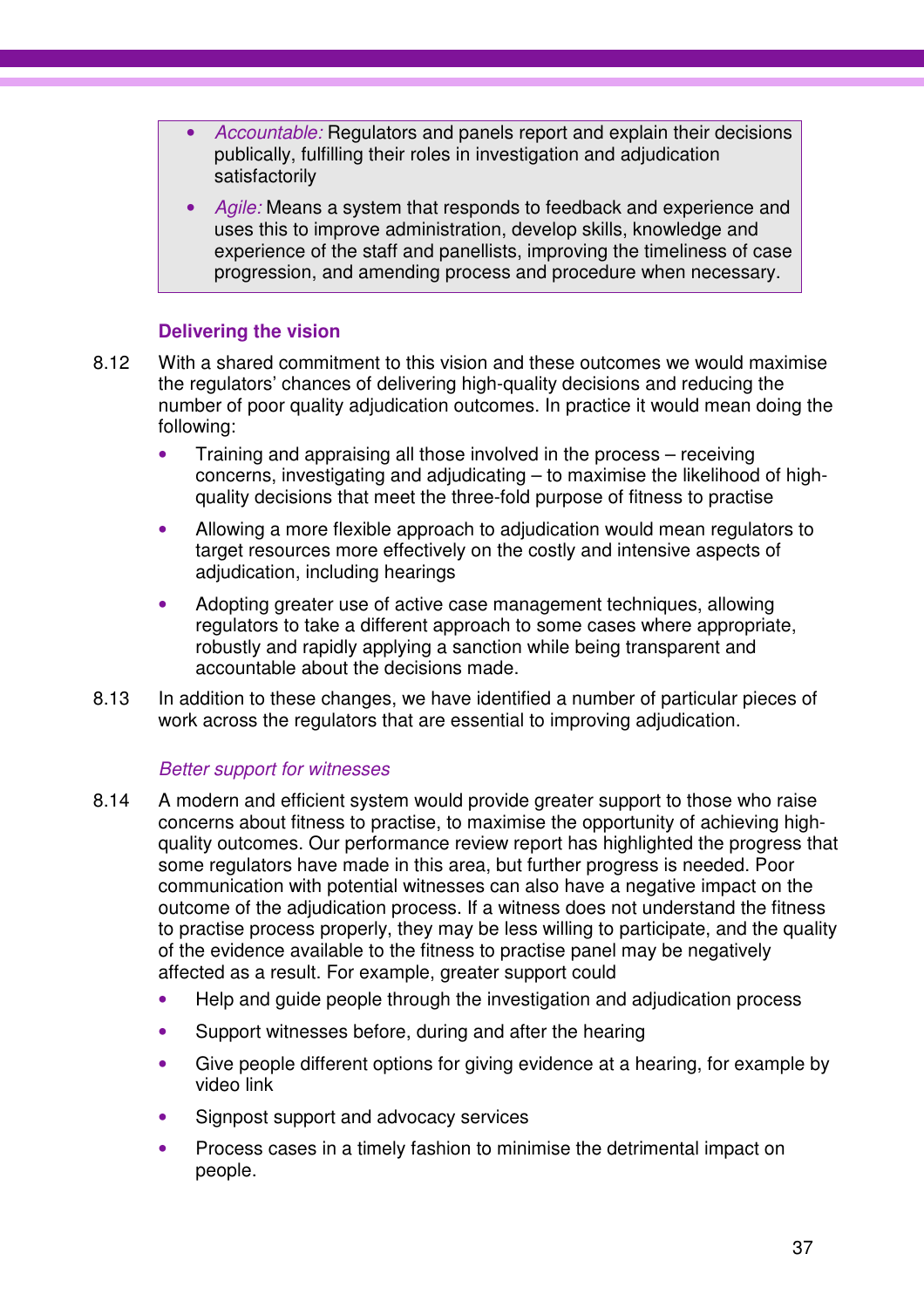- *Accountable:* Regulators and panels report and explain their decisions publically, fulfilling their roles in investigation and adjudication satisfactorily
- *Agile:* Means a system that responds to feedback and experience and uses this to improve administration, develop skills, knowledge and experience of the staff and panellists, improving the timeliness of case progression, and amending process and procedure when necessary.

### Delivering the vision

8.12 With a shared commitment to this vision and these outcomes we would maximise the regulators' chances of delivering high-quality decisions and reducing the number of poor quality adjudication outcomes. In practice it would mean doing the following:

- Training and appraising all those involved in the process – receiving concerns, investigating and adjudicating – to maximise the likelihood of high-quality decisions that meet the three-fold purpose of fitness to practise
- Allowing a more flexible approach to adjudication would mean regulators to target resources more effectively on the costly and intensive aspects of adjudication, including hearings
- Adopting greater use of active case management techniques, allowing regulators to take a different approach to some cases where appropriate, robustly and rapidly applying a sanction while being transparent and accountable about the decisions made.

8.13 In addition to these changes, we have identified a number of particular pieces of work across the regulators that are essential to improving adjudication.

*Better support for witnesses*

8.14 A modern and efficient system would provide greater support to those who raise concerns about fitness to practise, to maximise the opportunity of achieving high-quality outcomes. Our performance review report has highlighted the progress that some regulators have made in this area, but further progress is needed. Poor communication with potential witnesses can also have a negative impact on the outcome of the adjudication process. If a witness does not understand the fitness to practise process properly, they may be less willing to participate, and the quality of the evidence available to the fitness to practise panel may be negatively affected as a result. For example, greater support could

- Help and guide people through the investigation and adjudication process
- Support witnesses before, during and after the hearing
- Give people different options for giving evidence at a hearing, for example by video link
- Signpost support and advocacy services
- Process cases in a timely fashion to minimise the detrimental impact on people.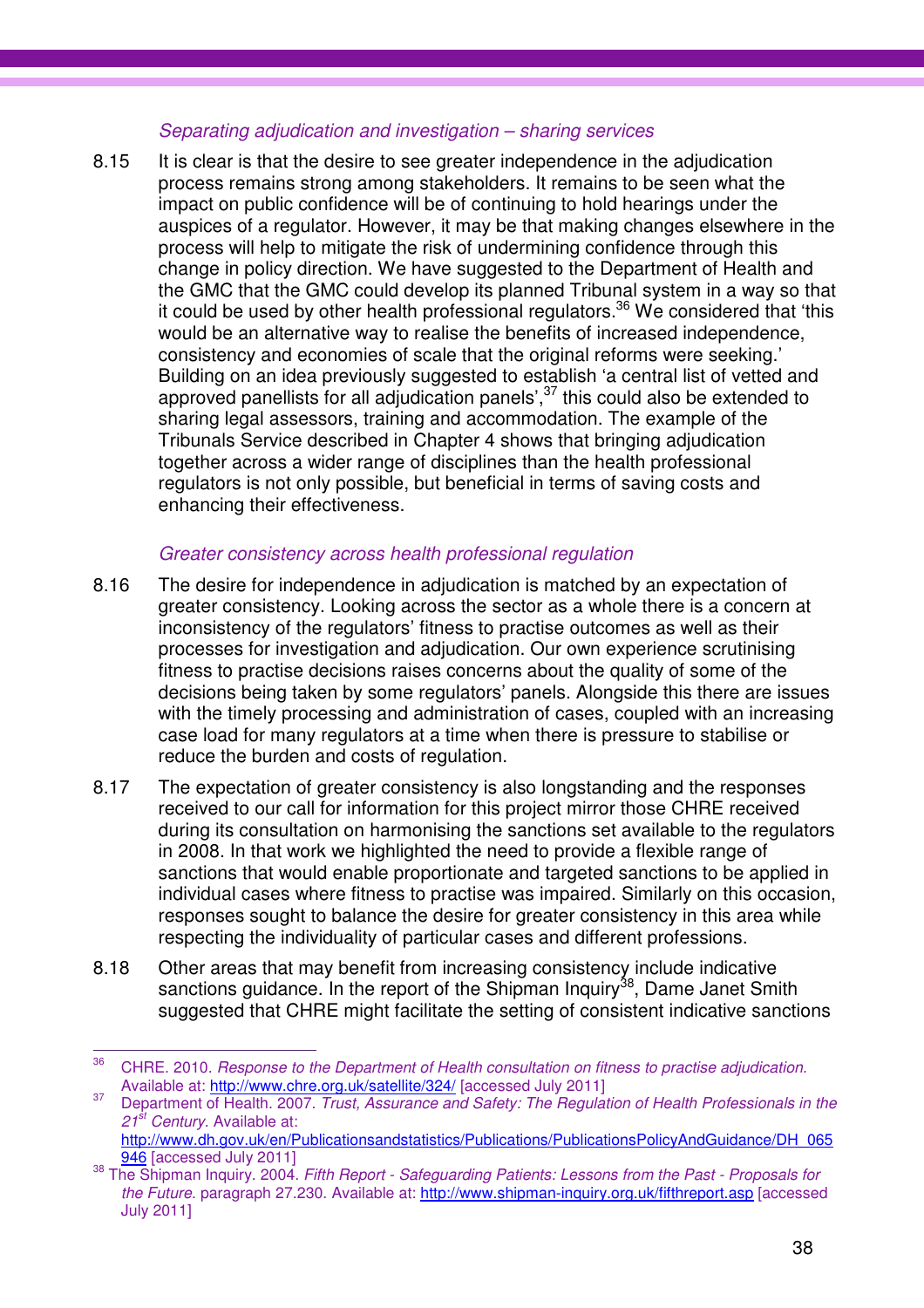### *Separating adjudication and investigation – sharing services*

8.15 It is clear is that the desire to see greater independence in the adjudication process remains strong among stakeholders. It remains to be seen what the impact on public confidence will be of continuing to hold hearings under the auspices of a regulator. However, it may be that making changes elsewhere in the process will help to mitigate the risk of undermining confidence through this change in policy direction. We have suggested to the Department of Health and the GMC that the GMC could develop its planned Tribunal system in a way so that it could be used by other health professional regulators.[36] We considered that 'this would be an alternative way to realise the benefits of increased independence, consistency and economies of scale that the original reforms were seeking.' Building on an idea previously suggested to establish 'a central list of vetted and approved panellists for all adjudication panels',[37] this could also be extended to sharing legal assessors, training and accommodation. The example of the Tribunals Service described in Chapter 4 shows that bringing adjudication together across a wider range of disciplines than the health professional regulators is not only possible, but beneficial in terms of saving costs and enhancing their effectiveness.

### *Greater consistency across health professional regulation*

8.16 The desire for independence in adjudication is matched by an expectation of greater consistency. Looking across the sector as a whole there is a concern at inconsistency of the regulators' fitness to practise outcomes as well as their processes for investigation and adjudication. Our own experience scrutinising fitness to practise decisions raises concerns about the quality of some of the decisions being taken by some regulators' panels. Alongside this there are issues with the timely processing and administration of cases, coupled with an increasing case load for many regulators at a time when there is pressure to stabilise or reduce the burden and costs of regulation.

8.17 The expectation of greater consistency is also longstanding and the responses received to our call for information for this project mirror those CHRE received during its consultation on harmonising the sanctions set available to the regulators in 2008. In that work we highlighted the need to provide a flexible range of sanctions that would enable proportionate and targeted sanctions to be applied in individual cases where fitness to practise was impaired. Similarly on this occasion, responses sought to balance the desire for greater consistency in this area while respecting the individuality of particular cases and different professions.

8.18 Other areas that may benefit from increasing consistency include indicative sanctions guidance. In the report of the Shipman Inquiry[38], Dame Janet Smith suggested that CHRE might facilitate the setting of consistent indicative sanctions

---

[36] CHRE. 2010. *Response to the Department of Health consultation on fitness to practise adjudication.* Available at: http://www.chre.org.uk/satellite/324/ [accessed July 2011]

[37] Department of Health. 2007. *Trust, Assurance and Safety: The Regulation of Health Professionals in the 21st Century.* Available at: http://www.dh.gov.uk/en/Publicationsandstatistics/Publications/PublicationsPolicyAndGuidance/DH_065946 [accessed July 2011]

[38] The Shipman Inquiry. 2004. *Fifth Report - Safeguarding Patients: Lessons from the Past - Proposals for the Future.* paragraph 27.230. Available at: http://www.shipman-inquiry.org.uk/fifthreport.asp [accessed July 2011]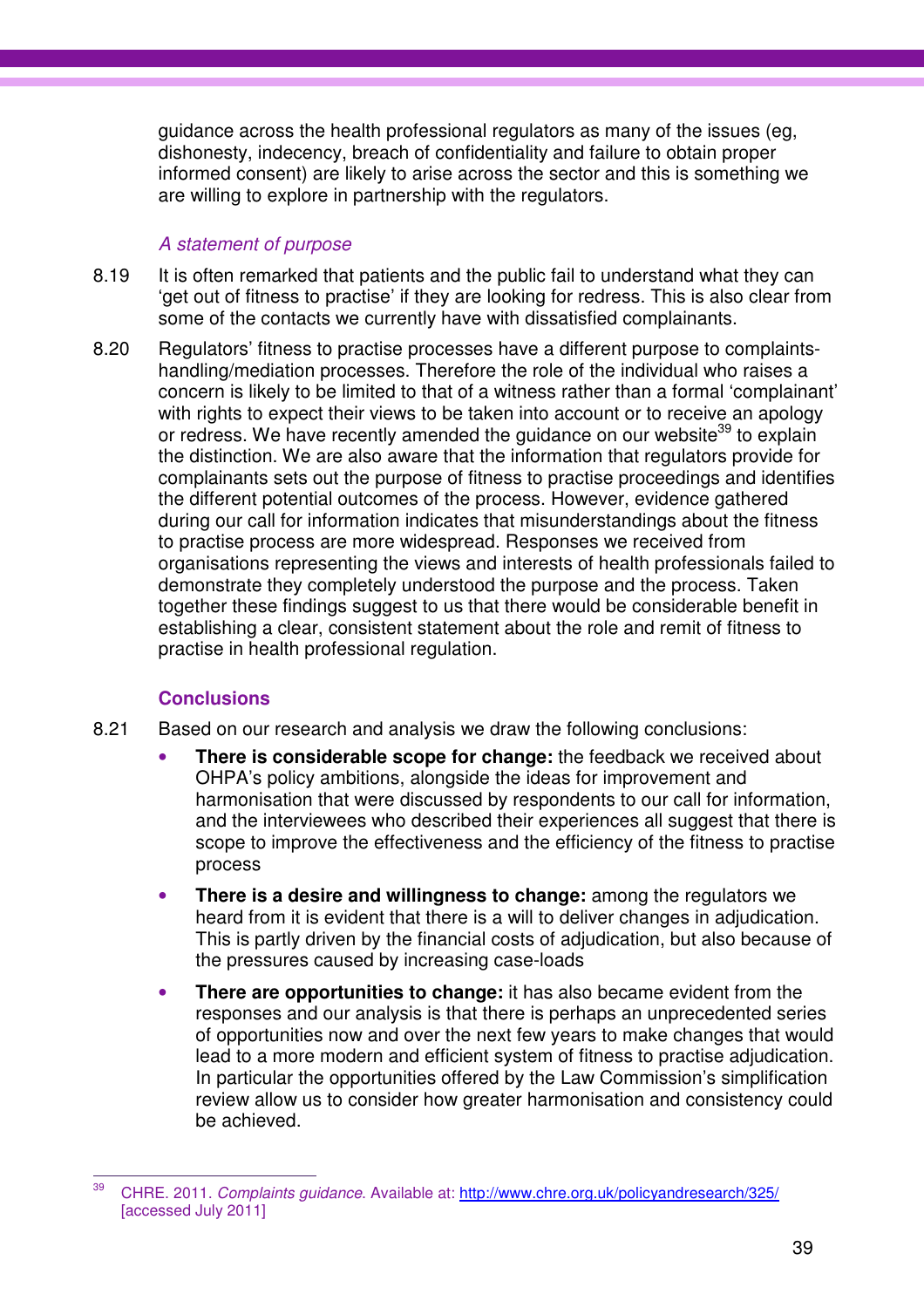guidance across the health professional regulators as many of the issues (eg, dishonesty, indecency, breach of confidentiality and failure to obtain proper informed consent) are likely to arise across the sector and this is something we are willing to explore in partnership with the regulators.

*A statement of purpose*

8.19 It is often remarked that patients and the public fail to understand what they can 'get out of fitness to practise' if they are looking for redress. This is also clear from some of the contacts we currently have with dissatisfied complainants.

8.20 Regulators' fitness to practise processes have a different purpose to complaints-handling/mediation processes. Therefore the role of the individual who raises a concern is likely to be limited to that of a witness rather than a formal 'complainant' with rights to expect their views to be taken into account or to receive an apology or redress. We have recently amended the guidance on our website[39] to explain the distinction. We are also aware that the information that regulators provide for complainants sets out the purpose of fitness to practise proceedings and identifies the different potential outcomes of the process. However, evidence gathered during our call for information indicates that misunderstandings about the fitness to practise process are more widespread. Responses we received from organisations representing the views and interests of health professionals failed to demonstrate they completely understood the purpose and the process. Taken together these findings suggest to us that there would be considerable benefit in establishing a clear, consistent statement about the role and remit of fitness to practise in health professional regulation.

### Conclusions

8.21 Based on our research and analysis we draw the following conclusions:

- **There is considerable scope for change:** the feedback we received about OHPA's policy ambitions, alongside the ideas for improvement and harmonisation that were discussed by respondents to our call for information, and the interviewees who described their experiences all suggest that there is scope to improve the effectiveness and the efficiency of the fitness to practise process
- **There is a desire and willingness to change:** among the regulators we heard from it is evident that there is a will to deliver changes in adjudication. This is partly driven by the financial costs of adjudication, but also because of the pressures caused by increasing case-loads
- **There are opportunities to change:** it has also became evident from the responses and our analysis is that there is perhaps an unprecedented series of opportunities now and over the next few years to make changes that would lead to a more modern and efficient system of fitness to practise adjudication. In particular the opportunities offered by the Law Commission's simplification review allow us to consider how greater harmonisation and consistency could be achieved.

---

[39] CHRE. 2011. *Complaints guidance*. Available at: http://www.chre.org.uk/policyandresearch/325/ [accessed July 2011]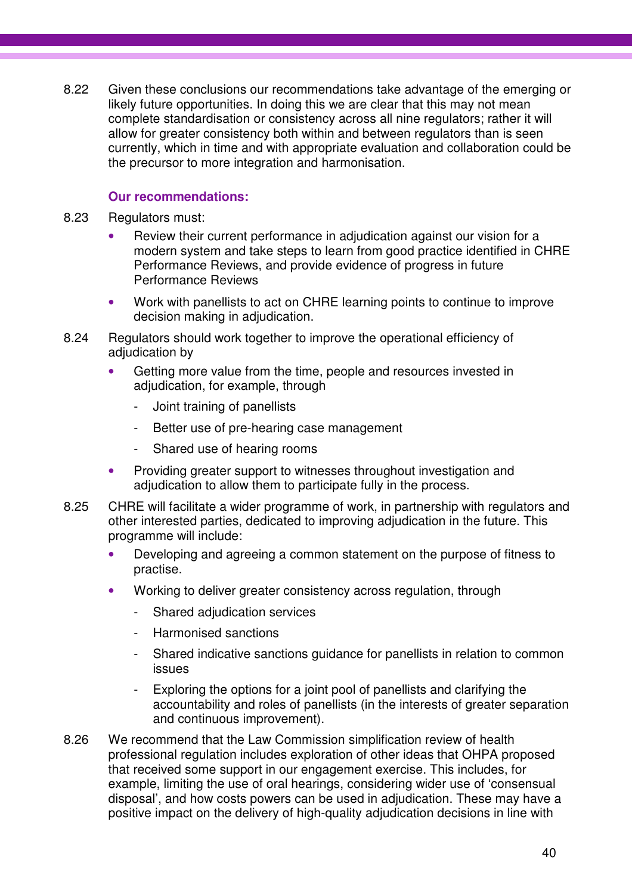8.22 Given these conclusions our recommendations take advantage of the emerging or likely future opportunities. In doing this we are clear that this may not mean complete standardisation or consistency across all nine regulators; rather it will allow for greater consistency both within and between regulators than is seen currently, which in time and with appropriate evaluation and collaboration could be the precursor to more integration and harmonisation.

### Our recommendations:

8.23 Regulators must:

- Review their current performance in adjudication against our vision for a modern system and take steps to learn from good practice identified in CHRE Performance Reviews, and provide evidence of progress in future Performance Reviews
- Work with panellists to act on CHRE learning points to continue to improve decision making in adjudication.

8.24 Regulators should work together to improve the operational efficiency of adjudication by

- Getting more value from the time, people and resources invested in adjudication, for example, through
  - Joint training of panellists
  - Better use of pre-hearing case management
  - Shared use of hearing rooms
- Providing greater support to witnesses throughout investigation and adjudication to allow them to participate fully in the process.

8.25 CHRE will facilitate a wider programme of work, in partnership with regulators and other interested parties, dedicated to improving adjudication in the future. This programme will include:

- Developing and agreeing a common statement on the purpose of fitness to practise.
- Working to deliver greater consistency across regulation, through
  - Shared adjudication services
  - Harmonised sanctions
  - Shared indicative sanctions guidance for panellists in relation to common issues
  - Exploring the options for a joint pool of panellists and clarifying the accountability and roles of panellists (in the interests of greater separation and continuous improvement).

8.26 We recommend that the Law Commission simplification review of health professional regulation includes exploration of other ideas that OHPA proposed that received some support in our engagement exercise. This includes, for example, limiting the use of oral hearings, considering wider use of 'consensual disposal', and how costs powers can be used in adjudication. These may have a positive impact on the delivery of high-quality adjudication decisions in line with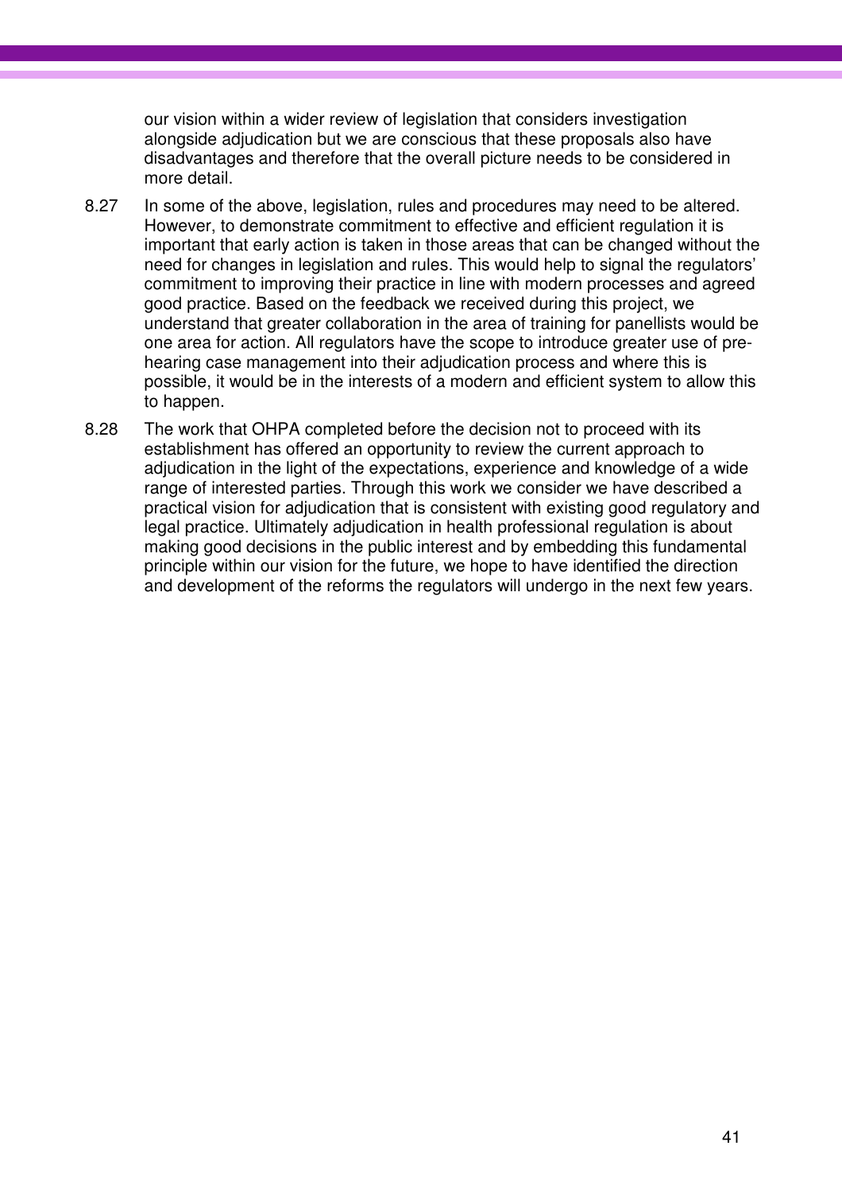our vision within a wider review of legislation that considers investigation alongside adjudication but we are conscious that these proposals also have disadvantages and therefore that the overall picture needs to be considered in more detail.

8.27 In some of the above, legislation, rules and procedures may need to be altered. However, to demonstrate commitment to effective and efficient regulation it is important that early action is taken in those areas that can be changed without the need for changes in legislation and rules. This would help to signal the regulators' commitment to improving their practice in line with modern processes and agreed good practice. Based on the feedback we received during this project, we understand that greater collaboration in the area of training for panellists would be one area for action. All regulators have the scope to introduce greater use of pre-hearing case management into their adjudication process and where this is possible, it would be in the interests of a modern and efficient system to allow this to happen.

8.28 The work that OHPA completed before the decision not to proceed with its establishment has offered an opportunity to review the current approach to adjudication in the light of the expectations, experience and knowledge of a wide range of interested parties. Through this work we consider we have described a practical vision for adjudication that is consistent with existing good regulatory and legal practice. Ultimately adjudication in health professional regulation is about making good decisions in the public interest and by embedding this fundamental principle within our vision for the future, we hope to have identified the direction and development of the reforms the regulators will undergo in the next few years.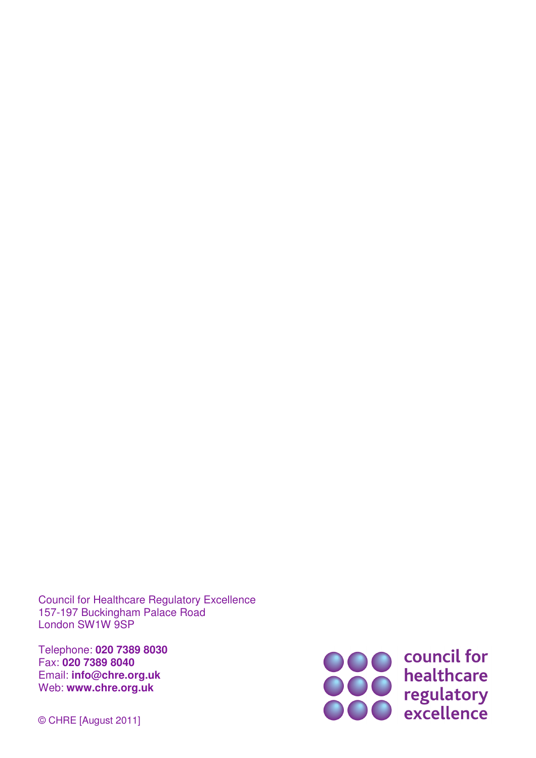Council for Healthcare Regulatory Excellence
157-197 Buckingham Palace Road
London SW1W 9SP

Telephone: **020 7389 8030**
Fax: **020 7389 8040**
Email: **info@chre.org.uk**
Web: **www.chre.org.uk**

© CHRE [August 2011]

council for
healthcare
regulatory
excellence